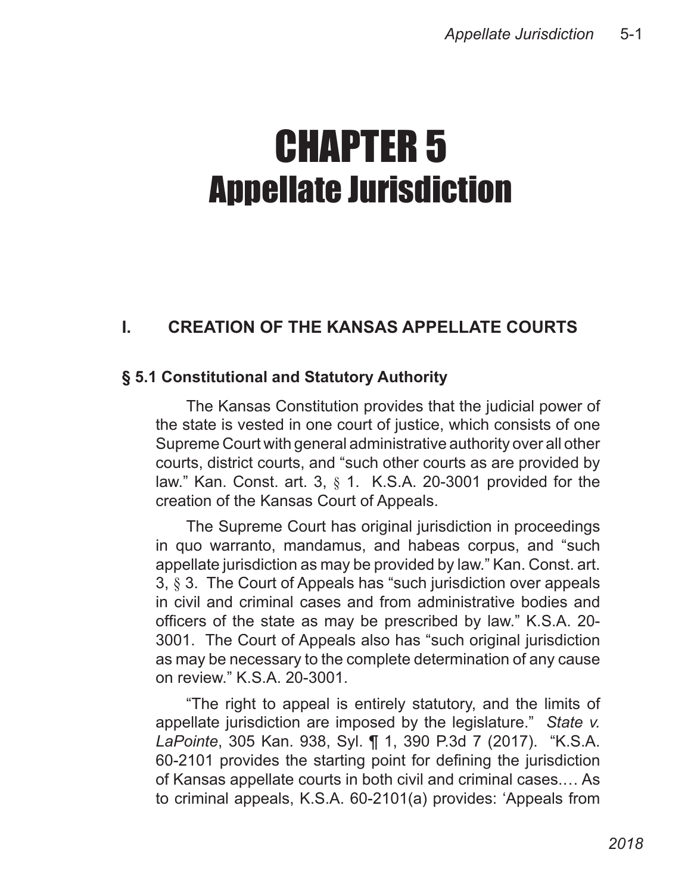# CHAPTER 5
# Appellate Jurisdiction

## I. CREATION OF THE KANSAS APPELLATE COURTS

### § 5.1 Constitutional and Statutory Authority

The Kansas Constitution provides that the judicial power of the state is vested in one court of justice, which consists of one Supreme Court with general administrative authority over all other courts, district courts, and "such other courts as are provided by law." Kan. Const. art. 3, § 1. K.S.A. 20-3001 provided for the creation of the Kansas Court of Appeals.

The Supreme Court has original jurisdiction in proceedings in quo warranto, mandamus, and habeas corpus, and "such appellate jurisdiction as may be provided by law." Kan. Const. art. 3, § 3. The Court of Appeals has "such jurisdiction over appeals in civil and criminal cases and from administrative bodies and officers of the state as may be prescribed by law." K.S.A. 20-3001. The Court of Appeals also has "such original jurisdiction as may be necessary to the complete determination of any cause on review." K.S.A. 20-3001.

"The right to appeal is entirely statutory, and the limits of appellate jurisdiction are imposed by the legislature." *State v. LaPointe*, 305 Kan. 938, Syl. ¶ 1, 390 P.3d 7 (2017). "K.S.A. 60-2101 provides the starting point for defining the jurisdiction of Kansas appellate courts in both civil and criminal cases.… As to criminal appeals, K.S.A. 60-2101(a) provides: 'Appeals from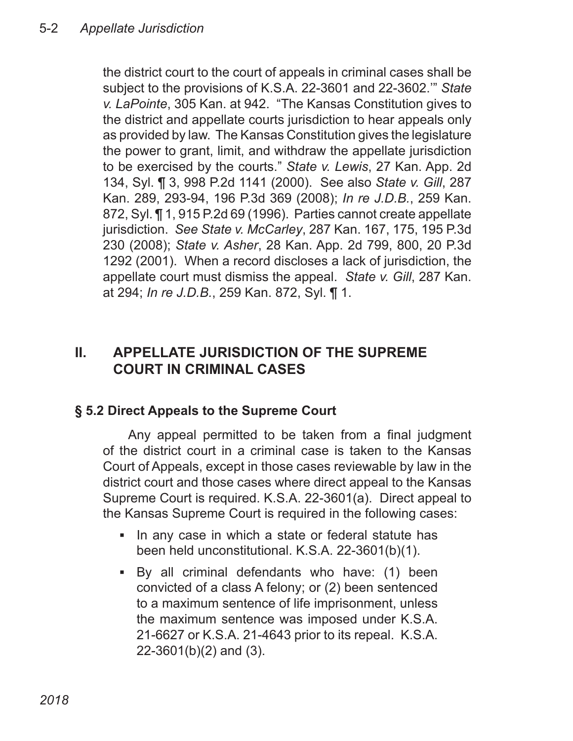the district court to the court of appeals in criminal cases shall be subject to the provisions of K.S.A. 22-3601 and 22-3602.'" *State v. LaPointe*, 305 Kan. at 942. "The Kansas Constitution gives to the district and appellate courts jurisdiction to hear appeals only as provided by law. The Kansas Constitution gives the legislature the power to grant, limit, and withdraw the appellate jurisdiction to be exercised by the courts." *State v. Lewis*, 27 Kan. App. 2d 134, Syl. ¶ 3, 998 P.2d 1141 (2000). See also *State v. Gill*, 287 Kan. 289, 293-94, 196 P.3d 369 (2008); *In re J.D.B.*, 259 Kan. 872, Syl. ¶ 1, 915 P.2d 69 (1996). Parties cannot create appellate jurisdiction. *See State v. McCarley*, 287 Kan. 167, 175, 195 P.3d 230 (2008); *State v. Asher*, 28 Kan. App. 2d 799, 800, 20 P.3d 1292 (2001). When a record discloses a lack of jurisdiction, the appellate court must dismiss the appeal. *State v. Gill*, 287 Kan. at 294; *In re J.D.B.*, 259 Kan. 872, Syl. ¶ 1.

## II. APPELLATE JURISDICTION OF THE SUPREME COURT IN CRIMINAL CASES

### § 5.2 Direct Appeals to the Supreme Court

Any appeal permitted to be taken from a final judgment of the district court in a criminal case is taken to the Kansas Court of Appeals, except in those cases reviewable by law in the district court and those cases where direct appeal to the Kansas Supreme Court is required. K.S.A. 22-3601(a). Direct appeal to the Kansas Supreme Court is required in the following cases:

- In any case in which a state or federal statute has been held unconstitutional. K.S.A. 22-3601(b)(1).
- By all criminal defendants who have: (1) been convicted of a class A felony; or (2) been sentenced to a maximum sentence of life imprisonment, unless the maximum sentence was imposed under K.S.A. 21-6627 or K.S.A. 21-4643 prior to its repeal. K.S.A. 22-3601(b)(2) and (3).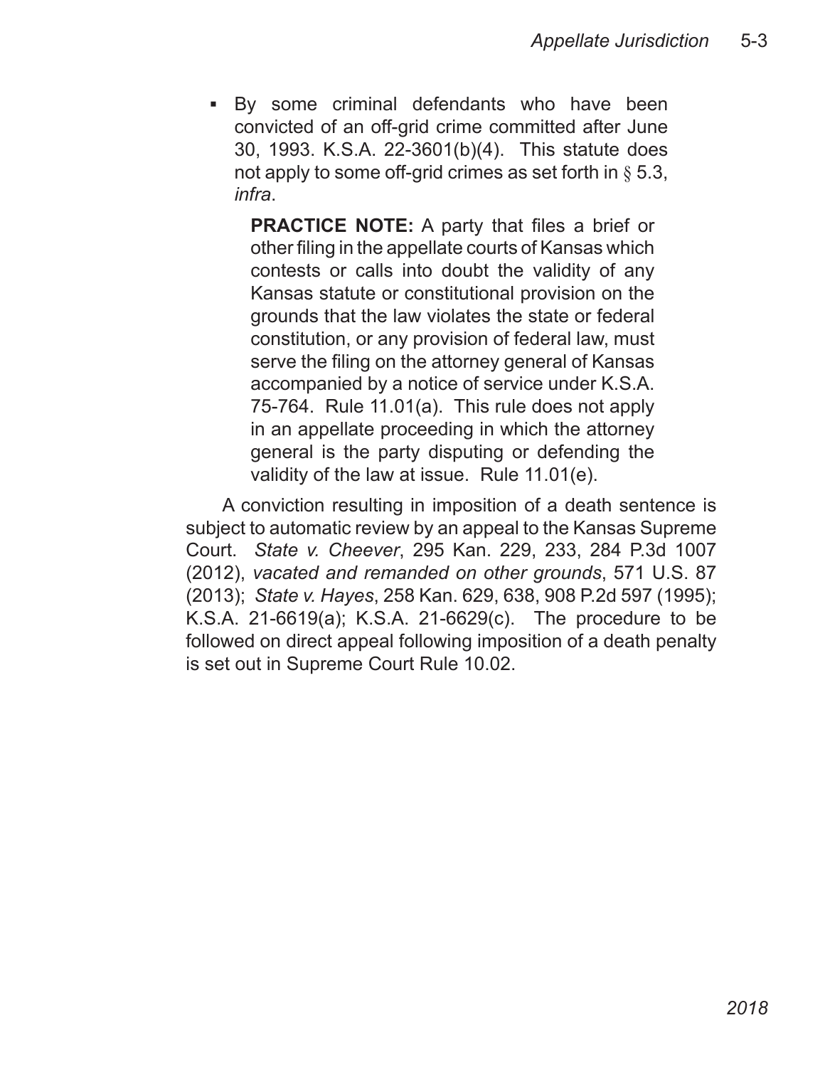- By some criminal defendants who have been convicted of an off-grid crime committed after June 30, 1993. K.S.A. 22-3601(b)(4). This statute does not apply to some off-grid crimes as set forth in § 5.3, *infra*.

  > **PRACTICE NOTE:** A party that files a brief or other filing in the appellate courts of Kansas which contests or calls into doubt the validity of any Kansas statute or constitutional provision on the grounds that the law violates the state or federal constitution, or any provision of federal law, must serve the filing on the attorney general of Kansas accompanied by a notice of service under K.S.A. 75-764. Rule 11.01(a). This rule does not apply in an appellate proceeding in which the attorney general is the party disputing or defending the validity of the law at issue. Rule 11.01(e).

A conviction resulting in imposition of a death sentence is subject to automatic review by an appeal to the Kansas Supreme Court. *State v. Cheever*, 295 Kan. 229, 233, 284 P.3d 1007 (2012), *vacated and remanded on other grounds*, 571 U.S. 87 (2013); *State v. Hayes*, 258 Kan. 629, 638, 908 P.2d 597 (1995); K.S.A. 21-6619(a); K.S.A. 21-6629(c). The procedure to be followed on direct appeal following imposition of a death penalty is set out in Supreme Court Rule 10.02.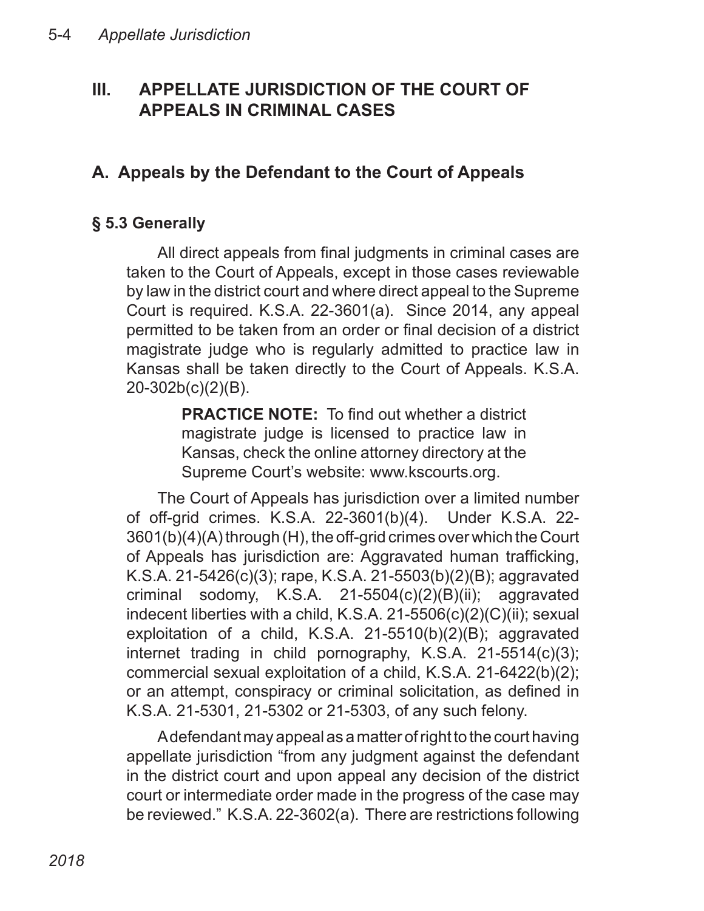## III. APPELLATE JURISDICTION OF THE COURT OF APPEALS IN CRIMINAL CASES

### A. Appeals by the Defendant to the Court of Appeals

#### § 5.3 Generally

All direct appeals from final judgments in criminal cases are taken to the Court of Appeals, except in those cases reviewable by law in the district court and where direct appeal to the Supreme Court is required. K.S.A. 22-3601(a). Since 2014, any appeal permitted to be taken from an order or final decision of a district magistrate judge who is regularly admitted to practice law in Kansas shall be taken directly to the Court of Appeals. K.S.A. 20-302b(c)(2)(B).

> **PRACTICE NOTE:** To find out whether a district magistrate judge is licensed to practice law in Kansas, check the online attorney directory at the Supreme Court's website: www.kscourts.org.

The Court of Appeals has jurisdiction over a limited number of off-grid crimes. K.S.A. 22-3601(b)(4). Under K.S.A. 22-3601(b)(4)(A) through (H), the off-grid crimes over which the Court of Appeals has jurisdiction are: Aggravated human trafficking, K.S.A. 21-5426(c)(3); rape, K.S.A. 21-5503(b)(2)(B); aggravated criminal sodomy, K.S.A. 21-5504(c)(2)(B)(ii); aggravated indecent liberties with a child, K.S.A. 21-5506(c)(2)(C)(ii); sexual exploitation of a child, K.S.A. 21-5510(b)(2)(B); aggravated internet trading in child pornography, K.S.A. 21-5514(c)(3); commercial sexual exploitation of a child, K.S.A. 21-6422(b)(2); or an attempt, conspiracy or criminal solicitation, as defined in K.S.A. 21-5301, 21-5302 or 21-5303, of any such felony.

A defendant may appeal as a matter of right to the court having appellate jurisdiction "from any judgment against the defendant in the district court and upon appeal any decision of the district court or intermediate order made in the progress of the case may be reviewed." K.S.A. 22-3602(a). There are restrictions following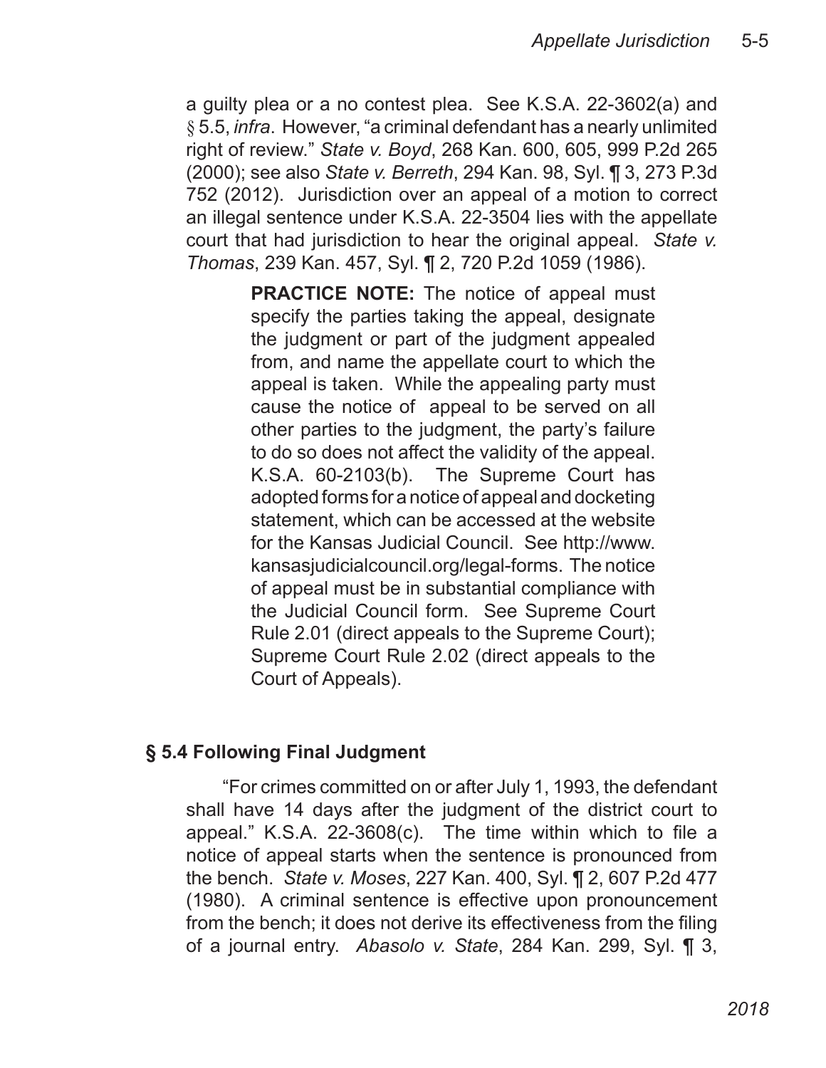a guilty plea or a no contest plea. See K.S.A. 22-3602(a) and § 5.5, *infra*. However, "a criminal defendant has a nearly unlimited right of review." *State v. Boyd*, 268 Kan. 600, 605, 999 P.2d 265 (2000); see also *State v. Berreth*, 294 Kan. 98, Syl. ¶ 3, 273 P.3d 752 (2012). Jurisdiction over an appeal of a motion to correct an illegal sentence under K.S.A. 22-3504 lies with the appellate court that had jurisdiction to hear the original appeal. *State v. Thomas*, 239 Kan. 457, Syl. ¶ 2, 720 P.2d 1059 (1986).

> **PRACTICE NOTE:** The notice of appeal must specify the parties taking the appeal, designate the judgment or part of the judgment appealed from, and name the appellate court to which the appeal is taken. While the appealing party must cause the notice of appeal to be served on all other parties to the judgment, the party's failure to do so does not affect the validity of the appeal. K.S.A. 60-2103(b). The Supreme Court has adopted forms for a notice of appeal and docketing statement, which can be accessed at the website for the Kansas Judicial Council. See http://www.kansasjudicialcouncil.org/legal-forms. The notice of appeal must be in substantial compliance with the Judicial Council form. See Supreme Court Rule 2.01 (direct appeals to the Supreme Court); Supreme Court Rule 2.02 (direct appeals to the Court of Appeals).

## § 5.4 Following Final Judgment

"For crimes committed on or after July 1, 1993, the defendant shall have 14 days after the judgment of the district court to appeal." K.S.A. 22-3608(c). The time within which to file a notice of appeal starts when the sentence is pronounced from the bench. *State v. Moses*, 227 Kan. 400, Syl. ¶ 2, 607 P.2d 477 (1980). A criminal sentence is effective upon pronouncement from the bench; it does not derive its effectiveness from the filing of a journal entry. *Abasolo v. State*, 284 Kan. 299, Syl. ¶ 3,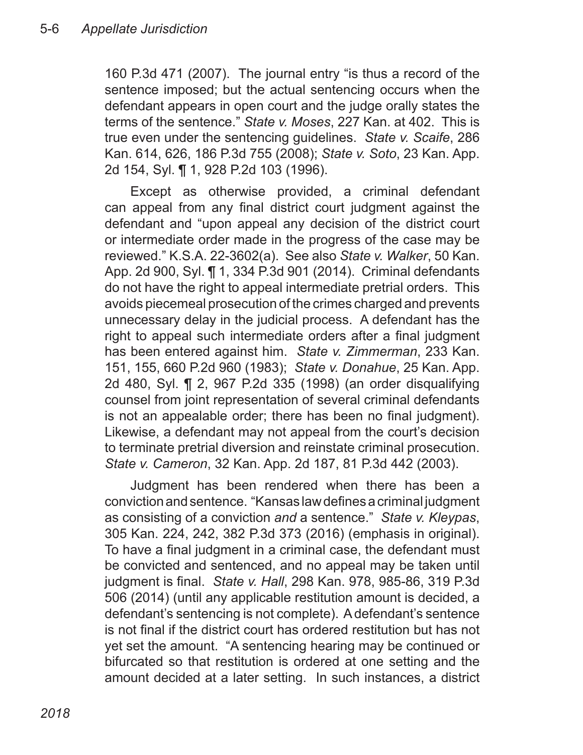160 P.3d 471 (2007). The journal entry "is thus a record of the sentence imposed; but the actual sentencing occurs when the defendant appears in open court and the judge orally states the terms of the sentence." *State v. Moses*, 227 Kan. at 402. This is true even under the sentencing guidelines. *State v. Scaife*, 286 Kan. 614, 626, 186 P.3d 755 (2008); *State v. Soto*, 23 Kan. App. 2d 154, Syl. ¶ 1, 928 P.2d 103 (1996).

Except as otherwise provided, a criminal defendant can appeal from any final district court judgment against the defendant and "upon appeal any decision of the district court or intermediate order made in the progress of the case may be reviewed." K.S.A. 22-3602(a). See also *State v. Walker*, 50 Kan. App. 2d 900, Syl. ¶ 1, 334 P.3d 901 (2014). Criminal defendants do not have the right to appeal intermediate pretrial orders. This avoids piecemeal prosecution of the crimes charged and prevents unnecessary delay in the judicial process. A defendant has the right to appeal such intermediate orders after a final judgment has been entered against him. *State v. Zimmerman*, 233 Kan. 151, 155, 660 P.2d 960 (1983); *State v. Donahue*, 25 Kan. App. 2d 480, Syl. ¶ 2, 967 P.2d 335 (1998) (an order disqualifying counsel from joint representation of several criminal defendants is not an appealable order; there has been no final judgment). Likewise, a defendant may not appeal from the court's decision to terminate pretrial diversion and reinstate criminal prosecution. *State v. Cameron*, 32 Kan. App. 2d 187, 81 P.3d 442 (2003).

Judgment has been rendered when there has been a conviction and sentence. "Kansas law defines a criminal judgment as consisting of a conviction *and* a sentence." *State v. Kleypas*, 305 Kan. 224, 242, 382 P.3d 373 (2016) (emphasis in original). To have a final judgment in a criminal case, the defendant must be convicted and sentenced, and no appeal may be taken until judgment is final. *State v. Hall*, 298 Kan. 978, 985-86, 319 P.3d 506 (2014) (until any applicable restitution amount is decided, a defendant's sentencing is not complete). A defendant's sentence is not final if the district court has ordered restitution but has not yet set the amount. "A sentencing hearing may be continued or bifurcated so that restitution is ordered at one setting and the amount decided at a later setting. In such instances, a district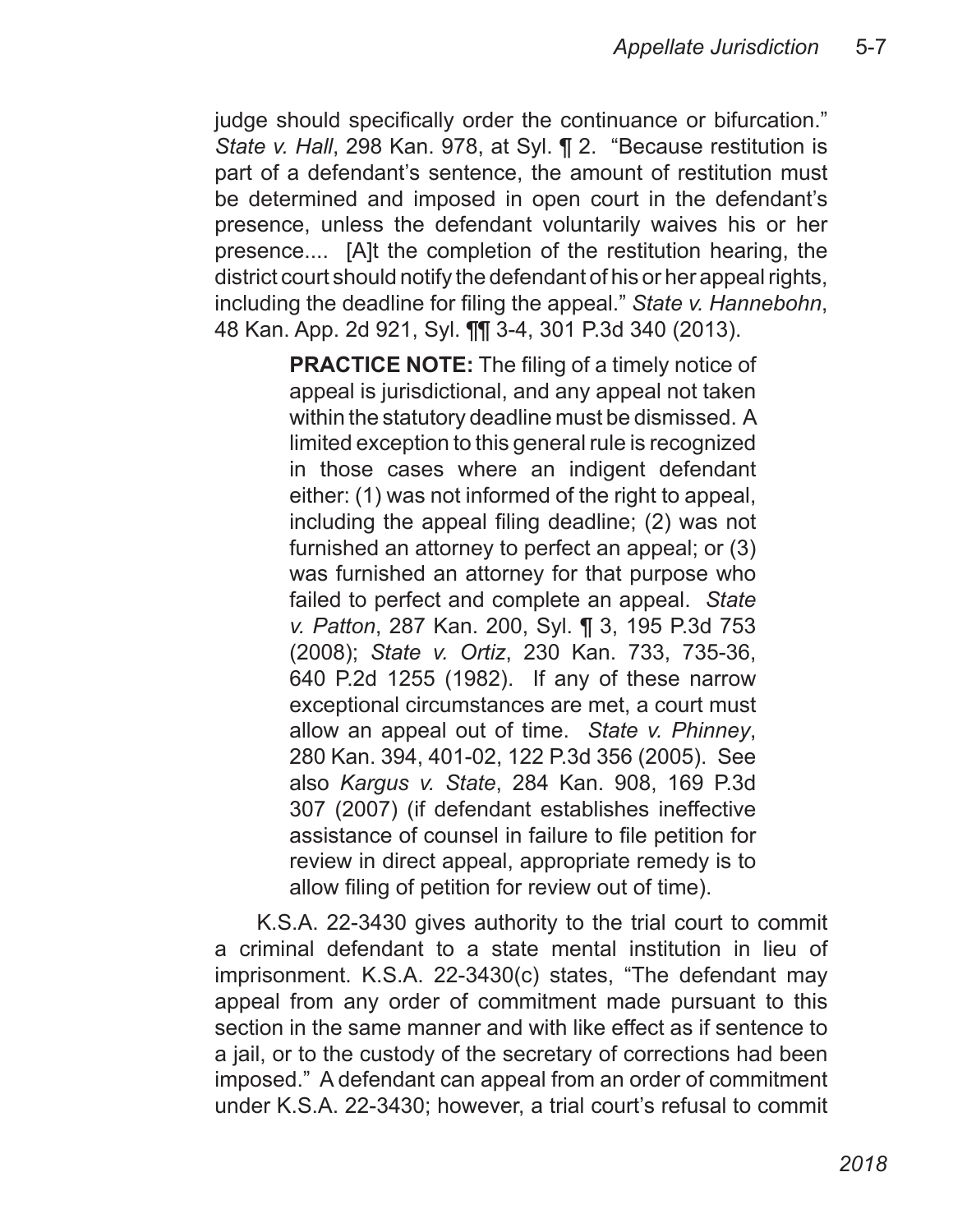judge should specifically order the continuance or bifurcation." *State v. Hall*, 298 Kan. 978, at Syl. ¶ 2. "Because restitution is part of a defendant's sentence, the amount of restitution must be determined and imposed in open court in the defendant's presence, unless the defendant voluntarily waives his or her presence.... [A]t the completion of the restitution hearing, the district court should notify the defendant of his or her appeal rights, including the deadline for filing the appeal." *State v. Hannebohn*, 48 Kan. App. 2d 921, Syl. ¶¶ 3-4, 301 P.3d 340 (2013).

> **PRACTICE NOTE:** The filing of a timely notice of appeal is jurisdictional, and any appeal not taken within the statutory deadline must be dismissed. A limited exception to this general rule is recognized in those cases where an indigent defendant either: (1) was not informed of the right to appeal, including the appeal filing deadline; (2) was not furnished an attorney to perfect an appeal; or (3) was furnished an attorney for that purpose who failed to perfect and complete an appeal. *State v. Patton*, 287 Kan. 200, Syl. ¶ 3, 195 P.3d 753 (2008); *State v. Ortiz*, 230 Kan. 733, 735-36, 640 P.2d 1255 (1982). If any of these narrow exceptional circumstances are met, a court must allow an appeal out of time. *State v. Phinney*, 280 Kan. 394, 401-02, 122 P.3d 356 (2005). See also *Kargus v. State*, 284 Kan. 908, 169 P.3d 307 (2007) (if defendant establishes ineffective assistance of counsel in failure to file petition for review in direct appeal, appropriate remedy is to allow filing of petition for review out of time).

K.S.A. 22-3430 gives authority to the trial court to commit a criminal defendant to a state mental institution in lieu of imprisonment. K.S.A. 22-3430(c) states, "The defendant may appeal from any order of commitment made pursuant to this section in the same manner and with like effect as if sentence to a jail, or to the custody of the secretary of corrections had been imposed." A defendant can appeal from an order of commitment under K.S.A. 22-3430; however, a trial court's refusal to commit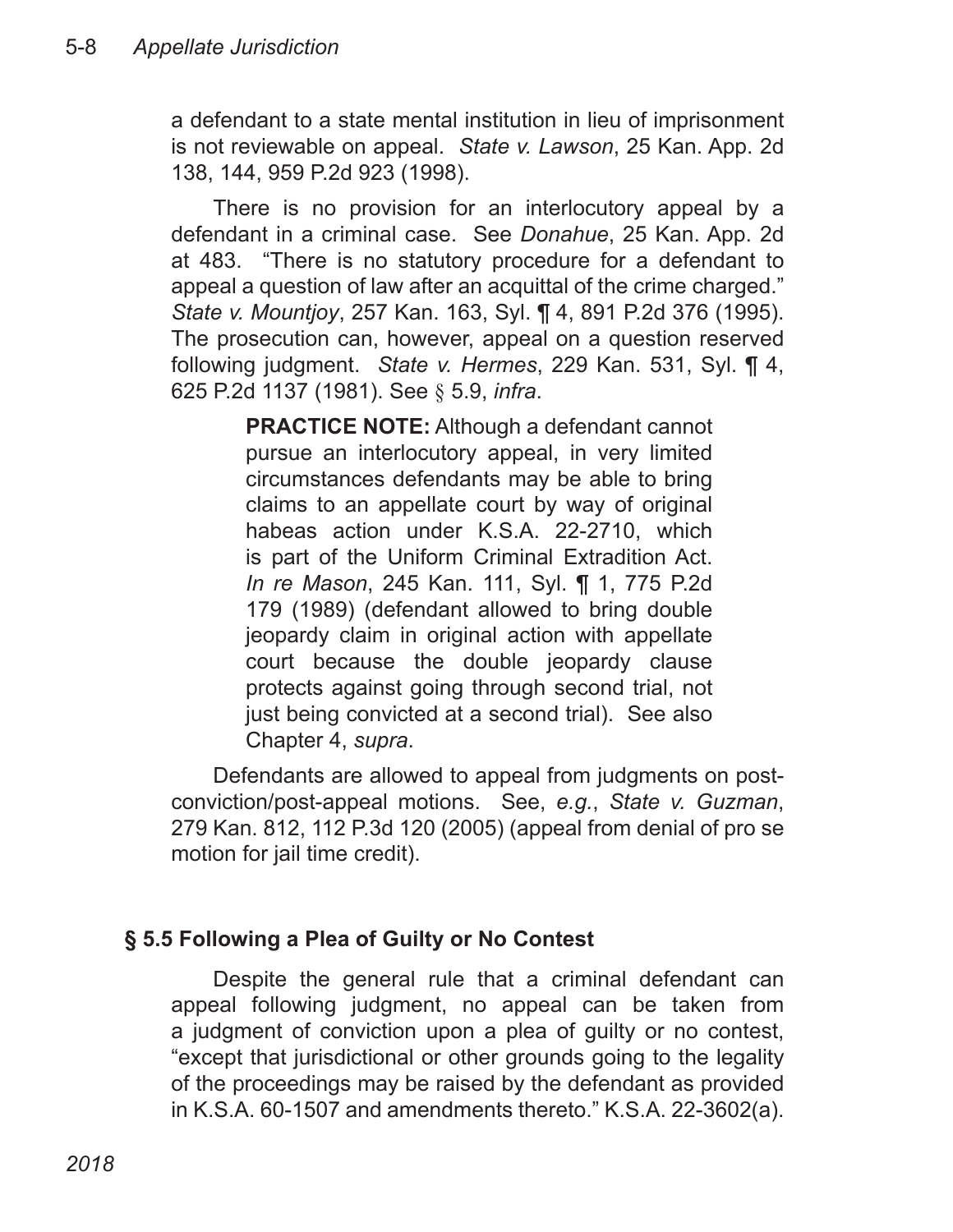a defendant to a state mental institution in lieu of imprisonment is not reviewable on appeal. *State v. Lawson*, 25 Kan. App. 2d 138, 144, 959 P.2d 923 (1998).

There is no provision for an interlocutory appeal by a defendant in a criminal case. See *Donahue*, 25 Kan. App. 2d at 483. "There is no statutory procedure for a defendant to appeal a question of law after an acquittal of the crime charged." *State v. Mountjoy*, 257 Kan. 163, Syl. ¶ 4, 891 P.2d 376 (1995). The prosecution can, however, appeal on a question reserved following judgment. *State v. Hermes*, 229 Kan. 531, Syl. ¶ 4, 625 P.2d 1137 (1981). See § 5.9, *infra*.

> **PRACTICE NOTE:** Although a defendant cannot pursue an interlocutory appeal, in very limited circumstances defendants may be able to bring claims to an appellate court by way of original habeas action under K.S.A. 22-2710, which is part of the Uniform Criminal Extradition Act. *In re Mason*, 245 Kan. 111, Syl. ¶ 1, 775 P.2d 179 (1989) (defendant allowed to bring double jeopardy claim in original action with appellate court because the double jeopardy clause protects against going through second trial, not just being convicted at a second trial). See also Chapter 4, *supra*.

Defendants are allowed to appeal from judgments on post-conviction/post-appeal motions. See, *e.g.*, *State v. Guzman*, 279 Kan. 812, 112 P.3d 120 (2005) (appeal from denial of pro se motion for jail time credit).

## § 5.5 Following a Plea of Guilty or No Contest

Despite the general rule that a criminal defendant can appeal following judgment, no appeal can be taken from a judgment of conviction upon a plea of guilty or no contest, "except that jurisdictional or other grounds going to the legality of the proceedings may be raised by the defendant as provided in K.S.A. 60-1507 and amendments thereto." K.S.A. 22-3602(a).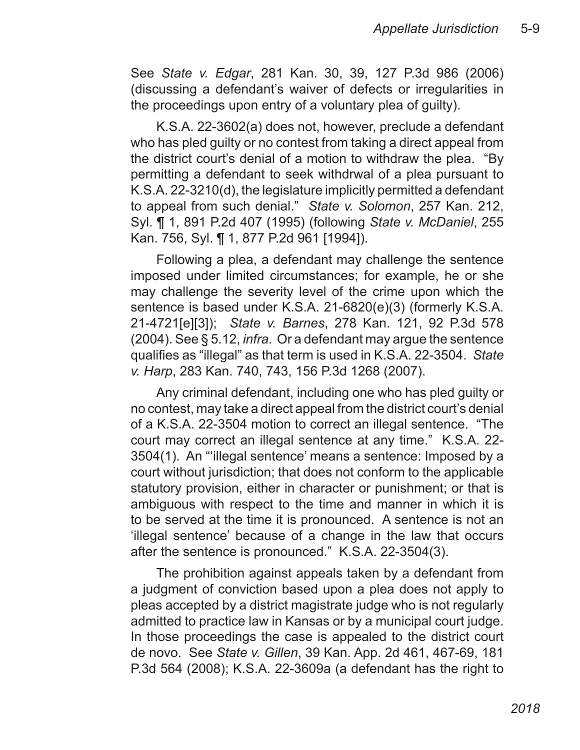See *State v. Edgar*, 281 Kan. 30, 39, 127 P.3d 986 (2006) (discussing a defendant's waiver of defects or irregularities in the proceedings upon entry of a voluntary plea of guilty).

K.S.A. 22-3602(a) does not, however, preclude a defendant who has pled guilty or no contest from taking a direct appeal from the district court's denial of a motion to withdraw the plea. "By permitting a defendant to seek withdrwal of a plea pursuant to K.S.A. 22-3210(d), the legislature implicitly permitted a defendant to appeal from such denial." *State v. Solomon*, 257 Kan. 212, Syl. ¶ 1, 891 P.2d 407 (1995) (following *State v. McDaniel*, 255 Kan. 756, Syl. ¶ 1, 877 P.2d 961 [1994]).

Following a plea, a defendant may challenge the sentence imposed under limited circumstances; for example, he or she may challenge the severity level of the crime upon which the sentence is based under K.S.A. 21-6820(e)(3) (formerly K.S.A. 21-4721[e][3]); *State v. Barnes*, 278 Kan. 121, 92 P.3d 578 (2004). See § 5.12, *infra*. Or a defendant may argue the sentence qualifies as "illegal" as that term is used in K.S.A. 22-3504. *State v. Harp*, 283 Kan. 740, 743, 156 P.3d 1268 (2007).

Any criminal defendant, including one who has pled guilty or no contest, may take a direct appeal from the district court's denial of a K.S.A. 22-3504 motion to correct an illegal sentence. "The court may correct an illegal sentence at any time." K.S.A. 22-3504(1). An "'illegal sentence' means a sentence: Imposed by a court without jurisdiction; that does not conform to the applicable statutory provision, either in character or punishment; or that is ambiguous with respect to the time and manner in which it is to be served at the time it is pronounced. A sentence is not an 'illegal sentence' because of a change in the law that occurs after the sentence is pronounced." K.S.A. 22-3504(3).

The prohibition against appeals taken by a defendant from a judgment of conviction based upon a plea does not apply to pleas accepted by a district magistrate judge who is not regularly admitted to practice law in Kansas or by a municipal court judge. In those proceedings the case is appealed to the district court de novo. See *State v. Gillen*, 39 Kan. App. 2d 461, 467-69, 181 P.3d 564 (2008); K.S.A. 22-3609a (a defendant has the right to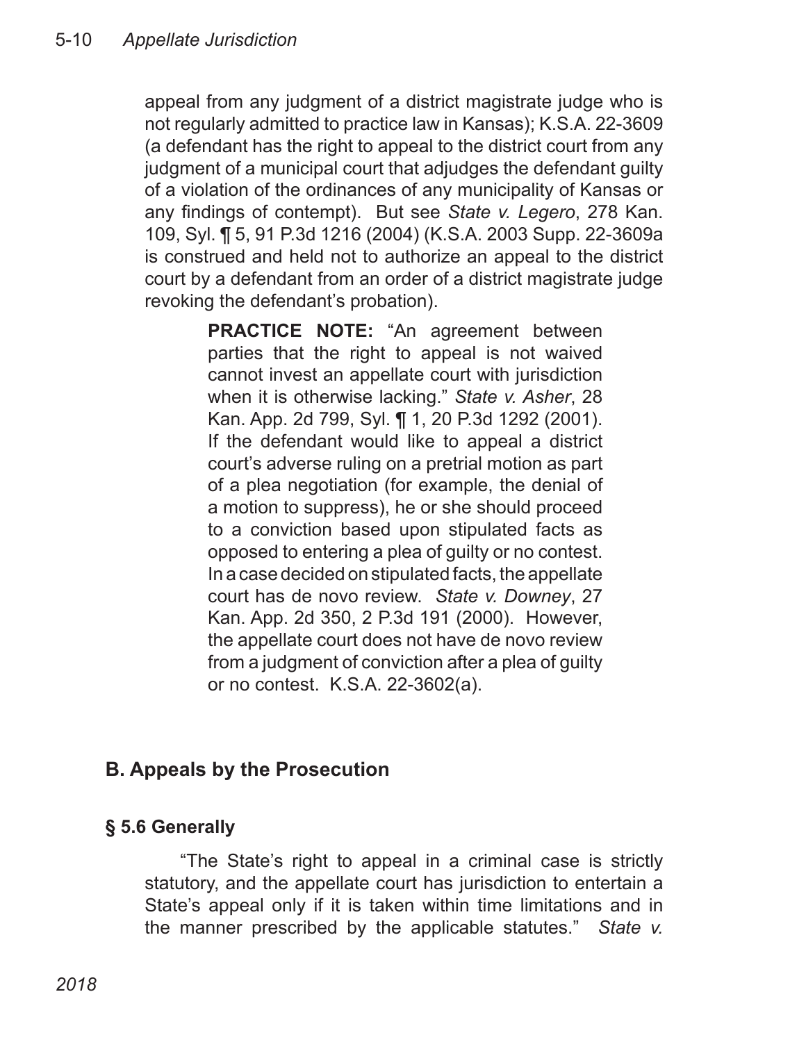appeal from any judgment of a district magistrate judge who is not regularly admitted to practice law in Kansas); K.S.A. 22-3609 (a defendant has the right to appeal to the district court from any judgment of a municipal court that adjudges the defendant guilty of a violation of the ordinances of any municipality of Kansas or any findings of contempt). But see *State v. Legero*, 278 Kan. 109, Syl. ¶ 5, 91 P.3d 1216 (2004) (K.S.A. 2003 Supp. 22-3609a is construed and held not to authorize an appeal to the district court by a defendant from an order of a district magistrate judge revoking the defendant's probation).

> **PRACTICE NOTE:** "An agreement between parties that the right to appeal is not waived cannot invest an appellate court with jurisdiction when it is otherwise lacking." *State v. Asher*, 28 Kan. App. 2d 799, Syl. ¶ 1, 20 P.3d 1292 (2001). If the defendant would like to appeal a district court's adverse ruling on a pretrial motion as part of a plea negotiation (for example, the denial of a motion to suppress), he or she should proceed to a conviction based upon stipulated facts as opposed to entering a plea of guilty or no contest. In a case decided on stipulated facts, the appellate court has de novo review. *State v. Downey*, 27 Kan. App. 2d 350, 2 P.3d 191 (2000). However, the appellate court does not have de novo review from a judgment of conviction after a plea of guilty or no contest. K.S.A. 22-3602(a).

## B. Appeals by the Prosecution

### § 5.6 Generally

"The State's right to appeal in a criminal case is strictly statutory, and the appellate court has jurisdiction to entertain a State's appeal only if it is taken within time limitations and in the manner prescribed by the applicable statutes." *State v.*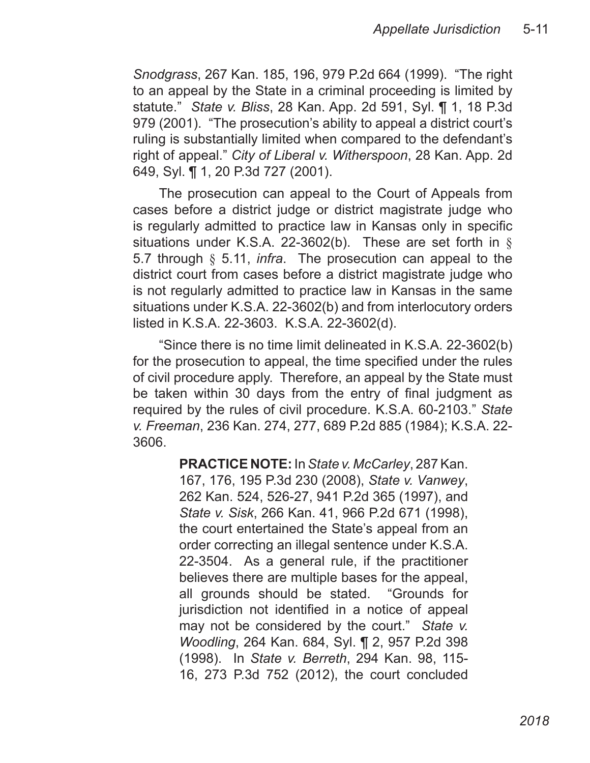*Snodgrass*, 267 Kan. 185, 196, 979 P.2d 664 (1999). "The right to an appeal by the State in a criminal proceeding is limited by statute." *State v. Bliss*, 28 Kan. App. 2d 591, Syl. ¶ 1, 18 P.3d 979 (2001). "The prosecution's ability to appeal a district court's ruling is substantially limited when compared to the defendant's right of appeal." *City of Liberal v. Witherspoon*, 28 Kan. App. 2d 649, Syl. ¶ 1, 20 P.3d 727 (2001).

The prosecution can appeal to the Court of Appeals from cases before a district judge or district magistrate judge who is regularly admitted to practice law in Kansas only in specific situations under K.S.A. 22-3602(b). These are set forth in § 5.7 through § 5.11, *infra*. The prosecution can appeal to the district court from cases before a district magistrate judge who is not regularly admitted to practice law in Kansas in the same situations under K.S.A. 22-3602(b) and from interlocutory orders listed in K.S.A. 22-3603. K.S.A. 22-3602(d).

"Since there is no time limit delineated in K.S.A. 22-3602(b) for the prosecution to appeal, the time specified under the rules of civil procedure apply. Therefore, an appeal by the State must be taken within 30 days from the entry of final judgment as required by the rules of civil procedure. K.S.A. 60-2103." *State v. Freeman*, 236 Kan. 274, 277, 689 P.2d 885 (1984); K.S.A. 22-3606.

> **PRACTICE NOTE:** In *State v. McCarley*, 287 Kan. 167, 176, 195 P.3d 230 (2008), *State v. Vanwey*, 262 Kan. 524, 526-27, 941 P.2d 365 (1997), and *State v. Sisk*, 266 Kan. 41, 966 P.2d 671 (1998), the court entertained the State's appeal from an order correcting an illegal sentence under K.S.A. 22-3504. As a general rule, if the practitioner believes there are multiple bases for the appeal, all grounds should be stated. "Grounds for jurisdiction not identified in a notice of appeal may not be considered by the court." *State v. Woodling*, 264 Kan. 684, Syl. ¶ 2, 957 P.2d 398 (1998). In *State v. Berreth*, 294 Kan. 98, 115-16, 273 P.3d 752 (2012), the court concluded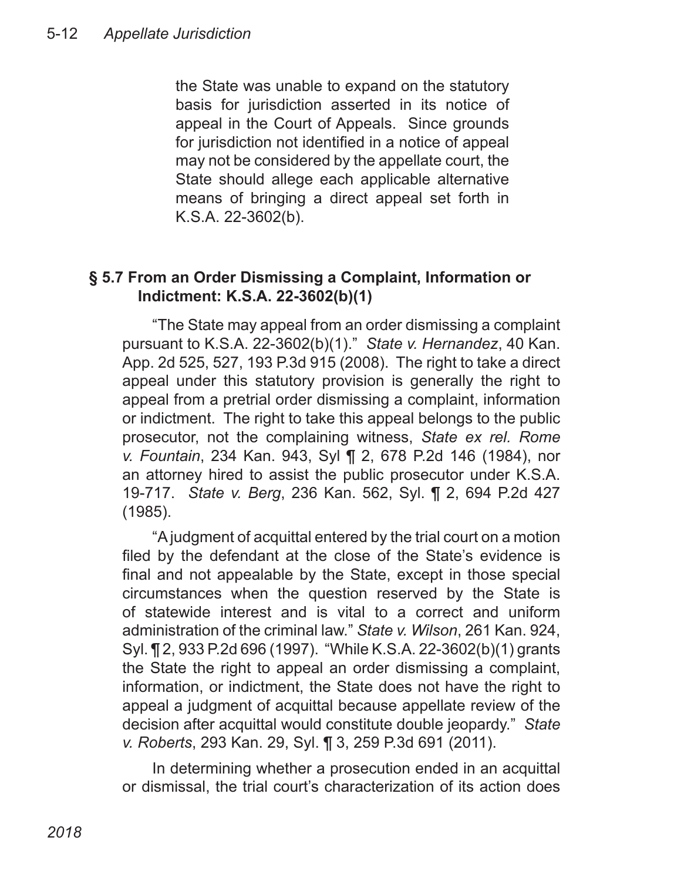the State was unable to expand on the statutory basis for jurisdiction asserted in its notice of appeal in the Court of Appeals. Since grounds for jurisdiction not identified in a notice of appeal may not be considered by the appellate court, the State should allege each applicable alternative means of bringing a direct appeal set forth in K.S.A. 22-3602(b).

## § 5.7 From an Order Dismissing a Complaint, Information or Indictment: K.S.A. 22-3602(b)(1)

"The State may appeal from an order dismissing a complaint pursuant to K.S.A. 22-3602(b)(1)." *State v. Hernandez*, 40 Kan. App. 2d 525, 527, 193 P.3d 915 (2008). The right to take a direct appeal under this statutory provision is generally the right to appeal from a pretrial order dismissing a complaint, information or indictment. The right to take this appeal belongs to the public prosecutor, not the complaining witness, *State ex rel. Rome v. Fountain*, 234 Kan. 943, Syl ¶ 2, 678 P.2d 146 (1984), nor an attorney hired to assist the public prosecutor under K.S.A. 19-717. *State v. Berg*, 236 Kan. 562, Syl. ¶ 2, 694 P.2d 427 (1985).

"A judgment of acquittal entered by the trial court on a motion filed by the defendant at the close of the State's evidence is final and not appealable by the State, except in those special circumstances when the question reserved by the State is of statewide interest and is vital to a correct and uniform administration of the criminal law." *State v. Wilson*, 261 Kan. 924, Syl. ¶ 2, 933 P.2d 696 (1997). "While K.S.A. 22-3602(b)(1) grants the State the right to appeal an order dismissing a complaint, information, or indictment, the State does not have the right to appeal a judgment of acquittal because appellate review of the decision after acquittal would constitute double jeopardy." *State v. Roberts*, 293 Kan. 29, Syl. ¶ 3, 259 P.3d 691 (2011).

In determining whether a prosecution ended in an acquittal or dismissal, the trial court's characterization of its action does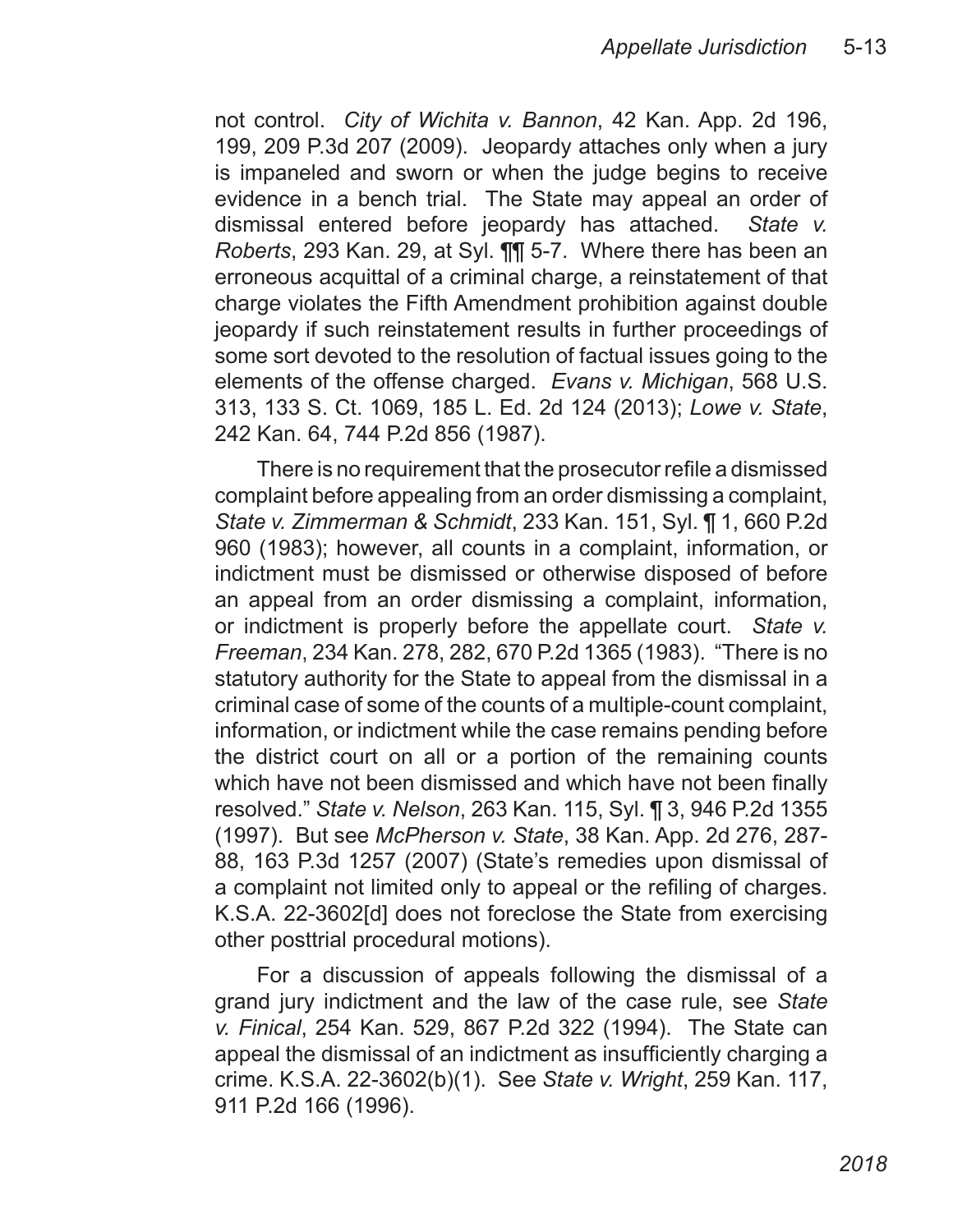not control. *City of Wichita v. Bannon*, 42 Kan. App. 2d 196, 199, 209 P.3d 207 (2009). Jeopardy attaches only when a jury is impaneled and sworn or when the judge begins to receive evidence in a bench trial. The State may appeal an order of dismissal entered before jeopardy has attached. *State v. Roberts*, 293 Kan. 29, at Syl. ¶¶ 5-7. Where there has been an erroneous acquittal of a criminal charge, a reinstatement of that charge violates the Fifth Amendment prohibition against double jeopardy if such reinstatement results in further proceedings of some sort devoted to the resolution of factual issues going to the elements of the offense charged. *Evans v. Michigan*, 568 U.S. 313, 133 S. Ct. 1069, 185 L. Ed. 2d 124 (2013); *Lowe v. State*, 242 Kan. 64, 744 P.2d 856 (1987).

There is no requirement that the prosecutor refile a dismissed complaint before appealing from an order dismissing a complaint, *State v. Zimmerman & Schmidt*, 233 Kan. 151, Syl. ¶ 1, 660 P.2d 960 (1983); however, all counts in a complaint, information, or indictment must be dismissed or otherwise disposed of before an appeal from an order dismissing a complaint, information, or indictment is properly before the appellate court. *State v. Freeman*, 234 Kan. 278, 282, 670 P.2d 1365 (1983). "There is no statutory authority for the State to appeal from the dismissal in a criminal case of some of the counts of a multiple-count complaint, information, or indictment while the case remains pending before the district court on all or a portion of the remaining counts which have not been dismissed and which have not been finally resolved." *State v. Nelson*, 263 Kan. 115, Syl. ¶ 3, 946 P.2d 1355 (1997). But see *McPherson v. State*, 38 Kan. App. 2d 276, 287-88, 163 P.3d 1257 (2007) (State's remedies upon dismissal of a complaint not limited only to appeal or the refiling of charges. K.S.A. 22-3602[d] does not foreclose the State from exercising other posttrial procedural motions).

For a discussion of appeals following the dismissal of a grand jury indictment and the law of the case rule, see *State v. Finical*, 254 Kan. 529, 867 P.2d 322 (1994). The State can appeal the dismissal of an indictment as insufficiently charging a crime. K.S.A. 22-3602(b)(1). See *State v. Wright*, 259 Kan. 117, 911 P.2d 166 (1996).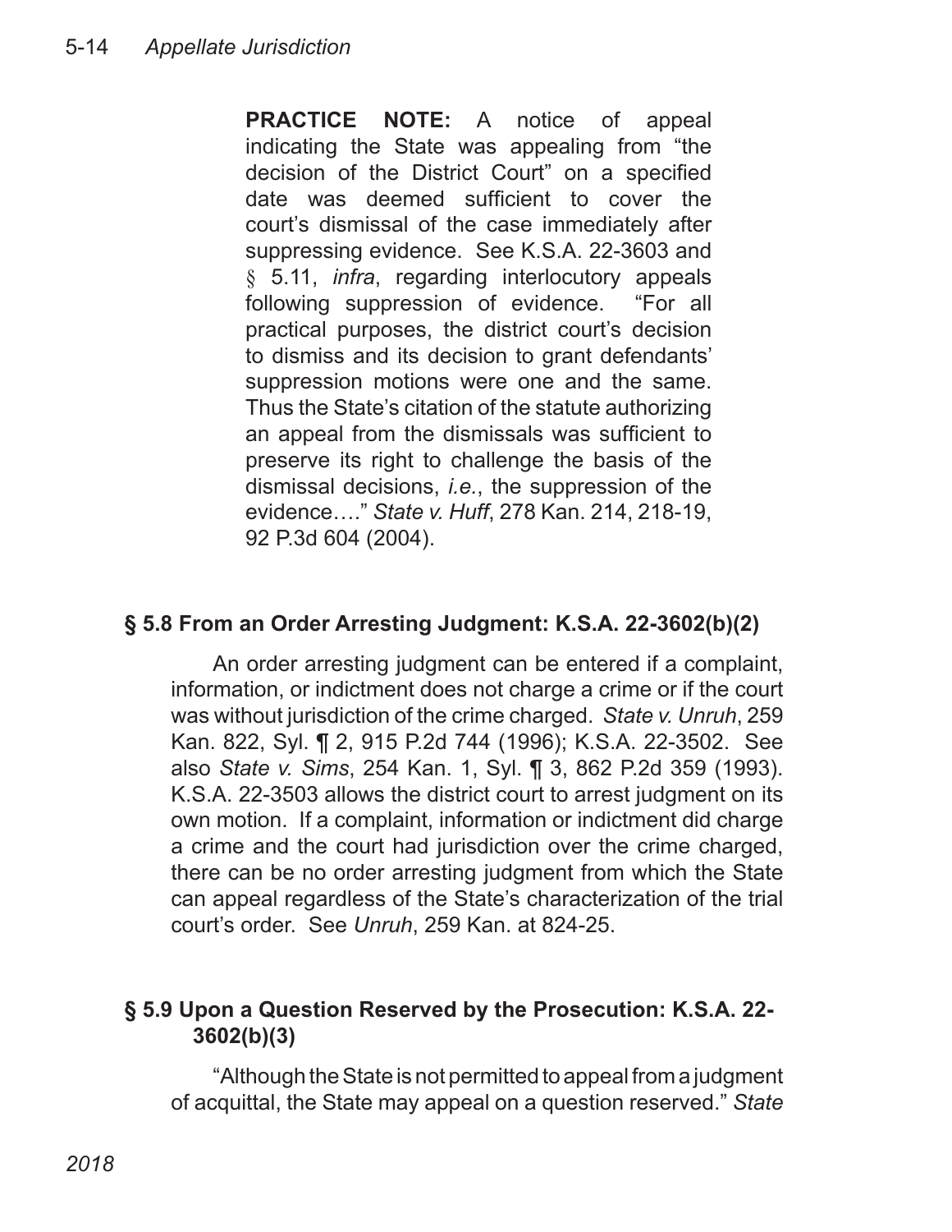**PRACTICE NOTE:** A notice of appeal indicating the State was appealing from "the decision of the District Court" on a specified date was deemed sufficient to cover the court's dismissal of the case immediately after suppressing evidence. See K.S.A. 22-3603 and § 5.11, *infra*, regarding interlocutory appeals following suppression of evidence. "For all practical purposes, the district court's decision to dismiss and its decision to grant defendants' suppression motions were one and the same. Thus the State's citation of the statute authorizing an appeal from the dismissals was sufficient to preserve its right to challenge the basis of the dismissal decisions, *i.e.*, the suppression of the evidence…." *State v. Huff*, 278 Kan. 214, 218-19, 92 P.3d 604 (2004).

## § 5.8 From an Order Arresting Judgment: K.S.A. 22-3602(b)(2)

An order arresting judgment can be entered if a complaint, information, or indictment does not charge a crime or if the court was without jurisdiction of the crime charged. *State v. Unruh*, 259 Kan. 822, Syl. ¶ 2, 915 P.2d 744 (1996); K.S.A. 22-3502. See also *State v. Sims*, 254 Kan. 1, Syl. ¶ 3, 862 P.2d 359 (1993). K.S.A. 22-3503 allows the district court to arrest judgment on its own motion. If a complaint, information or indictment did charge a crime and the court had jurisdiction over the crime charged, there can be no order arresting judgment from which the State can appeal regardless of the State's characterization of the trial court's order. See *Unruh*, 259 Kan. at 824-25.

## § 5.9 Upon a Question Reserved by the Prosecution: K.S.A. 22-3602(b)(3)

"Although the State is not permitted to appeal from a judgment of acquittal, the State may appeal on a question reserved." *State*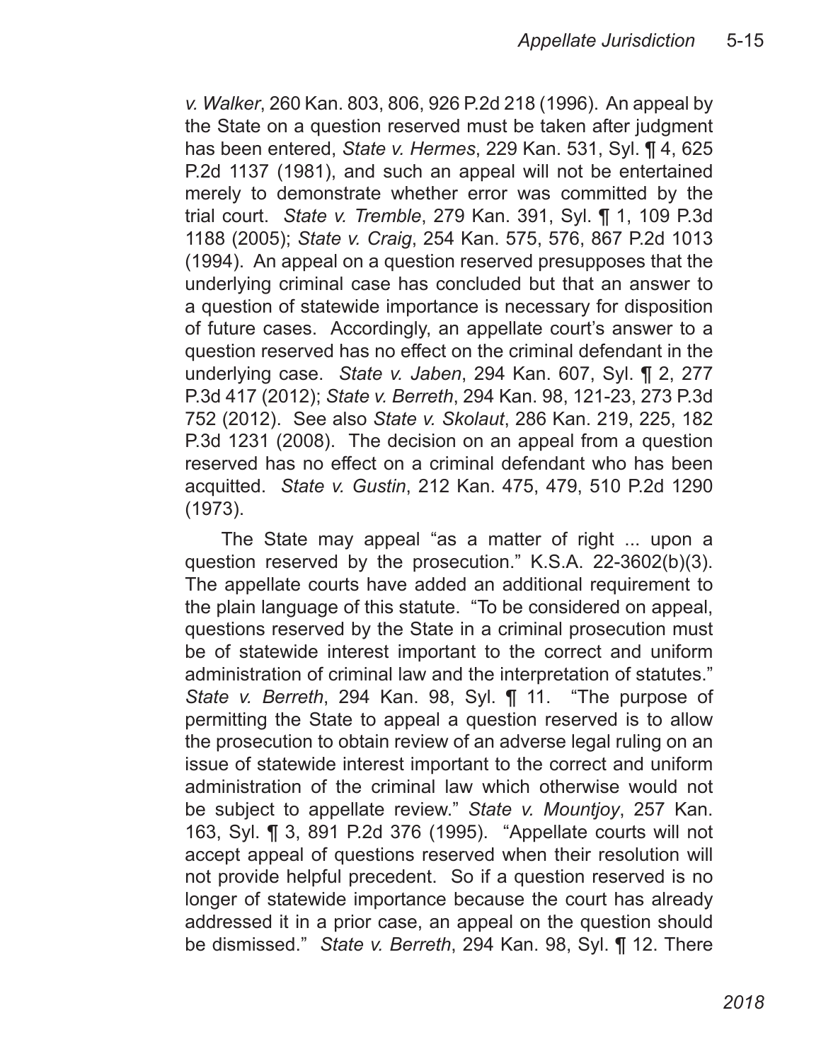*v. Walker*, 260 Kan. 803, 806, 926 P.2d 218 (1996). An appeal by the State on a question reserved must be taken after judgment has been entered, *State v. Hermes*, 229 Kan. 531, Syl. ¶ 4, 625 P.2d 1137 (1981), and such an appeal will not be entertained merely to demonstrate whether error was committed by the trial court. *State v. Tremble*, 279 Kan. 391, Syl. ¶ 1, 109 P.3d 1188 (2005); *State v. Craig*, 254 Kan. 575, 576, 867 P.2d 1013 (1994). An appeal on a question reserved presupposes that the underlying criminal case has concluded but that an answer to a question of statewide importance is necessary for disposition of future cases. Accordingly, an appellate court's answer to a question reserved has no effect on the criminal defendant in the underlying case. *State v. Jaben*, 294 Kan. 607, Syl. ¶ 2, 277 P.3d 417 (2012); *State v. Berreth*, 294 Kan. 98, 121-23, 273 P.3d 752 (2012). See also *State v. Skolaut*, 286 Kan. 219, 225, 182 P.3d 1231 (2008). The decision on an appeal from a question reserved has no effect on a criminal defendant who has been acquitted. *State v. Gustin*, 212 Kan. 475, 479, 510 P.2d 1290 (1973).

The State may appeal "as a matter of right ... upon a question reserved by the prosecution." K.S.A. 22-3602(b)(3). The appellate courts have added an additional requirement to the plain language of this statute. "To be considered on appeal, questions reserved by the State in a criminal prosecution must be of statewide interest important to the correct and uniform administration of criminal law and the interpretation of statutes." *State v. Berreth*, 294 Kan. 98, Syl. ¶ 11. "The purpose of permitting the State to appeal a question reserved is to allow the prosecution to obtain review of an adverse legal ruling on an issue of statewide interest important to the correct and uniform administration of the criminal law which otherwise would not be subject to appellate review." *State v. Mountjoy*, 257 Kan. 163, Syl. ¶ 3, 891 P.2d 376 (1995). "Appellate courts will not accept appeal of questions reserved when their resolution will not provide helpful precedent. So if a question reserved is no longer of statewide importance because the court has already addressed it in a prior case, an appeal on the question should be dismissed." *State v. Berreth*, 294 Kan. 98, Syl. ¶ 12. There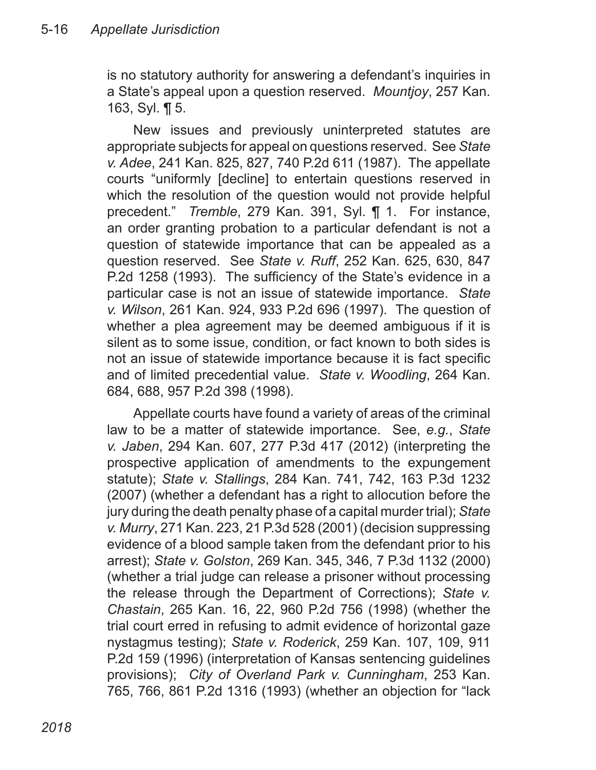is no statutory authority for answering a defendant's inquiries in a State's appeal upon a question reserved. *Mountjoy*, 257 Kan. 163, Syl. ¶ 5.

New issues and previously uninterpreted statutes are appropriate subjects for appeal on questions reserved. See *State v. Adee*, 241 Kan. 825, 827, 740 P.2d 611 (1987). The appellate courts "uniformly [decline] to entertain questions reserved in which the resolution of the question would not provide helpful precedent." *Tremble*, 279 Kan. 391, Syl. ¶ 1. For instance, an order granting probation to a particular defendant is not a question of statewide importance that can be appealed as a question reserved. See *State v. Ruff*, 252 Kan. 625, 630, 847 P.2d 1258 (1993). The sufficiency of the State's evidence in a particular case is not an issue of statewide importance. *State v. Wilson*, 261 Kan. 924, 933 P.2d 696 (1997). The question of whether a plea agreement may be deemed ambiguous if it is silent as to some issue, condition, or fact known to both sides is not an issue of statewide importance because it is fact specific and of limited precedential value. *State v. Woodling*, 264 Kan. 684, 688, 957 P.2d 398 (1998).

Appellate courts have found a variety of areas of the criminal law to be a matter of statewide importance. See, *e.g.*, *State v. Jaben*, 294 Kan. 607, 277 P.3d 417 (2012) (interpreting the prospective application of amendments to the expungement statute); *State v. Stallings*, 284 Kan. 741, 742, 163 P.3d 1232 (2007) (whether a defendant has a right to allocution before the jury during the death penalty phase of a capital murder trial); *State v. Murry*, 271 Kan. 223, 21 P.3d 528 (2001) (decision suppressing evidence of a blood sample taken from the defendant prior to his arrest); *State v. Golston*, 269 Kan. 345, 346, 7 P.3d 1132 (2000) (whether a trial judge can release a prisoner without processing the release through the Department of Corrections); *State v. Chastain*, 265 Kan. 16, 22, 960 P.2d 756 (1998) (whether the trial court erred in refusing to admit evidence of horizontal gaze nystagmus testing); *State v. Roderick*, 259 Kan. 107, 109, 911 P.2d 159 (1996) (interpretation of Kansas sentencing guidelines provisions); *City of Overland Park v. Cunningham*, 253 Kan. 765, 766, 861 P.2d 1316 (1993) (whether an objection for "lack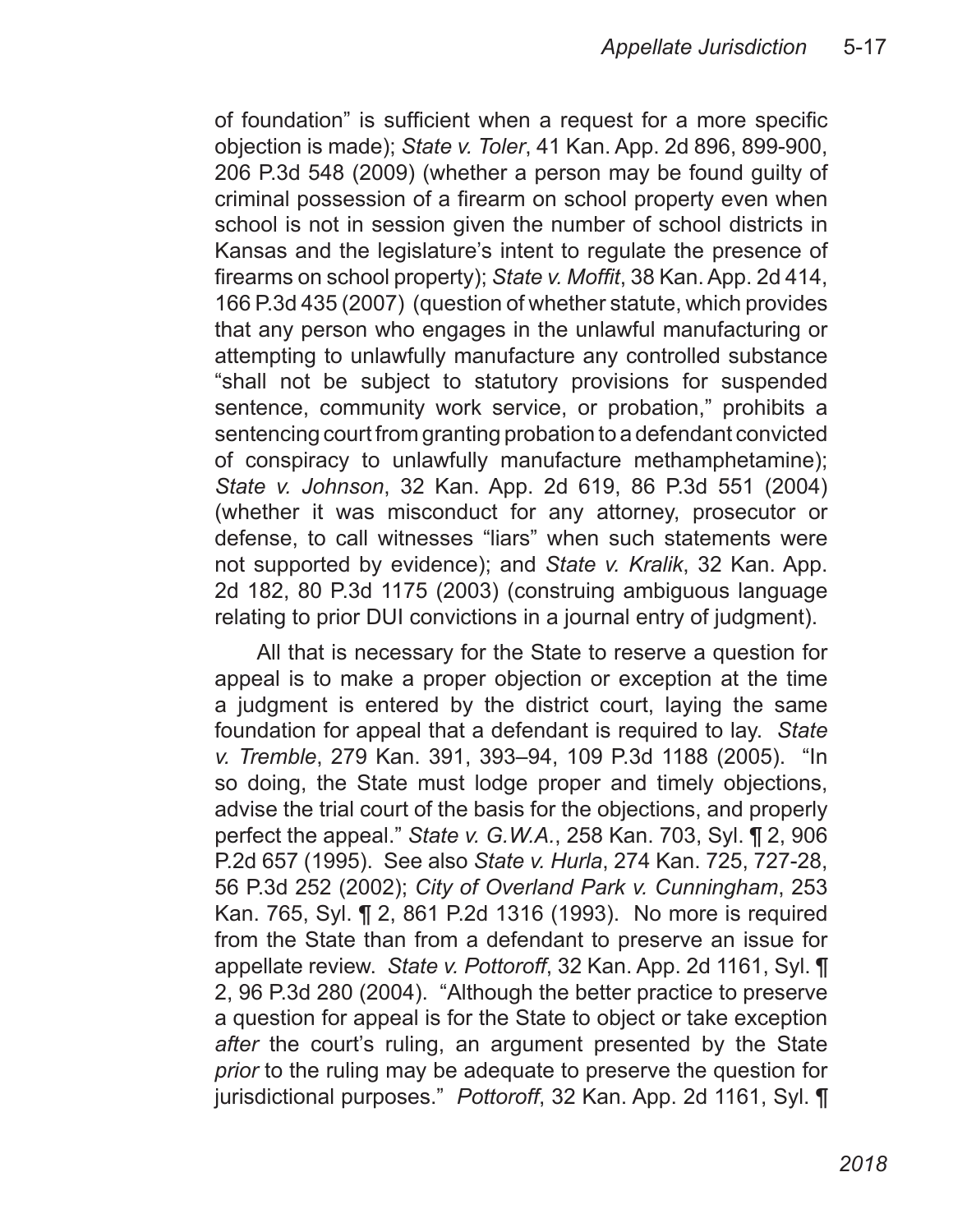of foundation" is sufficient when a request for a more specific objection is made); *State v. Toler*, 41 Kan. App. 2d 896, 899-900, 206 P.3d 548 (2009) (whether a person may be found guilty of criminal possession of a firearm on school property even when school is not in session given the number of school districts in Kansas and the legislature's intent to regulate the presence of firearms on school property); *State v. Moffit*, 38 Kan. App. 2d 414, 166 P.3d 435 (2007) (question of whether statute, which provides that any person who engages in the unlawful manufacturing or attempting to unlawfully manufacture any controlled substance "shall not be subject to statutory provisions for suspended sentence, community work service, or probation," prohibits a sentencing court from granting probation to a defendant convicted of conspiracy to unlawfully manufacture methamphetamine); *State v. Johnson*, 32 Kan. App. 2d 619, 86 P.3d 551 (2004) (whether it was misconduct for any attorney, prosecutor or defense, to call witnesses "liars" when such statements were not supported by evidence); and *State v. Kralik*, 32 Kan. App. 2d 182, 80 P.3d 1175 (2003) (construing ambiguous language relating to prior DUI convictions in a journal entry of judgment).

All that is necessary for the State to reserve a question for appeal is to make a proper objection or exception at the time a judgment is entered by the district court, laying the same foundation for appeal that a defendant is required to lay. *State v. Tremble*, 279 Kan. 391, 393–94, 109 P.3d 1188 (2005). "In so doing, the State must lodge proper and timely objections, advise the trial court of the basis for the objections, and properly perfect the appeal." *State v. G.W.A.*, 258 Kan. 703, Syl. ¶ 2, 906 P.2d 657 (1995). See also *State v. Hurla*, 274 Kan. 725, 727-28, 56 P.3d 252 (2002); *City of Overland Park v. Cunningham*, 253 Kan. 765, Syl. ¶ 2, 861 P.2d 1316 (1993). No more is required from the State than from a defendant to preserve an issue for appellate review. *State v. Pottoroff*, 32 Kan. App. 2d 1161, Syl. ¶ 2, 96 P.3d 280 (2004). "Although the better practice to preserve a question for appeal is for the State to object or take exception *after* the court's ruling, an argument presented by the State *prior* to the ruling may be adequate to preserve the question for jurisdictional purposes." *Pottoroff*, 32 Kan. App. 2d 1161, Syl. ¶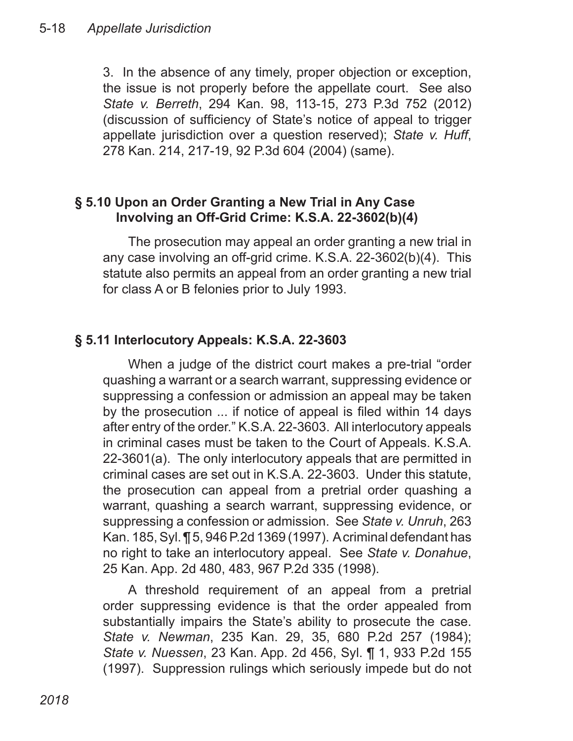3. In the absence of any timely, proper objection or exception, the issue is not properly before the appellate court. See also *State v. Berreth*, 294 Kan. 98, 113-15, 273 P.3d 752 (2012) (discussion of sufficiency of State's notice of appeal to trigger appellate jurisdiction over a question reserved); *State v. Huff*, 278 Kan. 214, 217-19, 92 P.3d 604 (2004) (same).

## § 5.10 Upon an Order Granting a New Trial in Any Case Involving an Off-Grid Crime: K.S.A. 22-3602(b)(4)

The prosecution may appeal an order granting a new trial in any case involving an off-grid crime. K.S.A. 22-3602(b)(4). This statute also permits an appeal from an order granting a new trial for class A or B felonies prior to July 1993.

## § 5.11 Interlocutory Appeals: K.S.A. 22-3603

When a judge of the district court makes a pre-trial "order quashing a warrant or a search warrant, suppressing evidence or suppressing a confession or admission an appeal may be taken by the prosecution ... if notice of appeal is filed within 14 days after entry of the order." K.S.A. 22-3603. All interlocutory appeals in criminal cases must be taken to the Court of Appeals. K.S.A. 22-3601(a). The only interlocutory appeals that are permitted in criminal cases are set out in K.S.A. 22-3603. Under this statute, the prosecution can appeal from a pretrial order quashing a warrant, quashing a search warrant, suppressing evidence, or suppressing a confession or admission. See *State v. Unruh*, 263 Kan. 185, Syl. ¶ 5, 946 P.2d 1369 (1997). A criminal defendant has no right to take an interlocutory appeal. See *State v. Donahue*, 25 Kan. App. 2d 480, 483, 967 P.2d 335 (1998).

A threshold requirement of an appeal from a pretrial order suppressing evidence is that the order appealed from substantially impairs the State's ability to prosecute the case. *State v. Newman*, 235 Kan. 29, 35, 680 P.2d 257 (1984); *State v. Nuessen*, 23 Kan. App. 2d 456, Syl. ¶ 1, 933 P.2d 155 (1997). Suppression rulings which seriously impede but do not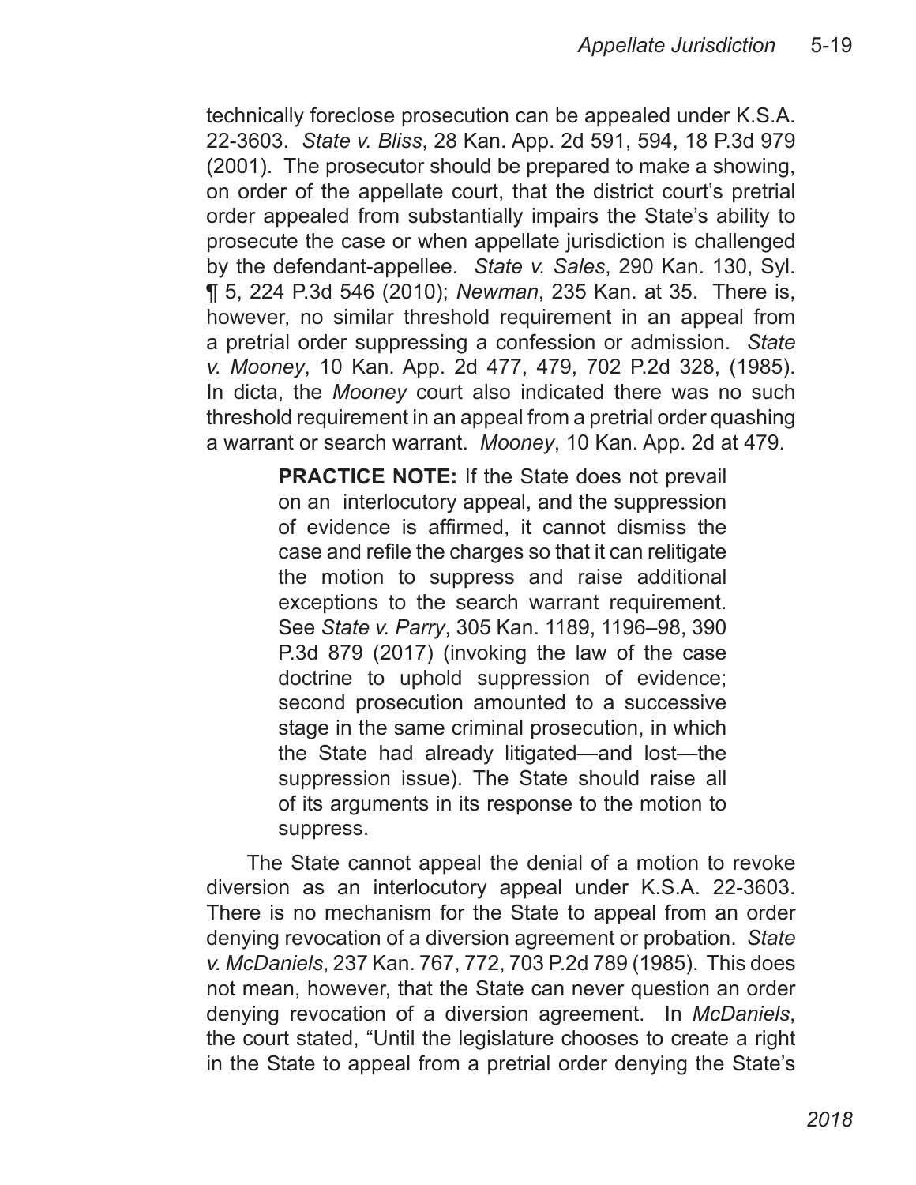technically foreclose prosecution can be appealed under K.S.A. 22-3603. *State v. Bliss*, 28 Kan. App. 2d 591, 594, 18 P.3d 979 (2001). The prosecutor should be prepared to make a showing, on order of the appellate court, that the district court's pretrial order appealed from substantially impairs the State's ability to prosecute the case or when appellate jurisdiction is challenged by the defendant-appellee. *State v. Sales*, 290 Kan. 130, Syl. ¶ 5, 224 P.3d 546 (2010); *Newman*, 235 Kan. at 35. There is, however, no similar threshold requirement in an appeal from a pretrial order suppressing a confession or admission. *State v. Mooney*, 10 Kan. App. 2d 477, 479, 702 P.2d 328, (1985). In dicta, the *Mooney* court also indicated there was no such threshold requirement in an appeal from a pretrial order quashing a warrant or search warrant. *Mooney*, 10 Kan. App. 2d at 479.

> **PRACTICE NOTE:** If the State does not prevail on an interlocutory appeal, and the suppression of evidence is affirmed, it cannot dismiss the case and refile the charges so that it can relitigate the motion to suppress and raise additional exceptions to the search warrant requirement. See *State v. Parry*, 305 Kan. 1189, 1196–98, 390 P.3d 879 (2017) (invoking the law of the case doctrine to uphold suppression of evidence; second prosecution amounted to a successive stage in the same criminal prosecution, in which the State had already litigated—and lost—the suppression issue). The State should raise all of its arguments in its response to the motion to suppress.

The State cannot appeal the denial of a motion to revoke diversion as an interlocutory appeal under K.S.A. 22-3603. There is no mechanism for the State to appeal from an order denying revocation of a diversion agreement or probation. *State v. McDaniels*, 237 Kan. 767, 772, 703 P.2d 789 (1985). This does not mean, however, that the State can never question an order denying revocation of a diversion agreement. In *McDaniels*, the court stated, "Until the legislature chooses to create a right in the State to appeal from a pretrial order denying the State's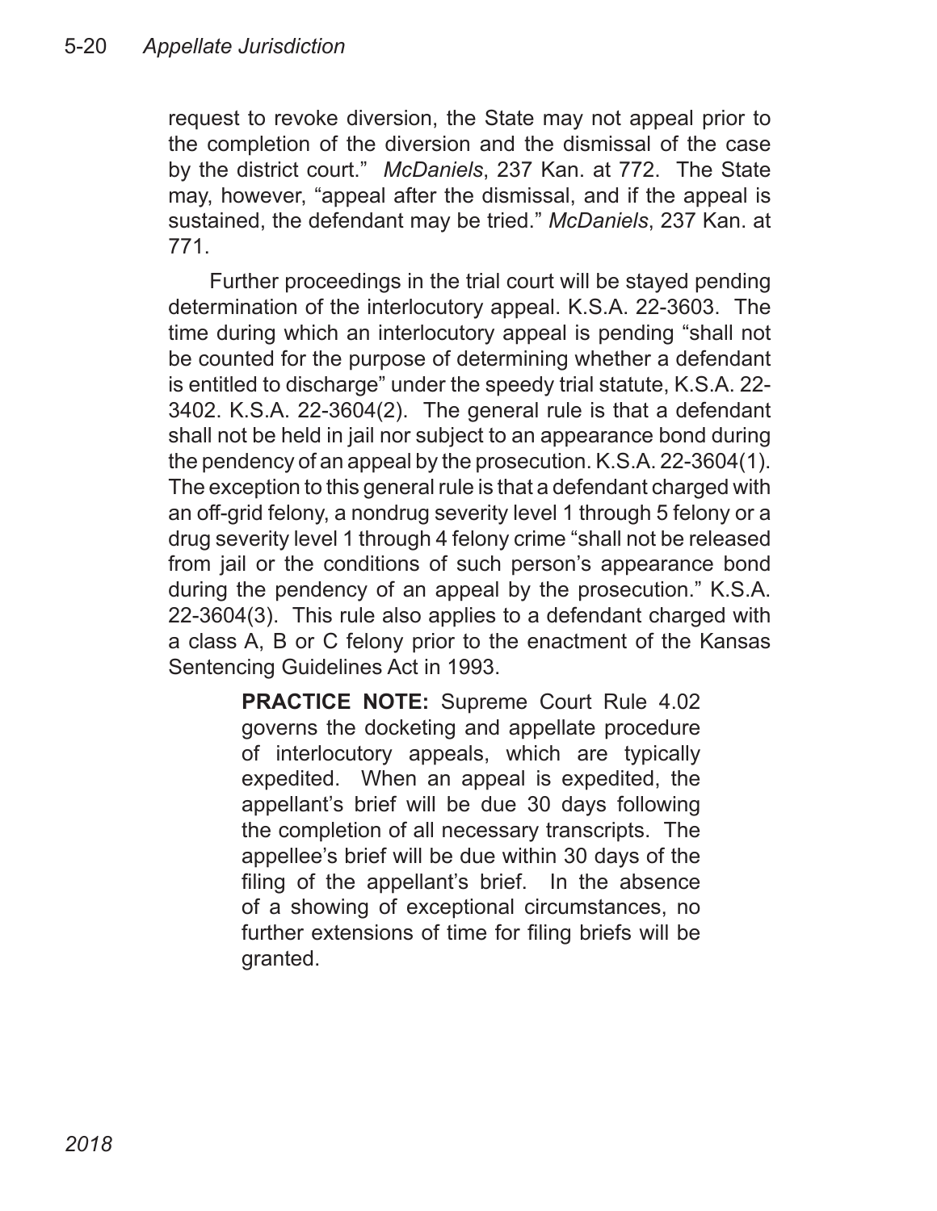request to revoke diversion, the State may not appeal prior to the completion of the diversion and the dismissal of the case by the district court." *McDaniels*, 237 Kan. at 772. The State may, however, "appeal after the dismissal, and if the appeal is sustained, the defendant may be tried." *McDaniels*, 237 Kan. at 771.

Further proceedings in the trial court will be stayed pending determination of the interlocutory appeal. K.S.A. 22-3603. The time during which an interlocutory appeal is pending "shall not be counted for the purpose of determining whether a defendant is entitled to discharge" under the speedy trial statute, K.S.A. 22-3402. K.S.A. 22-3604(2). The general rule is that a defendant shall not be held in jail nor subject to an appearance bond during the pendency of an appeal by the prosecution. K.S.A. 22-3604(1). The exception to this general rule is that a defendant charged with an off-grid felony, a nondrug severity level 1 through 5 felony or a drug severity level 1 through 4 felony crime "shall not be released from jail or the conditions of such person's appearance bond during the pendency of an appeal by the prosecution." K.S.A. 22-3604(3). This rule also applies to a defendant charged with a class A, B or C felony prior to the enactment of the Kansas Sentencing Guidelines Act in 1993.

> **PRACTICE NOTE:** Supreme Court Rule 4.02 governs the docketing and appellate procedure of interlocutory appeals, which are typically expedited. When an appeal is expedited, the appellant's brief will be due 30 days following the completion of all necessary transcripts. The appellee's brief will be due within 30 days of the filing of the appellant's brief. In the absence of a showing of exceptional circumstances, no further extensions of time for filing briefs will be granted.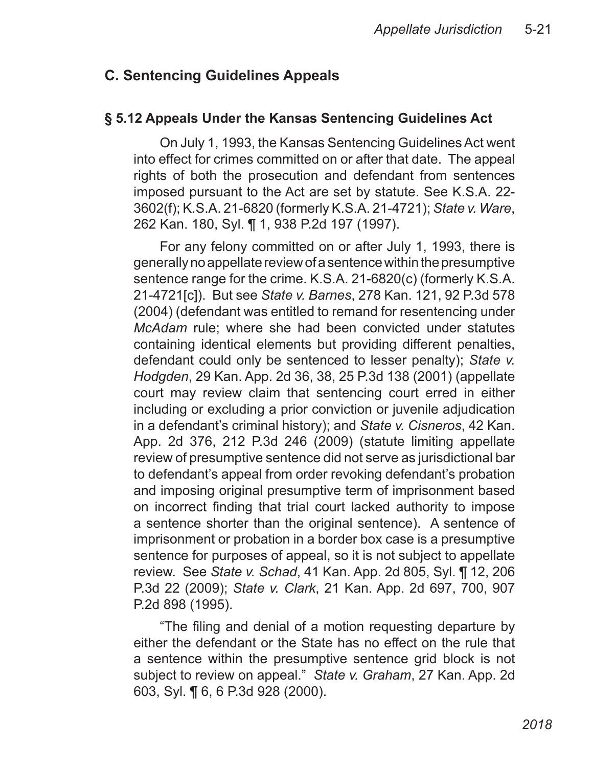## C. Sentencing Guidelines Appeals

### § 5.12 Appeals Under the Kansas Sentencing Guidelines Act

On July 1, 1993, the Kansas Sentencing Guidelines Act went into effect for crimes committed on or after that date. The appeal rights of both the prosecution and defendant from sentences imposed pursuant to the Act are set by statute. See K.S.A. 22-3602(f); K.S.A. 21-6820 (formerly K.S.A. 21-4721); *State v. Ware*, 262 Kan. 180, Syl. ¶ 1, 938 P.2d 197 (1997).

For any felony committed on or after July 1, 1993, there is generally no appellate review of a sentence within the presumptive sentence range for the crime. K.S.A. 21-6820(c) (formerly K.S.A. 21-4721[c]). But see *State v. Barnes*, 278 Kan. 121, 92 P.3d 578 (2004) (defendant was entitled to remand for resentencing under *McAdam* rule; where she had been convicted under statutes containing identical elements but providing different penalties, defendant could only be sentenced to lesser penalty); *State v. Hodgden*, 29 Kan. App. 2d 36, 38, 25 P.3d 138 (2001) (appellate court may review claim that sentencing court erred in either including or excluding a prior conviction or juvenile adjudication in a defendant's criminal history); and *State v. Cisneros*, 42 Kan. App. 2d 376, 212 P.3d 246 (2009) (statute limiting appellate review of presumptive sentence did not serve as jurisdictional bar to defendant's appeal from order revoking defendant's probation and imposing original presumptive term of imprisonment based on incorrect finding that trial court lacked authority to impose a sentence shorter than the original sentence). A sentence of imprisonment or probation in a border box case is a presumptive sentence for purposes of appeal, so it is not subject to appellate review. See *State v. Schad*, 41 Kan. App. 2d 805, Syl. ¶ 12, 206 P.3d 22 (2009); *State v. Clark*, 21 Kan. App. 2d 697, 700, 907 P.2d 898 (1995).

"The filing and denial of a motion requesting departure by either the defendant or the State has no effect on the rule that a sentence within the presumptive sentence grid block is not subject to review on appeal." *State v. Graham*, 27 Kan. App. 2d 603, Syl. ¶ 6, 6 P.3d 928 (2000).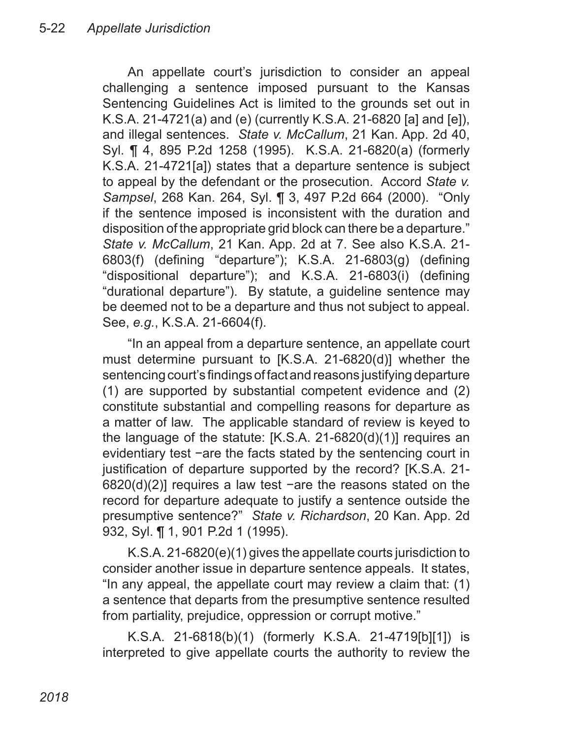An appellate court's jurisdiction to consider an appeal challenging a sentence imposed pursuant to the Kansas Sentencing Guidelines Act is limited to the grounds set out in K.S.A. 21-4721(a) and (e) (currently K.S.A. 21-6820 [a] and [e]), and illegal sentences. *State v. McCallum*, 21 Kan. App. 2d 40, Syl. ¶ 4, 895 P.2d 1258 (1995). K.S.A. 21-6820(a) (formerly K.S.A. 21-4721[a]) states that a departure sentence is subject to appeal by the defendant or the prosecution. Accord *State v. Sampsel*, 268 Kan. 264, Syl. ¶ 3, 497 P.2d 664 (2000). "Only if the sentence imposed is inconsistent with the duration and disposition of the appropriate grid block can there be a departure." *State v. McCallum*, 21 Kan. App. 2d at 7. See also K.S.A. 21-6803(f) (defining "departure"); K.S.A. 21-6803(g) (defining "dispositional departure"); and K.S.A. 21-6803(i) (defining "durational departure"). By statute, a guideline sentence may be deemed not to be a departure and thus not subject to appeal. See, *e.g.*, K.S.A. 21-6604(f).

"In an appeal from a departure sentence, an appellate court must determine pursuant to [K.S.A. 21-6820(d)] whether the sentencing court's findings of fact and reasons justifying departure (1) are supported by substantial competent evidence and (2) constitute substantial and compelling reasons for departure as a matter of law. The applicable standard of review is keyed to the language of the statute: [K.S.A. 21-6820(d)(1)] requires an evidentiary test −are the facts stated by the sentencing court in justification of departure supported by the record? [K.S.A. 21-6820(d)(2)] requires a law test −are the reasons stated on the record for departure adequate to justify a sentence outside the presumptive sentence?" *State v. Richardson*, 20 Kan. App. 2d 932, Syl. ¶ 1, 901 P.2d 1 (1995).

K.S.A. 21-6820(e)(1) gives the appellate courts jurisdiction to consider another issue in departure sentence appeals. It states, "In any appeal, the appellate court may review a claim that: (1) a sentence that departs from the presumptive sentence resulted from partiality, prejudice, oppression or corrupt motive."

K.S.A. 21-6818(b)(1) (formerly K.S.A. 21-4719[b][1]) is interpreted to give appellate courts the authority to review the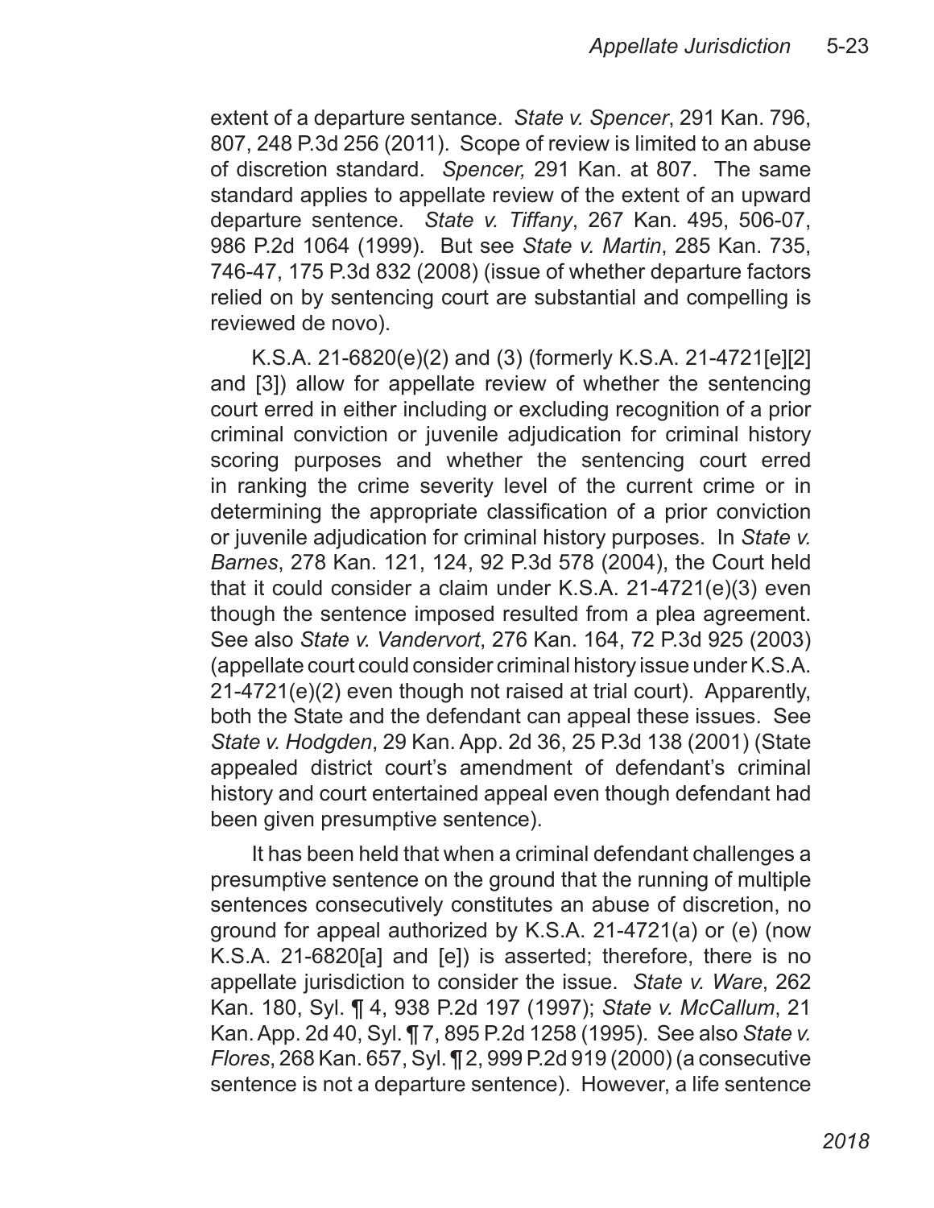extent of a departure sentance. *State v. Spencer*, 291 Kan. 796, 807, 248 P.3d 256 (2011). Scope of review is limited to an abuse of discretion standard. *Spencer,* 291 Kan. at 807. The same standard applies to appellate review of the extent of an upward departure sentence. *State v. Tiffany*, 267 Kan. 495, 506-07, 986 P.2d 1064 (1999). But see *State v. Martin*, 285 Kan. 735, 746-47, 175 P.3d 832 (2008) (issue of whether departure factors relied on by sentencing court are substantial and compelling is reviewed de novo).

K.S.A. 21-6820(e)(2) and (3) (formerly K.S.A. 21-4721[e][2] and [3]) allow for appellate review of whether the sentencing court erred in either including or excluding recognition of a prior criminal conviction or juvenile adjudication for criminal history scoring purposes and whether the sentencing court erred in ranking the crime severity level of the current crime or in determining the appropriate classification of a prior conviction or juvenile adjudication for criminal history purposes. In *State v. Barnes*, 278 Kan. 121, 124, 92 P.3d 578 (2004), the Court held that it could consider a claim under K.S.A. 21-4721(e)(3) even though the sentence imposed resulted from a plea agreement. See also *State v. Vandervort*, 276 Kan. 164, 72 P.3d 925 (2003) (appellate court could consider criminal history issue under K.S.A. 21-4721(e)(2) even though not raised at trial court). Apparently, both the State and the defendant can appeal these issues. See *State v. Hodgden*, 29 Kan. App. 2d 36, 25 P.3d 138 (2001) (State appealed district court's amendment of defendant's criminal history and court entertained appeal even though defendant had been given presumptive sentence).

It has been held that when a criminal defendant challenges a presumptive sentence on the ground that the running of multiple sentences consecutively constitutes an abuse of discretion, no ground for appeal authorized by K.S.A. 21-4721(a) or (e) (now K.S.A. 21-6820[a] and [e]) is asserted; therefore, there is no appellate jurisdiction to consider the issue. *State v. Ware*, 262 Kan. 180, Syl. ¶ 4, 938 P.2d 197 (1997); *State v. McCallum*, 21 Kan. App. 2d 40, Syl. ¶ 7, 895 P.2d 1258 (1995). See also *State v. Flores*, 268 Kan. 657, Syl. ¶ 2, 999 P.2d 919 (2000) (a consecutive sentence is not a departure sentence). However, a life sentence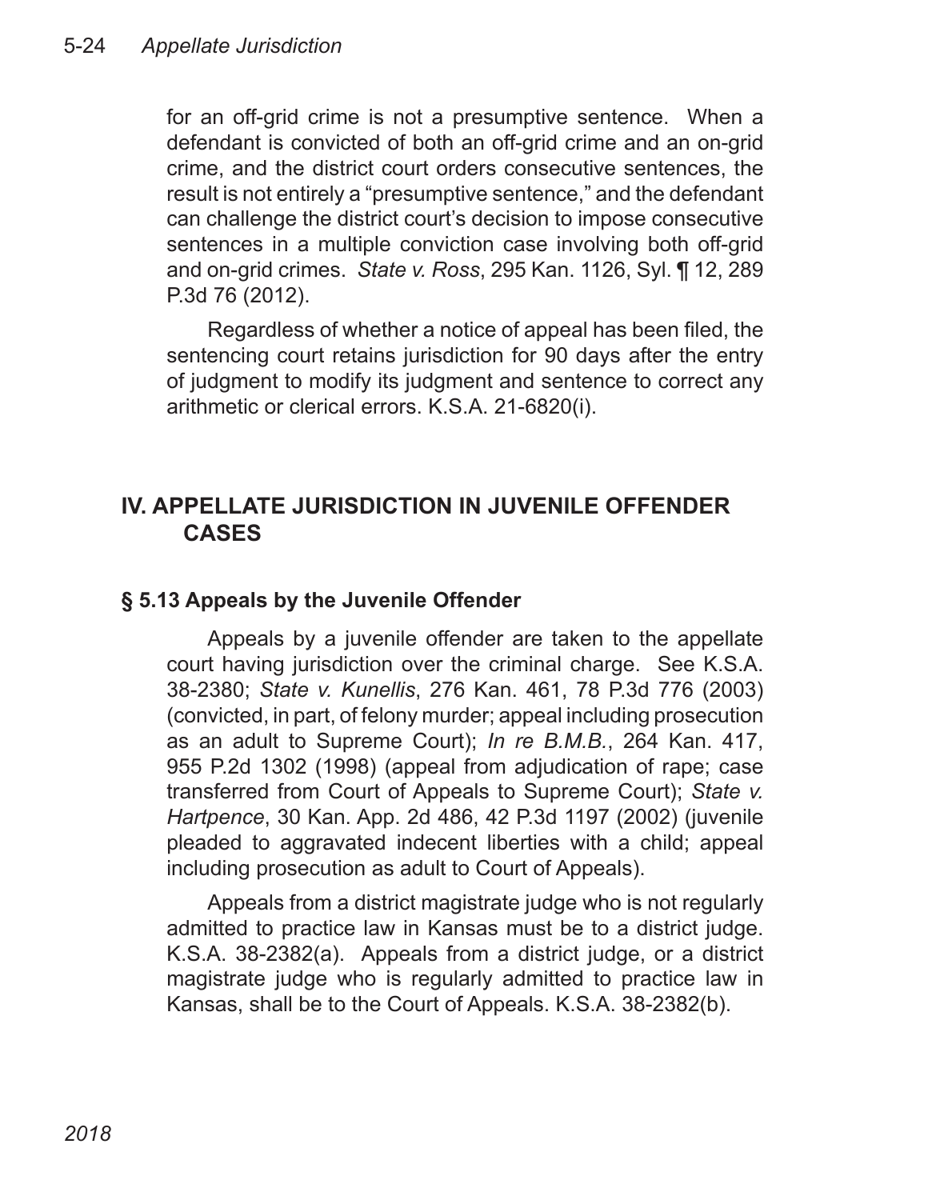for an off-grid crime is not a presumptive sentence. When a defendant is convicted of both an off-grid crime and an on-grid crime, and the district court orders consecutive sentences, the result is not entirely a "presumptive sentence," and the defendant can challenge the district court's decision to impose consecutive sentences in a multiple conviction case involving both off-grid and on-grid crimes. *State v. Ross*, 295 Kan. 1126, Syl. ¶ 12, 289 P.3d 76 (2012).

Regardless of whether a notice of appeal has been filed, the sentencing court retains jurisdiction for 90 days after the entry of judgment to modify its judgment and sentence to correct any arithmetic or clerical errors. K.S.A. 21-6820(i).

## IV. APPELLATE JURISDICTION IN JUVENILE OFFENDER CASES

### § 5.13 Appeals by the Juvenile Offender

Appeals by a juvenile offender are taken to the appellate court having jurisdiction over the criminal charge. See K.S.A. 38-2380; *State v. Kunellis*, 276 Kan. 461, 78 P.3d 776 (2003) (convicted, in part, of felony murder; appeal including prosecution as an adult to Supreme Court); *In re B.M.B.*, 264 Kan. 417, 955 P.2d 1302 (1998) (appeal from adjudication of rape; case transferred from Court of Appeals to Supreme Court); *State v. Hartpence*, 30 Kan. App. 2d 486, 42 P.3d 1197 (2002) (juvenile pleaded to aggravated indecent liberties with a child; appeal including prosecution as adult to Court of Appeals).

Appeals from a district magistrate judge who is not regularly admitted to practice law in Kansas must be to a district judge. K.S.A. 38-2382(a). Appeals from a district judge, or a district magistrate judge who is regularly admitted to practice law in Kansas, shall be to the Court of Appeals. K.S.A. 38-2382(b).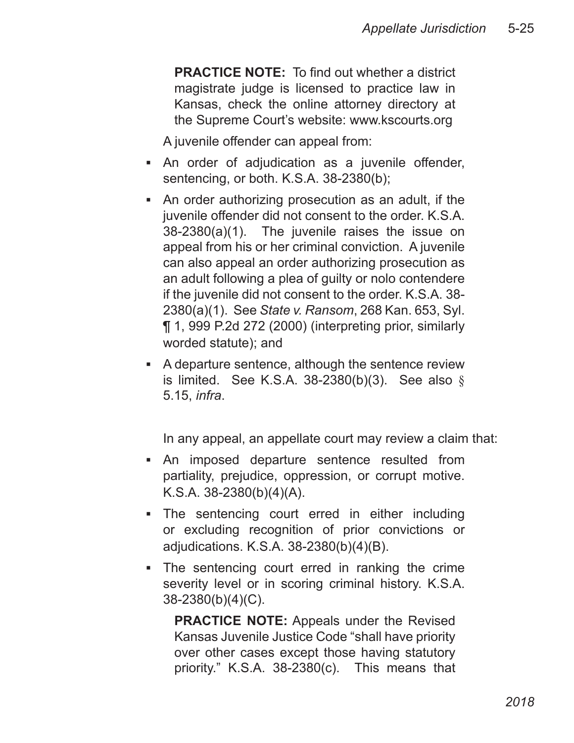**PRACTICE NOTE:** To find out whether a district magistrate judge is licensed to practice law in Kansas, check the online attorney directory at the Supreme Court's website: www.kscourts.org

A juvenile offender can appeal from:

- An order of adjudication as a juvenile offender, sentencing, or both. K.S.A. 38-2380(b);
- An order authorizing prosecution as an adult, if the juvenile offender did not consent to the order. K.S.A. 38-2380(a)(1). The juvenile raises the issue on appeal from his or her criminal conviction. A juvenile can also appeal an order authorizing prosecution as an adult following a plea of guilty or nolo contendere if the juvenile did not consent to the order. K.S.A. 38-2380(a)(1). See *State v. Ransom*, 268 Kan. 653, Syl. ¶ 1, 999 P.2d 272 (2000) (interpreting prior, similarly worded statute); and
- A departure sentence, although the sentence review is limited. See K.S.A. 38-2380(b)(3). See also § 5.15, *infra*.

In any appeal, an appellate court may review a claim that:

- An imposed departure sentence resulted from partiality, prejudice, oppression, or corrupt motive. K.S.A. 38-2380(b)(4)(A).
- The sentencing court erred in either including or excluding recognition of prior convictions or adjudications. K.S.A. 38-2380(b)(4)(B).
- The sentencing court erred in ranking the crime severity level or in scoring criminal history. K.S.A. 38-2380(b)(4)(C).

**PRACTICE NOTE:** Appeals under the Revised Kansas Juvenile Justice Code "shall have priority over other cases except those having statutory priority." K.S.A. 38-2380(c). This means that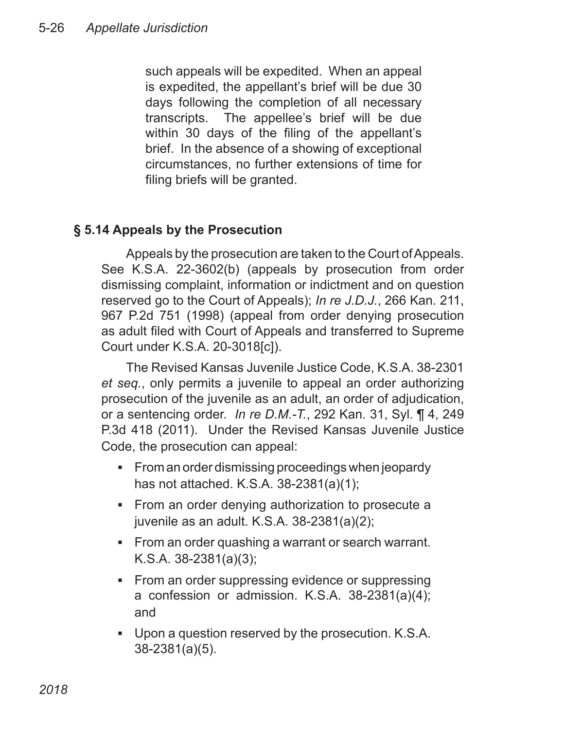such appeals will be expedited. When an appeal is expedited, the appellant's brief will be due 30 days following the completion of all necessary transcripts. The appellee's brief will be due within 30 days of the filing of the appellant's brief. In the absence of a showing of exceptional circumstances, no further extensions of time for filing briefs will be granted.

## § 5.14 Appeals by the Prosecution

Appeals by the prosecution are taken to the Court of Appeals. See K.S.A. 22-3602(b) (appeals by prosecution from order dismissing complaint, information or indictment and on question reserved go to the Court of Appeals); *In re J.D.J.*, 266 Kan. 211, 967 P.2d 751 (1998) (appeal from order denying prosecution as adult filed with Court of Appeals and transferred to Supreme Court under K.S.A. 20-3018[c]).

The Revised Kansas Juvenile Justice Code, K.S.A. 38-2301 *et seq.*, only permits a juvenile to appeal an order authorizing prosecution of the juvenile as an adult, an order of adjudication, or a sentencing order. *In re D.M.-T.*, 292 Kan. 31, Syl. ¶ 4, 249 P.3d 418 (2011). Under the Revised Kansas Juvenile Justice Code, the prosecution can appeal:

- From an order dismissing proceedings when jeopardy has not attached. K.S.A. 38-2381(a)(1);
- From an order denying authorization to prosecute a juvenile as an adult. K.S.A. 38-2381(a)(2);
- From an order quashing a warrant or search warrant. K.S.A. 38-2381(a)(3);
- From an order suppressing evidence or suppressing a confession or admission. K.S.A. 38-2381(a)(4); and
- Upon a question reserved by the prosecution. K.S.A. 38-2381(a)(5).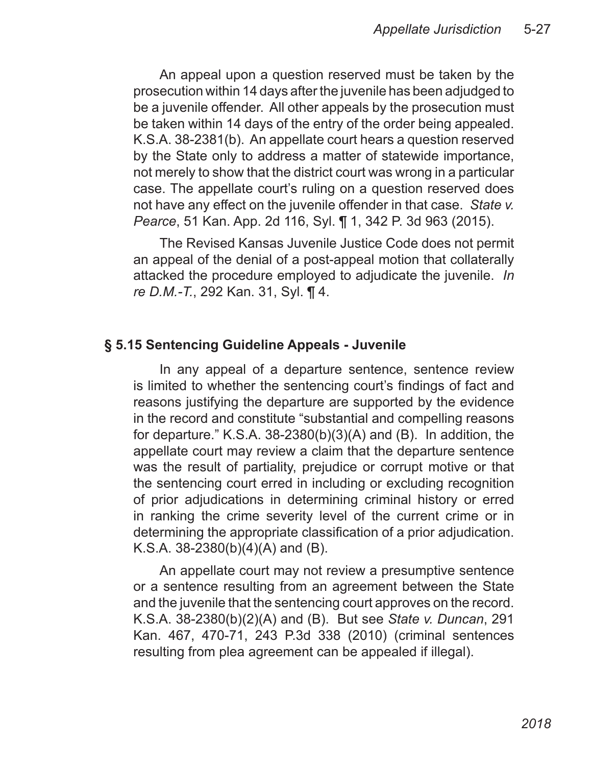An appeal upon a question reserved must be taken by the prosecution within 14 days after the juvenile has been adjudged to be a juvenile offender. All other appeals by the prosecution must be taken within 14 days of the entry of the order being appealed. K.S.A. 38-2381(b). An appellate court hears a question reserved by the State only to address a matter of statewide importance, not merely to show that the district court was wrong in a particular case. The appellate court's ruling on a question reserved does not have any effect on the juvenile offender in that case. *State v. Pearce*, 51 Kan. App. 2d 116, Syl. ¶ 1, 342 P. 3d 963 (2015).

The Revised Kansas Juvenile Justice Code does not permit an appeal of the denial of a post-appeal motion that collaterally attacked the procedure employed to adjudicate the juvenile. *In re D.M.-T.*, 292 Kan. 31, Syl. ¶ 4.

## § 5.15 Sentencing Guideline Appeals - Juvenile

In any appeal of a departure sentence, sentence review is limited to whether the sentencing court's findings of fact and reasons justifying the departure are supported by the evidence in the record and constitute "substantial and compelling reasons for departure." K.S.A. 38-2380(b)(3)(A) and (B). In addition, the appellate court may review a claim that the departure sentence was the result of partiality, prejudice or corrupt motive or that the sentencing court erred in including or excluding recognition of prior adjudications in determining criminal history or erred in ranking the crime severity level of the current crime or in determining the appropriate classification of a prior adjudication. K.S.A. 38-2380(b)(4)(A) and (B).

An appellate court may not review a presumptive sentence or a sentence resulting from an agreement between the State and the juvenile that the sentencing court approves on the record. K.S.A. 38-2380(b)(2)(A) and (B). But see *State v. Duncan*, 291 Kan. 467, 470-71, 243 P.3d 338 (2010) (criminal sentences resulting from plea agreement can be appealed if illegal).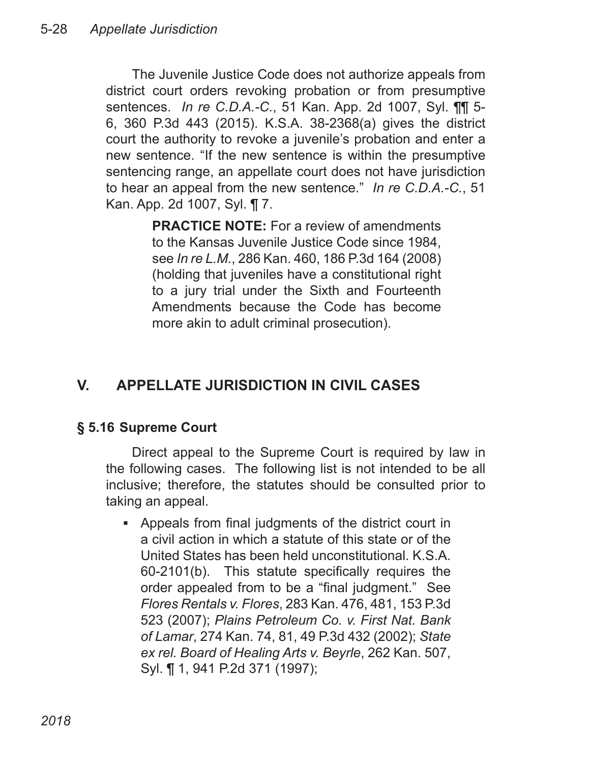The Juvenile Justice Code does not authorize appeals from district court orders revoking probation or from presumptive sentences. *In re C.D.A.-C.*, 51 Kan. App. 2d 1007, Syl. ¶¶ 5-6, 360 P.3d 443 (2015). K.S.A. 38-2368(a) gives the district court the authority to revoke a juvenile's probation and enter a new sentence. "If the new sentence is within the presumptive sentencing range, an appellate court does not have jurisdiction to hear an appeal from the new sentence." *In re C.D.A.-C.*, 51 Kan. App. 2d 1007, Syl. ¶ 7.

> **PRACTICE NOTE:** For a review of amendments to the Kansas Juvenile Justice Code since 1984, see *In re L.M.*, 286 Kan. 460, 186 P.3d 164 (2008) (holding that juveniles have a constitutional right to a jury trial under the Sixth and Fourteenth Amendments because the Code has become more akin to adult criminal prosecution).

## V. APPELLATE JURISDICTION IN CIVIL CASES

### § 5.16 Supreme Court

Direct appeal to the Supreme Court is required by law in the following cases. The following list is not intended to be all inclusive; therefore, the statutes should be consulted prior to taking an appeal.

- Appeals from final judgments of the district court in a civil action in which a statute of this state or of the United States has been held unconstitutional. K.S.A. 60-2101(b). This statute specifically requires the order appealed from to be a "final judgment." See *Flores Rentals v. Flores*, 283 Kan. 476, 481, 153 P.3d 523 (2007); *Plains Petroleum Co. v. First Nat. Bank of Lamar*, 274 Kan. 74, 81, 49 P.3d 432 (2002); *State ex rel. Board of Healing Arts v. Beyrle*, 262 Kan. 507, Syl. ¶ 1, 941 P.2d 371 (1997);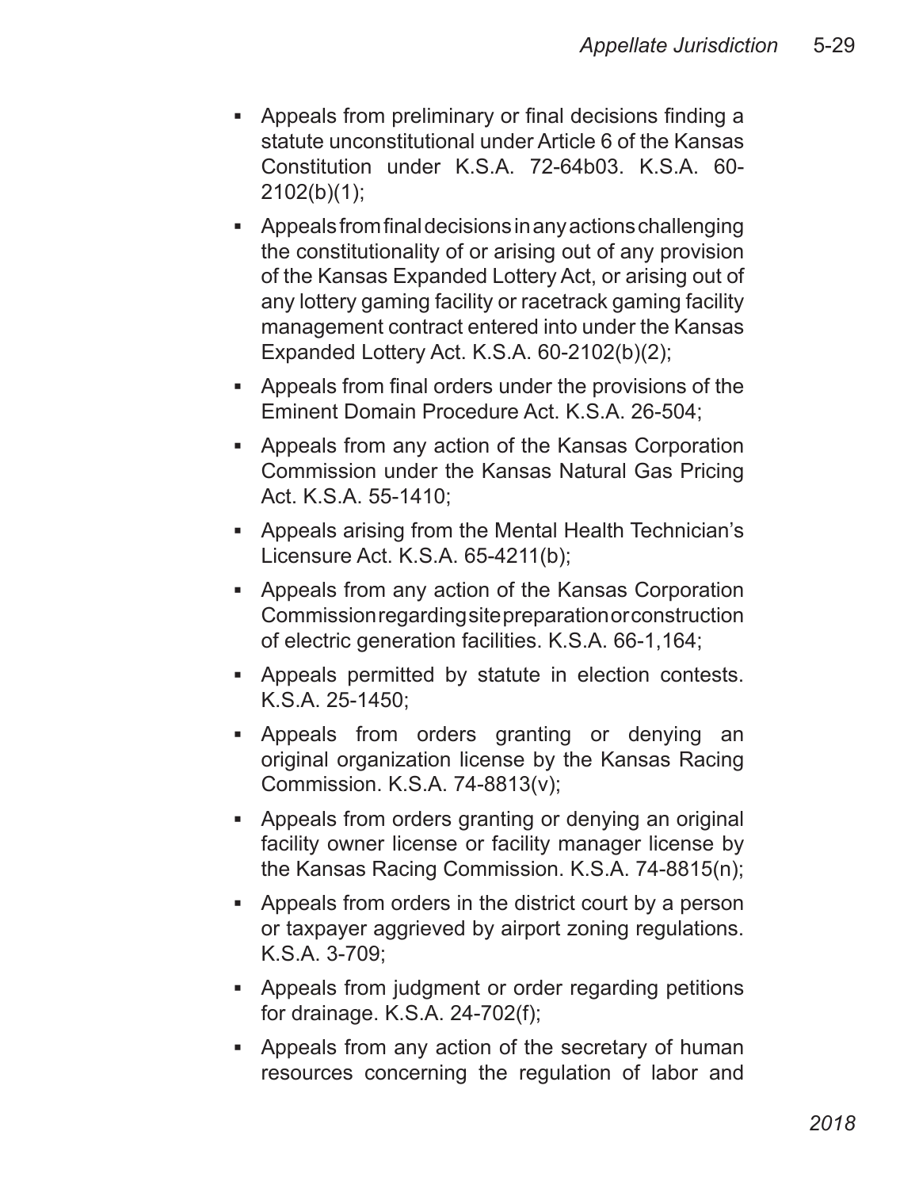- Appeals from preliminary or final decisions finding a statute unconstitutional under Article 6 of the Kansas Constitution under K.S.A. 72-64b03. K.S.A. 60-2102(b)(1);
- Appeals from final decisions in any actions challenging the constitutionality of or arising out of any provision of the Kansas Expanded Lottery Act, or arising out of any lottery gaming facility or racetrack gaming facility management contract entered into under the Kansas Expanded Lottery Act. K.S.A. 60-2102(b)(2);
- Appeals from final orders under the provisions of the Eminent Domain Procedure Act. K.S.A. 26-504;
- Appeals from any action of the Kansas Corporation Commission under the Kansas Natural Gas Pricing Act. K.S.A. 55-1410;
- Appeals arising from the Mental Health Technician's Licensure Act. K.S.A. 65-4211(b);
- Appeals from any action of the Kansas Corporation Commission regarding site preparation or construction of electric generation facilities. K.S.A. 66-1,164;
- Appeals permitted by statute in election contests. K.S.A. 25-1450;
- Appeals from orders granting or denying an original organization license by the Kansas Racing Commission. K.S.A. 74-8813(v);
- Appeals from orders granting or denying an original facility owner license or facility manager license by the Kansas Racing Commission. K.S.A. 74-8815(n);
- Appeals from orders in the district court by a person or taxpayer aggrieved by airport zoning regulations. K.S.A. 3-709;
- Appeals from judgment or order regarding petitions for drainage. K.S.A. 24-702(f);
- Appeals from any action of the secretary of human resources concerning the regulation of labor and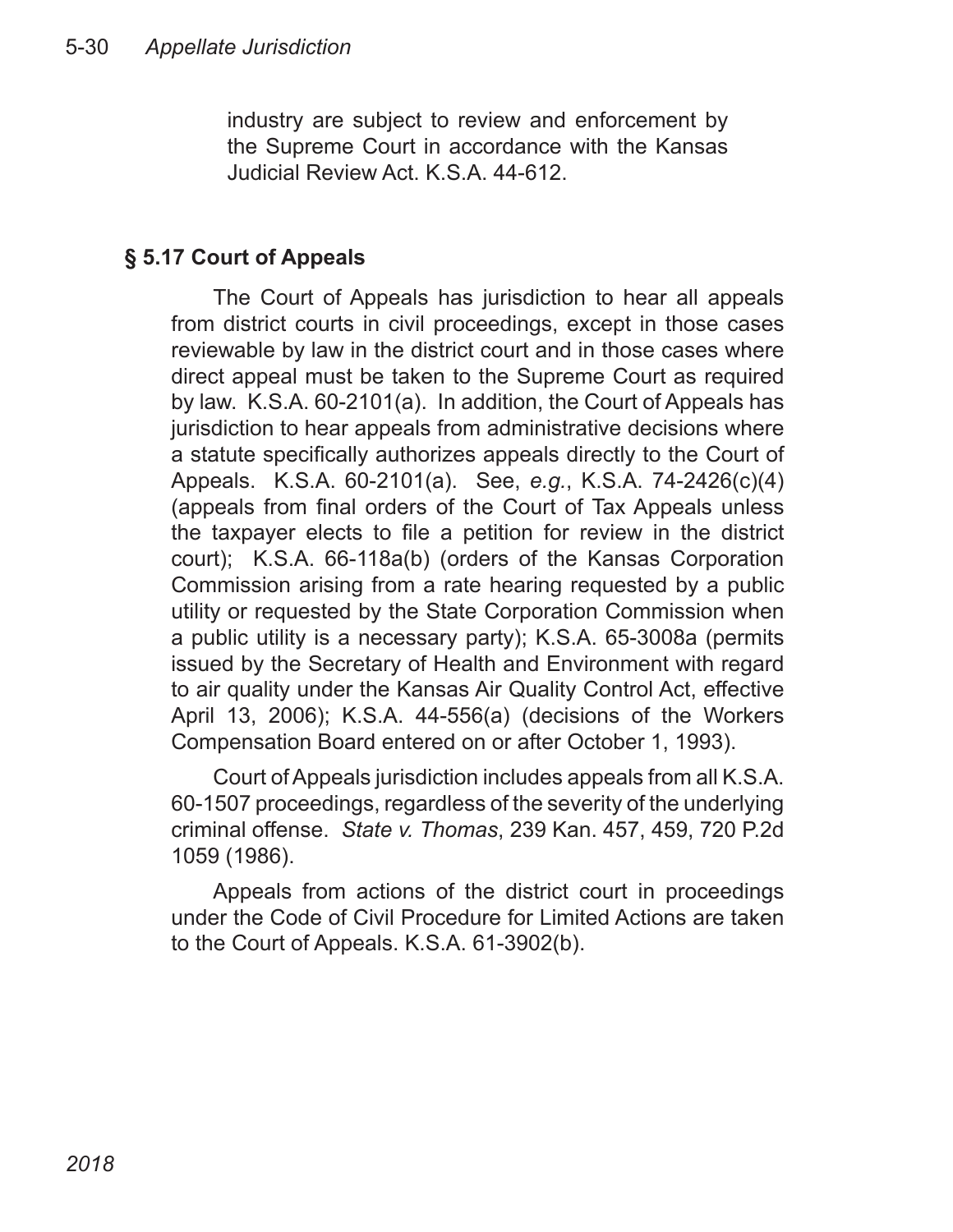industry are subject to review and enforcement by the Supreme Court in accordance with the Kansas Judicial Review Act. K.S.A. 44-612.

### § 5.17 Court of Appeals

The Court of Appeals has jurisdiction to hear all appeals from district courts in civil proceedings, except in those cases reviewable by law in the district court and in those cases where direct appeal must be taken to the Supreme Court as required by law. K.S.A. 60-2101(a). In addition, the Court of Appeals has jurisdiction to hear appeals from administrative decisions where a statute specifically authorizes appeals directly to the Court of Appeals. K.S.A. 60-2101(a). See, *e.g.*, K.S.A. 74-2426(c)(4) (appeals from final orders of the Court of Tax Appeals unless the taxpayer elects to file a petition for review in the district court); K.S.A. 66-118a(b) (orders of the Kansas Corporation Commission arising from a rate hearing requested by a public utility or requested by the State Corporation Commission when a public utility is a necessary party); K.S.A. 65-3008a (permits issued by the Secretary of Health and Environment with regard to air quality under the Kansas Air Quality Control Act, effective April 13, 2006); K.S.A. 44-556(a) (decisions of the Workers Compensation Board entered on or after October 1, 1993).

Court of Appeals jurisdiction includes appeals from all K.S.A. 60-1507 proceedings, regardless of the severity of the underlying criminal offense. *State v. Thomas*, 239 Kan. 457, 459, 720 P.2d 1059 (1986).

Appeals from actions of the district court in proceedings under the Code of Civil Procedure for Limited Actions are taken to the Court of Appeals. K.S.A. 61-3902(b).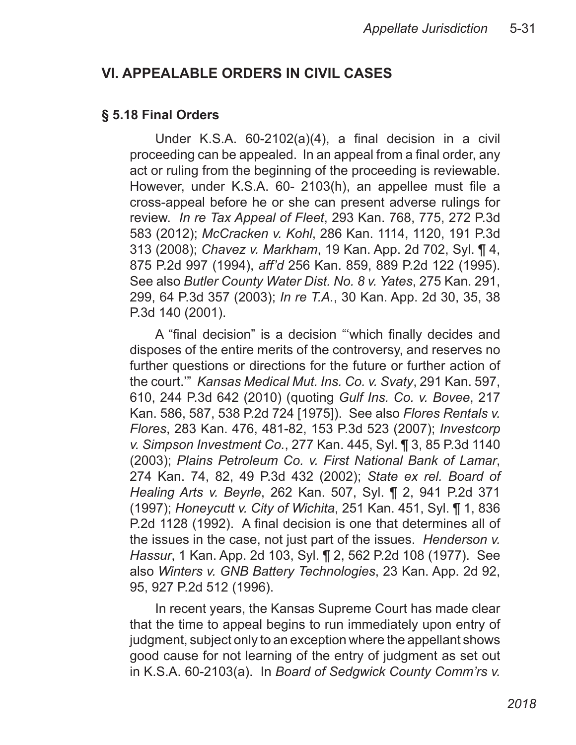## VI. APPEALABLE ORDERS IN CIVIL CASES

### § 5.18 Final Orders

Under K.S.A. 60-2102(a)(4), a final decision in a civil proceeding can be appealed. In an appeal from a final order, any act or ruling from the beginning of the proceeding is reviewable. However, under K.S.A. 60- 2103(h), an appellee must file a cross-appeal before he or she can present adverse rulings for review. *In re Tax Appeal of Fleet*, 293 Kan. 768, 775, 272 P.3d 583 (2012); *McCracken v. Kohl*, 286 Kan. 1114, 1120, 191 P.3d 313 (2008); *Chavez v. Markham*, 19 Kan. App. 2d 702, Syl. ¶ 4, 875 P.2d 997 (1994), *aff'd* 256 Kan. 859, 889 P.2d 122 (1995). See also *Butler County Water Dist. No. 8 v. Yates*, 275 Kan. 291, 299, 64 P.3d 357 (2003); *In re T.A.*, 30 Kan. App. 2d 30, 35, 38 P.3d 140 (2001).

A "final decision" is a decision "'which finally decides and disposes of the entire merits of the controversy, and reserves no further questions or directions for the future or further action of the court.'" *Kansas Medical Mut. Ins. Co. v. Svaty*, 291 Kan. 597, 610, 244 P.3d 642 (2010) (quoting *Gulf Ins. Co. v. Bovee*, 217 Kan. 586, 587, 538 P.2d 724 [1975]). See also *Flores Rentals v. Flores*, 283 Kan. 476, 481-82, 153 P.3d 523 (2007); *Investcorp v. Simpson Investment Co.*, 277 Kan. 445, Syl. ¶ 3, 85 P.3d 1140 (2003); *Plains Petroleum Co. v. First National Bank of Lamar*, 274 Kan. 74, 82, 49 P.3d 432 (2002); *State ex rel. Board of Healing Arts v. Beyrle*, 262 Kan. 507, Syl. ¶ 2, 941 P.2d 371 (1997); *Honeycutt v. City of Wichita*, 251 Kan. 451, Syl. ¶ 1, 836 P.2d 1128 (1992). A final decision is one that determines all of the issues in the case, not just part of the issues. *Henderson v. Hassur*, 1 Kan. App. 2d 103, Syl. ¶ 2, 562 P.2d 108 (1977). See also *Winters v. GNB Battery Technologies*, 23 Kan. App. 2d 92, 95, 927 P.2d 512 (1996).

In recent years, the Kansas Supreme Court has made clear that the time to appeal begins to run immediately upon entry of judgment, subject only to an exception where the appellant shows good cause for not learning of the entry of judgment as set out in K.S.A. 60-2103(a). In *Board of Sedgwick County Comm'rs v.*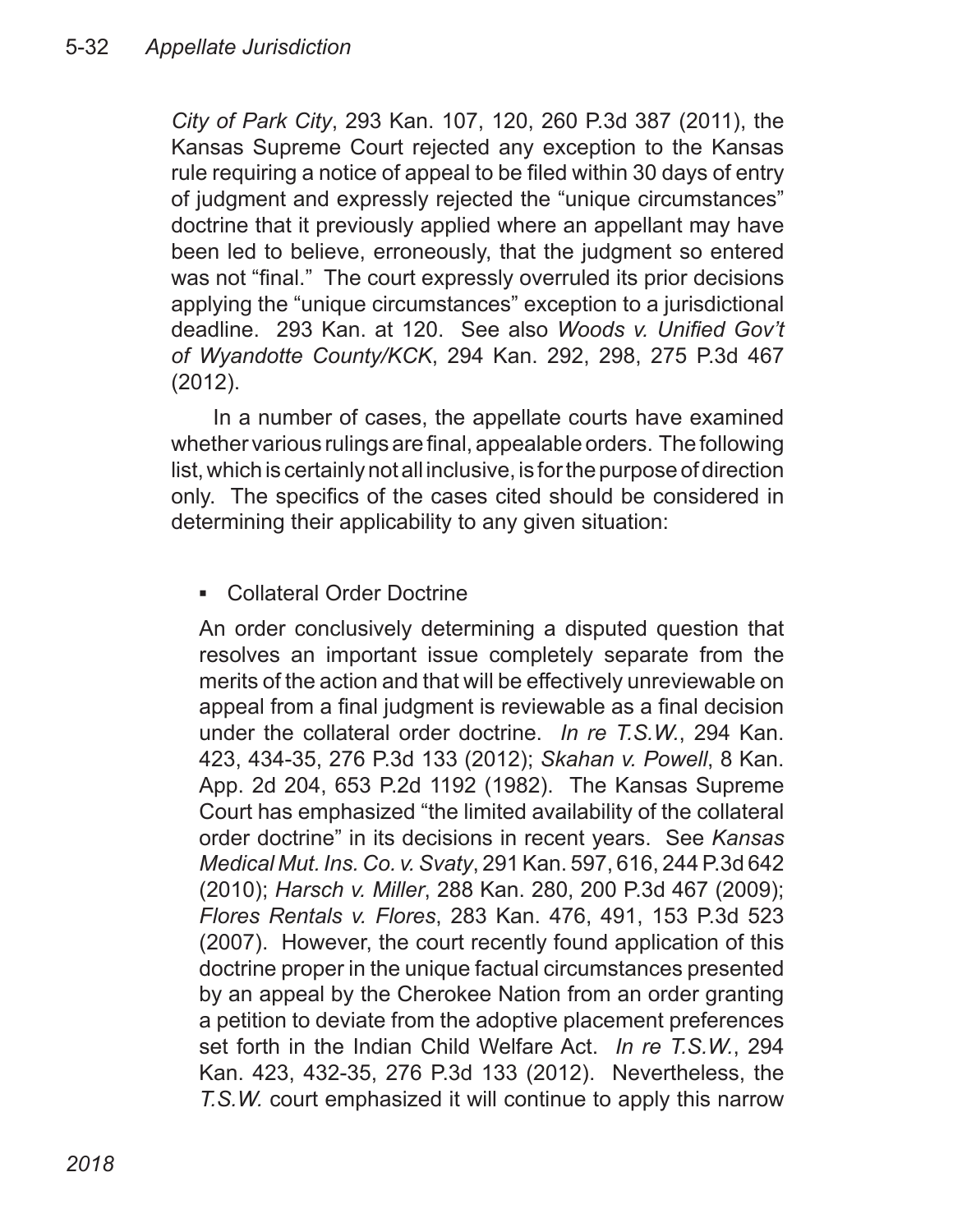*City of Park City*, 293 Kan. 107, 120, 260 P.3d 387 (2011), the Kansas Supreme Court rejected any exception to the Kansas rule requiring a notice of appeal to be filed within 30 days of entry of judgment and expressly rejected the "unique circumstances" doctrine that it previously applied where an appellant may have been led to believe, erroneously, that the judgment so entered was not "final." The court expressly overruled its prior decisions applying the "unique circumstances" exception to a jurisdictional deadline. 293 Kan. at 120. See also *Woods v. Unified Gov't of Wyandotte County/KCK*, 294 Kan. 292, 298, 275 P.3d 467 (2012).

In a number of cases, the appellate courts have examined whether various rulings are final, appealable orders. The following list, which is certainly not all inclusive, is for the purpose of direction only. The specifics of the cases cited should be considered in determining their applicability to any given situation:

- Collateral Order Doctrine

  An order conclusively determining a disputed question that resolves an important issue completely separate from the merits of the action and that will be effectively unreviewable on appeal from a final judgment is reviewable as a final decision under the collateral order doctrine. *In re T.S.W.*, 294 Kan. 423, 434-35, 276 P.3d 133 (2012); *Skahan v. Powell*, 8 Kan. App. 2d 204, 653 P.2d 1192 (1982). The Kansas Supreme Court has emphasized "the limited availability of the collateral order doctrine" in its decisions in recent years. See *Kansas Medical Mut. Ins. Co. v. Svaty*, 291 Kan. 597, 616, 244 P.3d 642 (2010); *Harsch v. Miller*, 288 Kan. 280, 200 P.3d 467 (2009); *Flores Rentals v. Flores*, 283 Kan. 476, 491, 153 P.3d 523 (2007). However, the court recently found application of this doctrine proper in the unique factual circumstances presented by an appeal by the Cherokee Nation from an order granting a petition to deviate from the adoptive placement preferences set forth in the Indian Child Welfare Act. *In re T.S.W.*, 294 Kan. 423, 432-35, 276 P.3d 133 (2012). Nevertheless, the *T.S.W.* court emphasized it will continue to apply this narrow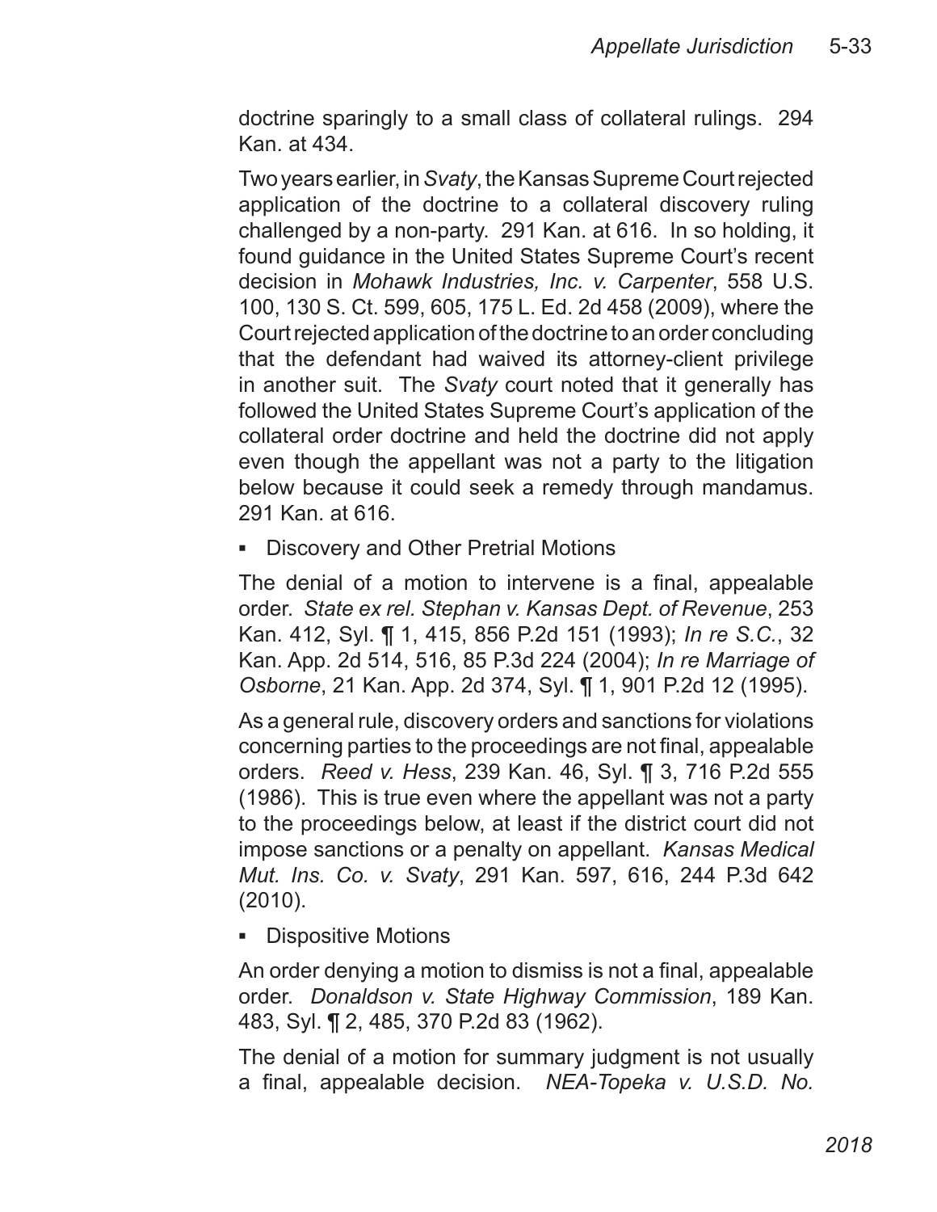doctrine sparingly to a small class of collateral rulings. 294 Kan. at 434.

Two years earlier, in *Svaty*, the Kansas Supreme Court rejected application of the doctrine to a collateral discovery ruling challenged by a non-party. 291 Kan. at 616. In so holding, it found guidance in the United States Supreme Court's recent decision in *Mohawk Industries, Inc. v. Carpenter*, 558 U.S. 100, 130 S. Ct. 599, 605, 175 L. Ed. 2d 458 (2009), where the Court rejected application of the doctrine to an order concluding that the defendant had waived its attorney-client privilege in another suit. The *Svaty* court noted that it generally has followed the United States Supreme Court's application of the collateral order doctrine and held the doctrine did not apply even though the appellant was not a party to the litigation below because it could seek a remedy through mandamus. 291 Kan. at 616.

- Discovery and Other Pretrial Motions

The denial of a motion to intervene is a final, appealable order. *State ex rel. Stephan v. Kansas Dept. of Revenue*, 253 Kan. 412, Syl. ¶ 1, 415, 856 P.2d 151 (1993); *In re S.C.*, 32 Kan. App. 2d 514, 516, 85 P.3d 224 (2004); *In re Marriage of Osborne*, 21 Kan. App. 2d 374, Syl. ¶ 1, 901 P.2d 12 (1995).

As a general rule, discovery orders and sanctions for violations concerning parties to the proceedings are not final, appealable orders. *Reed v. Hess*, 239 Kan. 46, Syl. ¶ 3, 716 P.2d 555 (1986). This is true even where the appellant was not a party to the proceedings below, at least if the district court did not impose sanctions or a penalty on appellant. *Kansas Medical Mut. Ins. Co. v. Svaty*, 291 Kan. 597, 616, 244 P.3d 642 (2010).

- Dispositive Motions

An order denying a motion to dismiss is not a final, appealable order. *Donaldson v. State Highway Commission*, 189 Kan. 483, Syl. ¶ 2, 485, 370 P.2d 83 (1962).

The denial of a motion for summary judgment is not usually a final, appealable decision. *NEA-Topeka v. U.S.D. No.*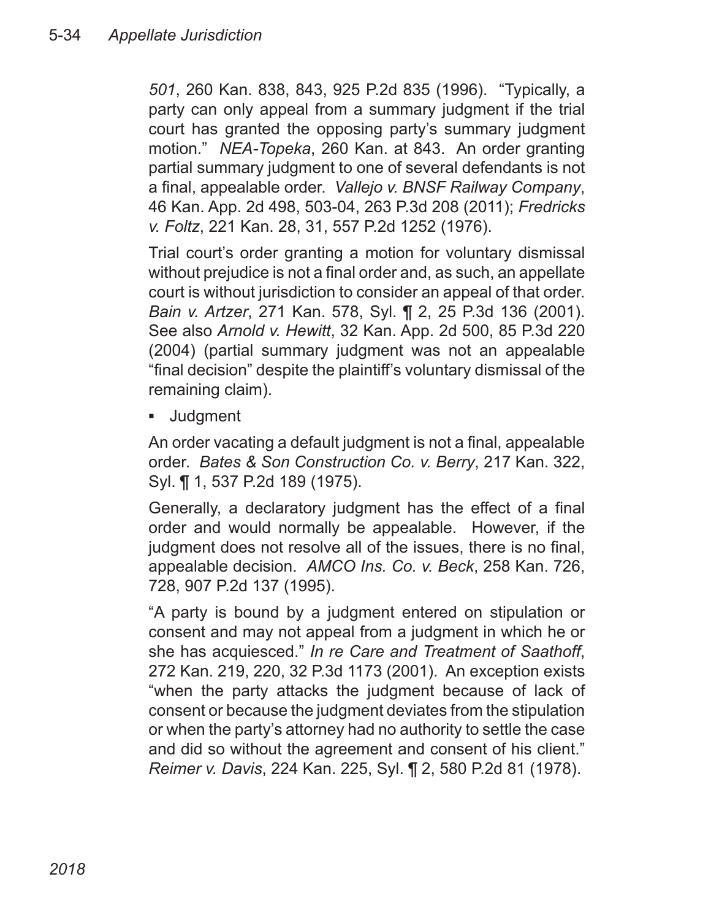*501*, 260 Kan. 838, 843, 925 P.2d 835 (1996). "Typically, a party can only appeal from a summary judgment if the trial court has granted the opposing party's summary judgment motion." *NEA-Topeka*, 260 Kan. at 843. An order granting partial summary judgment to one of several defendants is not a final, appealable order. *Vallejo v. BNSF Railway Company*, 46 Kan. App. 2d 498, 503-04, 263 P.3d 208 (2011); *Fredricks v. Foltz*, 221 Kan. 28, 31, 557 P.2d 1252 (1976).

Trial court's order granting a motion for voluntary dismissal without prejudice is not a final order and, as such, an appellate court is without jurisdiction to consider an appeal of that order. *Bain v. Artzer*, 271 Kan. 578, Syl. ¶ 2, 25 P.3d 136 (2001). See also *Arnold v. Hewitt*, 32 Kan. App. 2d 500, 85 P.3d 220 (2004) (partial summary judgment was not an appealable "final decision" despite the plaintiff's voluntary dismissal of the remaining claim).

- Judgment

An order vacating a default judgment is not a final, appealable order. *Bates & Son Construction Co. v. Berry*, 217 Kan. 322, Syl. ¶ 1, 537 P.2d 189 (1975).

Generally, a declaratory judgment has the effect of a final order and would normally be appealable. However, if the judgment does not resolve all of the issues, there is no final, appealable decision. *AMCO Ins. Co. v. Beck*, 258 Kan. 726, 728, 907 P.2d 137 (1995).

"A party is bound by a judgment entered on stipulation or consent and may not appeal from a judgment in which he or she has acquiesced." *In re Care and Treatment of Saathoff*, 272 Kan. 219, 220, 32 P.3d 1173 (2001). An exception exists "when the party attacks the judgment because of lack of consent or because the judgment deviates from the stipulation or when the party's attorney had no authority to settle the case and did so without the agreement and consent of his client." *Reimer v. Davis*, 224 Kan. 225, Syl. ¶ 2, 580 P.2d 81 (1978).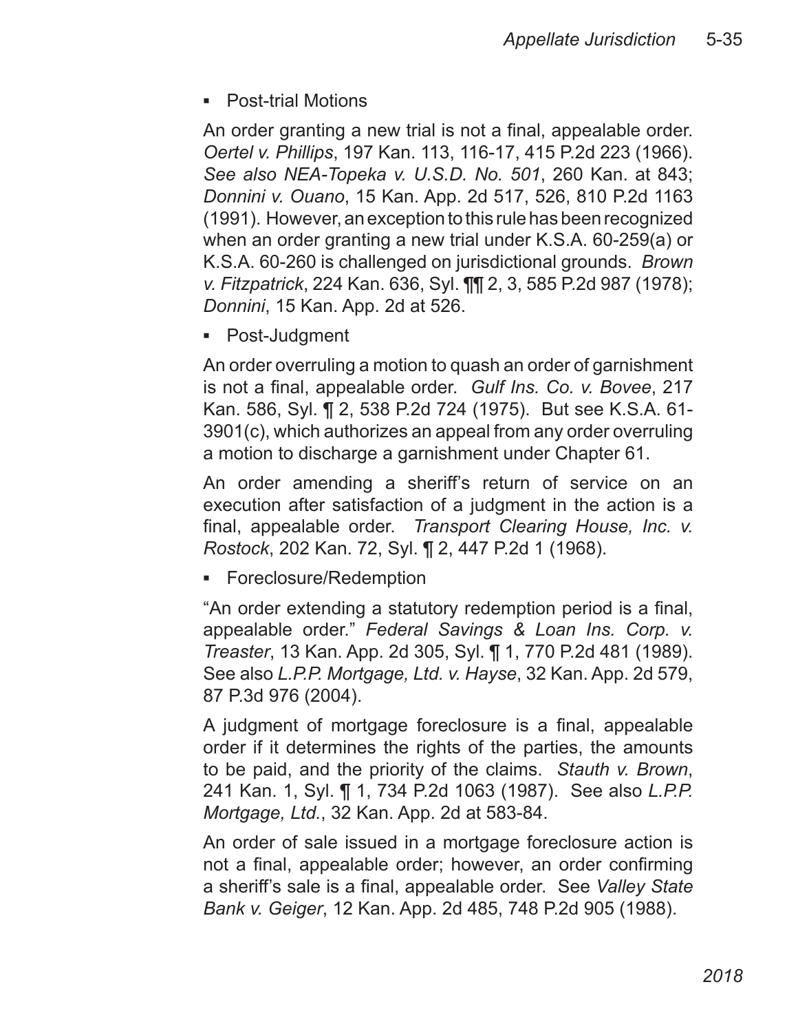- Post-trial Motions

An order granting a new trial is not a final, appealable order. *Oertel v. Phillips*, 197 Kan. 113, 116-17, 415 P.2d 223 (1966). *See also NEA-Topeka v. U.S.D. No. 501*, 260 Kan. at 843; *Donnini v. Ouano*, 15 Kan. App. 2d 517, 526, 810 P.2d 1163 (1991). However, an exception to this rule has been recognized when an order granting a new trial under K.S.A. 60-259(a) or K.S.A. 60-260 is challenged on jurisdictional grounds. *Brown v. Fitzpatrick*, 224 Kan. 636, Syl. ¶¶ 2, 3, 585 P.2d 987 (1978); *Donnini*, 15 Kan. App. 2d at 526.

- Post-Judgment

An order overruling a motion to quash an order of garnishment is not a final, appealable order. *Gulf Ins. Co. v. Bovee*, 217 Kan. 586, Syl. ¶ 2, 538 P.2d 724 (1975). But see K.S.A. 61-3901(c), which authorizes an appeal from any order overruling a motion to discharge a garnishment under Chapter 61.

An order amending a sheriff's return of service on an execution after satisfaction of a judgment in the action is a final, appealable order. *Transport Clearing House, Inc. v. Rostock*, 202 Kan. 72, Syl. ¶ 2, 447 P.2d 1 (1968).

- Foreclosure/Redemption

"An order extending a statutory redemption period is a final, appealable order." *Federal Savings & Loan Ins. Corp. v. Treaster*, 13 Kan. App. 2d 305, Syl. ¶ 1, 770 P.2d 481 (1989). See also *L.P.P. Mortgage, Ltd. v. Hayse*, 32 Kan. App. 2d 579, 87 P.3d 976 (2004).

A judgment of mortgage foreclosure is a final, appealable order if it determines the rights of the parties, the amounts to be paid, and the priority of the claims. *Stauth v. Brown*, 241 Kan. 1, Syl. ¶ 1, 734 P.2d 1063 (1987). See also *L.P.P. Mortgage, Ltd.*, 32 Kan. App. 2d at 583-84.

An order of sale issued in a mortgage foreclosure action is not a final, appealable order; however, an order confirming a sheriff's sale is a final, appealable order. See *Valley State Bank v. Geiger*, 12 Kan. App. 2d 485, 748 P.2d 905 (1988).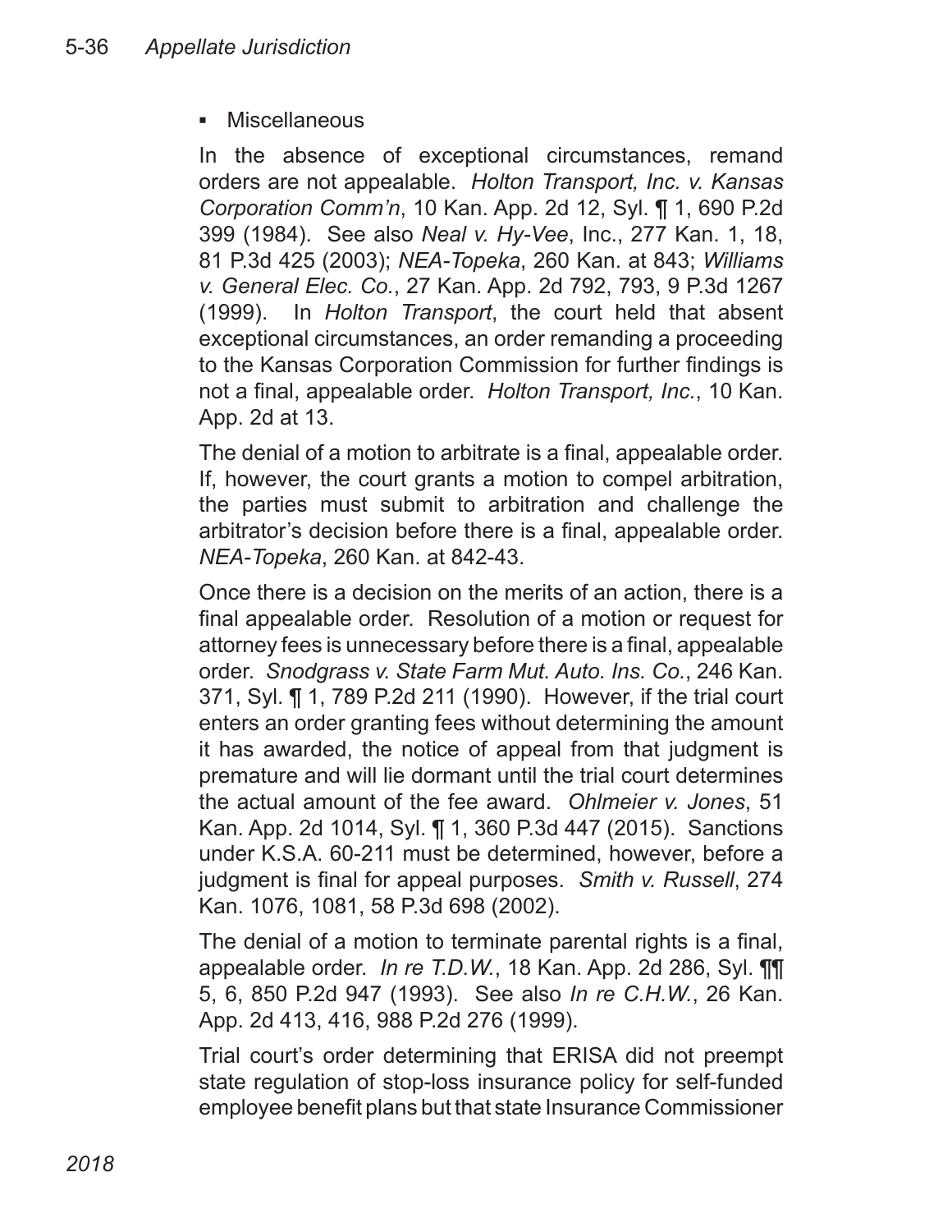- Miscellaneous

In the absence of exceptional circumstances, remand orders are not appealable. *Holton Transport, Inc. v. Kansas Corporation Comm'n*, 10 Kan. App. 2d 12, Syl. ¶ 1, 690 P.2d 399 (1984). See also *Neal v. Hy-Vee*, Inc., 277 Kan. 1, 18, 81 P.3d 425 (2003); *NEA-Topeka*, 260 Kan. at 843; *Williams v. General Elec. Co.*, 27 Kan. App. 2d 792, 793, 9 P.3d 1267 (1999). In *Holton Transport*, the court held that absent exceptional circumstances, an order remanding a proceeding to the Kansas Corporation Commission for further findings is not a final, appealable order. *Holton Transport, Inc.*, 10 Kan. App. 2d at 13.

The denial of a motion to arbitrate is a final, appealable order. If, however, the court grants a motion to compel arbitration, the parties must submit to arbitration and challenge the arbitrator's decision before there is a final, appealable order. *NEA-Topeka*, 260 Kan. at 842-43.

Once there is a decision on the merits of an action, there is a final appealable order. Resolution of a motion or request for attorney fees is unnecessary before there is a final, appealable order. *Snodgrass v. State Farm Mut. Auto. Ins. Co.*, 246 Kan. 371, Syl. ¶ 1, 789 P.2d 211 (1990). However, if the trial court enters an order granting fees without determining the amount it has awarded, the notice of appeal from that judgment is premature and will lie dormant until the trial court determines the actual amount of the fee award. *Ohlmeier v. Jones*, 51 Kan. App. 2d 1014, Syl. ¶ 1, 360 P.3d 447 (2015). Sanctions under K.S.A. 60-211 must be determined, however, before a judgment is final for appeal purposes. *Smith v. Russell*, 274 Kan. 1076, 1081, 58 P.3d 698 (2002).

The denial of a motion to terminate parental rights is a final, appealable order. *In re T.D.W.*, 18 Kan. App. 2d 286, Syl. ¶¶ 5, 6, 850 P.2d 947 (1993). See also *In re C.H.W.*, 26 Kan. App. 2d 413, 416, 988 P.2d 276 (1999).

Trial court's order determining that ERISA did not preempt state regulation of stop-loss insurance policy for self-funded employee benefit plans but that state Insurance Commissioner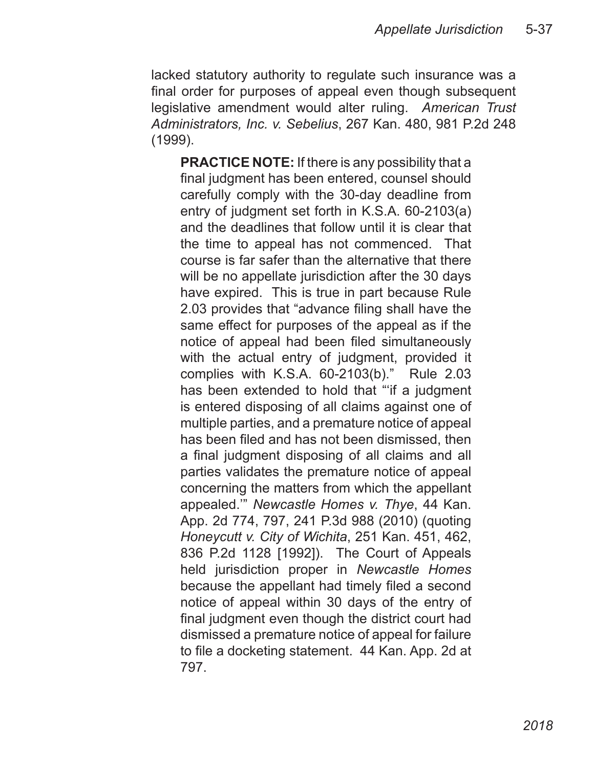lacked statutory authority to regulate such insurance was a final order for purposes of appeal even though subsequent legislative amendment would alter ruling. *American Trust Administrators, Inc. v. Sebelius*, 267 Kan. 480, 981 P.2d 248 (1999).

> **PRACTICE NOTE:** If there is any possibility that a final judgment has been entered, counsel should carefully comply with the 30-day deadline from entry of judgment set forth in K.S.A. 60-2103(a) and the deadlines that follow until it is clear that the time to appeal has not commenced. That course is far safer than the alternative that there will be no appellate jurisdiction after the 30 days have expired. This is true in part because Rule 2.03 provides that "advance filing shall have the same effect for purposes of the appeal as if the notice of appeal had been filed simultaneously with the actual entry of judgment, provided it complies with K.S.A. 60-2103(b)." Rule 2.03 has been extended to hold that "'if a judgment is entered disposing of all claims against one of multiple parties, and a premature notice of appeal has been filed and has not been dismissed, then a final judgment disposing of all claims and all parties validates the premature notice of appeal concerning the matters from which the appellant appealed.'" *Newcastle Homes v. Thye*, 44 Kan. App. 2d 774, 797, 241 P.3d 988 (2010) (quoting *Honeycutt v. City of Wichita*, 251 Kan. 451, 462, 836 P.2d 1128 [1992]). The Court of Appeals held jurisdiction proper in *Newcastle Homes* because the appellant had timely filed a second notice of appeal within 30 days of the entry of final judgment even though the district court had dismissed a premature notice of appeal for failure to file a docketing statement. 44 Kan. App. 2d at 797.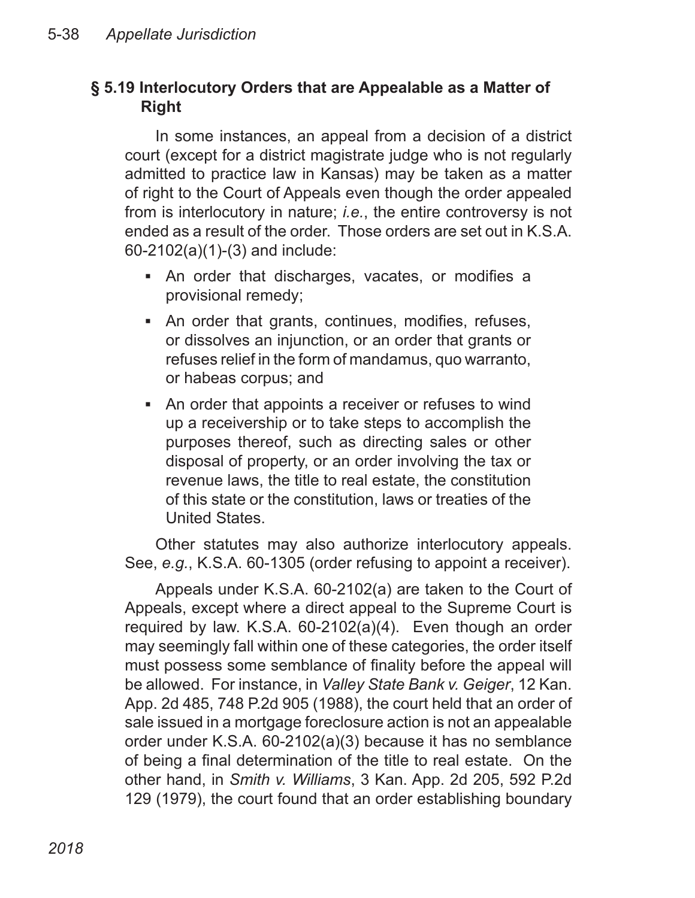## § 5.19 Interlocutory Orders that are Appealable as a Matter of Right

In some instances, an appeal from a decision of a district court (except for a district magistrate judge who is not regularly admitted to practice law in Kansas) may be taken as a matter of right to the Court of Appeals even though the order appealed from is interlocutory in nature; *i.e.*, the entire controversy is not ended as a result of the order. Those orders are set out in K.S.A. 60-2102(a)(1)-(3) and include:

- An order that discharges, vacates, or modifies a provisional remedy;
- An order that grants, continues, modifies, refuses, or dissolves an injunction, or an order that grants or refuses relief in the form of mandamus, quo warranto, or habeas corpus; and
- An order that appoints a receiver or refuses to wind up a receivership or to take steps to accomplish the purposes thereof, such as directing sales or other disposal of property, or an order involving the tax or revenue laws, the title to real estate, the constitution of this state or the constitution, laws or treaties of the United States.

Other statutes may also authorize interlocutory appeals. See, *e.g.*, K.S.A. 60-1305 (order refusing to appoint a receiver).

Appeals under K.S.A. 60-2102(a) are taken to the Court of Appeals, except where a direct appeal to the Supreme Court is required by law. K.S.A. 60-2102(a)(4). Even though an order may seemingly fall within one of these categories, the order itself must possess some semblance of finality before the appeal will be allowed. For instance, in *Valley State Bank v. Geiger*, 12 Kan. App. 2d 485, 748 P.2d 905 (1988), the court held that an order of sale issued in a mortgage foreclosure action is not an appealable order under K.S.A. 60-2102(a)(3) because it has no semblance of being a final determination of the title to real estate. On the other hand, in *Smith v. Williams*, 3 Kan. App. 2d 205, 592 P.2d 129 (1979), the court found that an order establishing boundary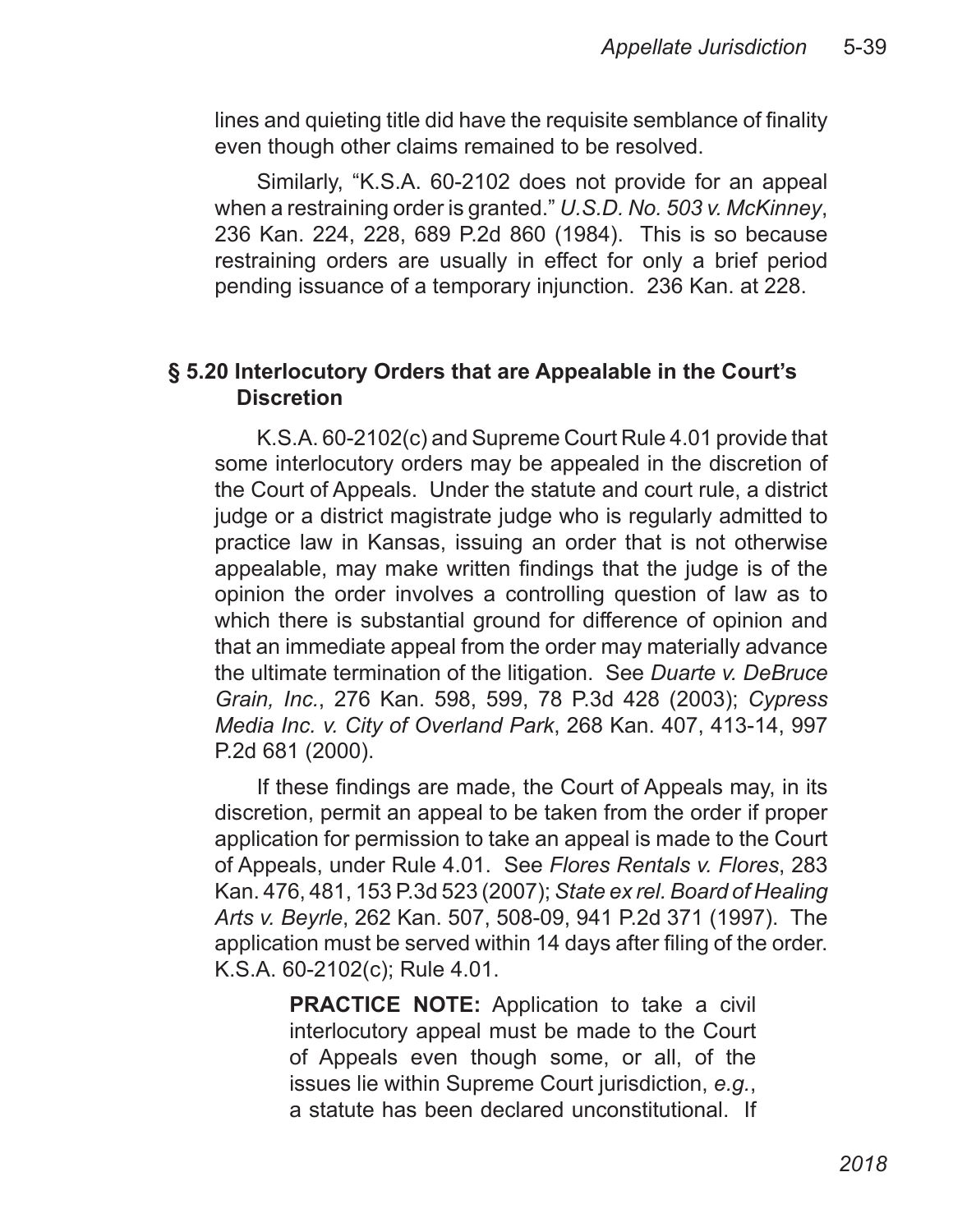lines and quieting title did have the requisite semblance of finality even though other claims remained to be resolved.

Similarly, "K.S.A. 60-2102 does not provide for an appeal when a restraining order is granted." *U.S.D. No. 503 v. McKinney*, 236 Kan. 224, 228, 689 P.2d 860 (1984). This is so because restraining orders are usually in effect for only a brief period pending issuance of a temporary injunction. 236 Kan. at 228.

## § 5.20 Interlocutory Orders that are Appealable in the Court's Discretion

K.S.A. 60-2102(c) and Supreme Court Rule 4.01 provide that some interlocutory orders may be appealed in the discretion of the Court of Appeals. Under the statute and court rule, a district judge or a district magistrate judge who is regularly admitted to practice law in Kansas, issuing an order that is not otherwise appealable, may make written findings that the judge is of the opinion the order involves a controlling question of law as to which there is substantial ground for difference of opinion and that an immediate appeal from the order may materially advance the ultimate termination of the litigation. See *Duarte v. DeBruce Grain, Inc.*, 276 Kan. 598, 599, 78 P.3d 428 (2003); *Cypress Media Inc. v. City of Overland Park*, 268 Kan. 407, 413-14, 997 P.2d 681 (2000).

If these findings are made, the Court of Appeals may, in its discretion, permit an appeal to be taken from the order if proper application for permission to take an appeal is made to the Court of Appeals, under Rule 4.01. See *Flores Rentals v. Flores*, 283 Kan. 476, 481, 153 P.3d 523 (2007); *State ex rel. Board of Healing Arts v. Beyrle*, 262 Kan. 507, 508-09, 941 P.2d 371 (1997). The application must be served within 14 days after filing of the order. K.S.A. 60-2102(c); Rule 4.01.

> **PRACTICE NOTE:** Application to take a civil interlocutory appeal must be made to the Court of Appeals even though some, or all, of the issues lie within Supreme Court jurisdiction, *e.g.*, a statute has been declared unconstitutional. If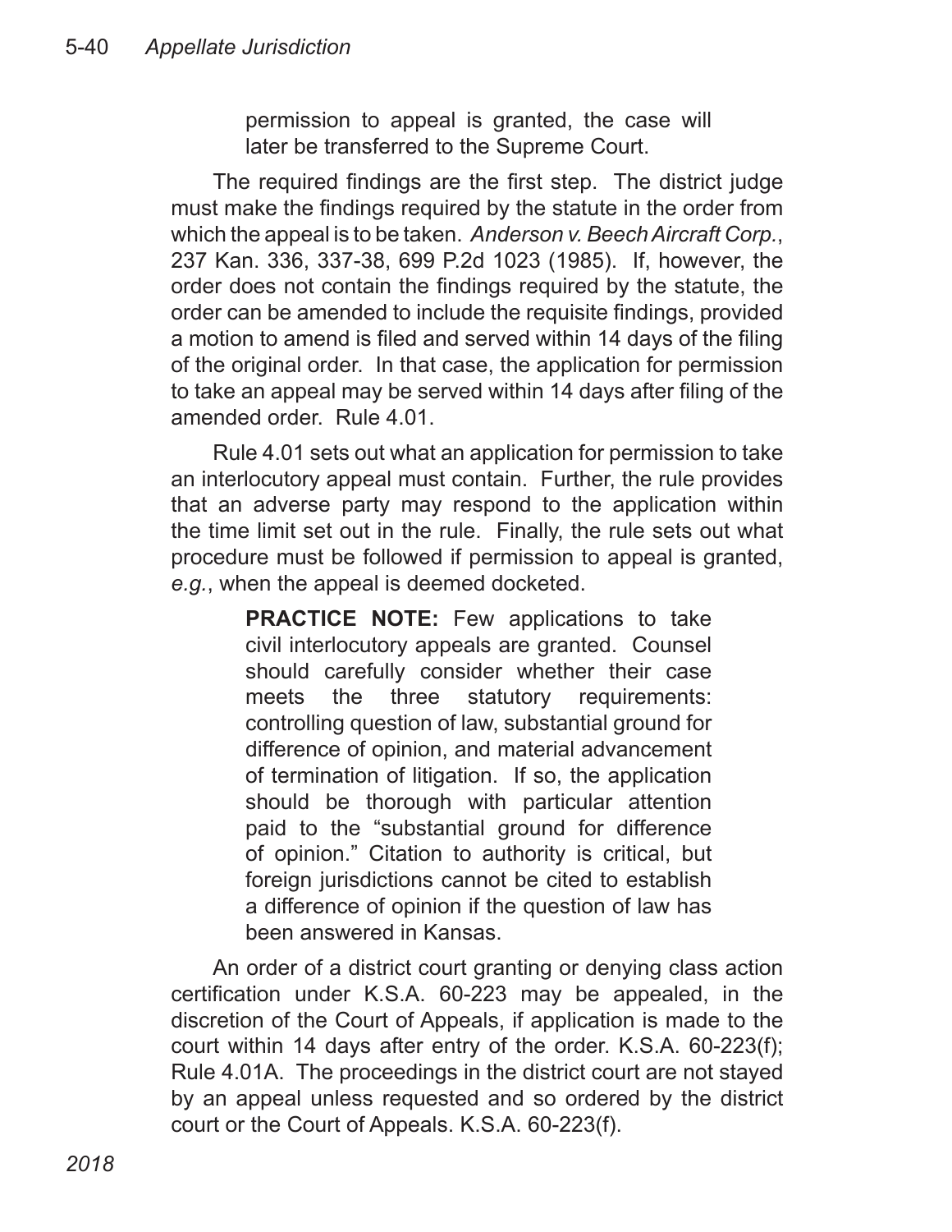permission to appeal is granted, the case will later be transferred to the Supreme Court.

The required findings are the first step. The district judge must make the findings required by the statute in the order from which the appeal is to be taken. *Anderson v. Beech Aircraft Corp.*, 237 Kan. 336, 337-38, 699 P.2d 1023 (1985). If, however, the order does not contain the findings required by the statute, the order can be amended to include the requisite findings, provided a motion to amend is filed and served within 14 days of the filing of the original order. In that case, the application for permission to take an appeal may be served within 14 days after filing of the amended order. Rule 4.01.

Rule 4.01 sets out what an application for permission to take an interlocutory appeal must contain. Further, the rule provides that an adverse party may respond to the application within the time limit set out in the rule. Finally, the rule sets out what procedure must be followed if permission to appeal is granted, *e.g.*, when the appeal is deemed docketed.

> **PRACTICE NOTE:** Few applications to take civil interlocutory appeals are granted. Counsel should carefully consider whether their case meets the three statutory requirements: controlling question of law, substantial ground for difference of opinion, and material advancement of termination of litigation. If so, the application should be thorough with particular attention paid to the "substantial ground for difference of opinion." Citation to authority is critical, but foreign jurisdictions cannot be cited to establish a difference of opinion if the question of law has been answered in Kansas.

An order of a district court granting or denying class action certification under K.S.A. 60-223 may be appealed, in the discretion of the Court of Appeals, if application is made to the court within 14 days after entry of the order. K.S.A. 60-223(f); Rule 4.01A. The proceedings in the district court are not stayed by an appeal unless requested and so ordered by the district court or the Court of Appeals. K.S.A. 60-223(f).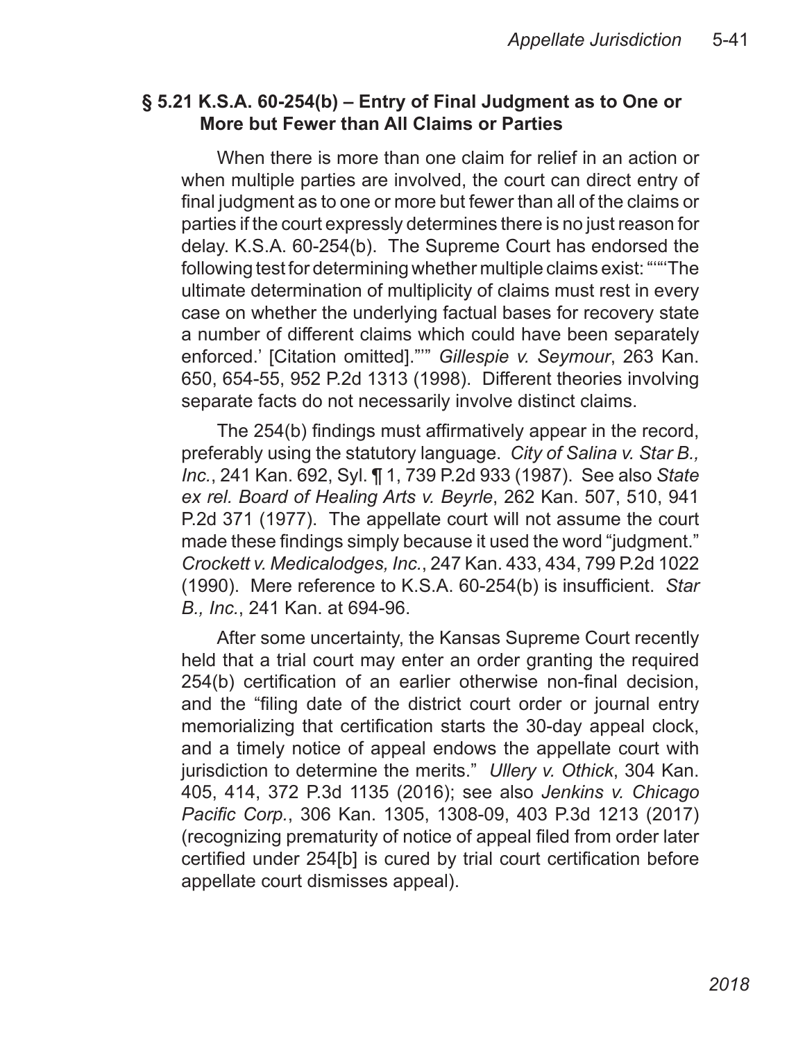## § 5.21 K.S.A. 60-254(b) – Entry of Final Judgment as to One or More but Fewer than All Claims or Parties

When there is more than one claim for relief in an action or when multiple parties are involved, the court can direct entry of final judgment as to one or more but fewer than all of the claims or parties if the court expressly determines there is no just reason for delay. K.S.A. 60-254(b). The Supreme Court has endorsed the following test for determining whether multiple claims exist: "'"The ultimate determination of multiplicity of claims must rest in every case on whether the underlying factual bases for recovery state a number of different claims which could have been separately enforced.' [Citation omitted]."'" *Gillespie v. Seymour*, 263 Kan. 650, 654-55, 952 P.2d 1313 (1998). Different theories involving separate facts do not necessarily involve distinct claims.

The 254(b) findings must affirmatively appear in the record, preferably using the statutory language. *City of Salina v. Star B., Inc.*, 241 Kan. 692, Syl. ¶ 1, 739 P.2d 933 (1987). See also *State ex rel. Board of Healing Arts v. Beyrle*, 262 Kan. 507, 510, 941 P.2d 371 (1977). The appellate court will not assume the court made these findings simply because it used the word "judgment." *Crockett v. Medicalodges, Inc.*, 247 Kan. 433, 434, 799 P.2d 1022 (1990). Mere reference to K.S.A. 60-254(b) is insufficient. *Star B., Inc.*, 241 Kan. at 694-96.

After some uncertainty, the Kansas Supreme Court recently held that a trial court may enter an order granting the required 254(b) certification of an earlier otherwise non-final decision, and the "filing date of the district court order or journal entry memorializing that certification starts the 30-day appeal clock, and a timely notice of appeal endows the appellate court with jurisdiction to determine the merits." *Ullery v. Othick*, 304 Kan. 405, 414, 372 P.3d 1135 (2016); see also *Jenkins v. Chicago Pacific Corp.*, 306 Kan. 1305, 1308-09, 403 P.3d 1213 (2017) (recognizing prematurity of notice of appeal filed from order later certified under 254[b] is cured by trial court certification before appellate court dismisses appeal).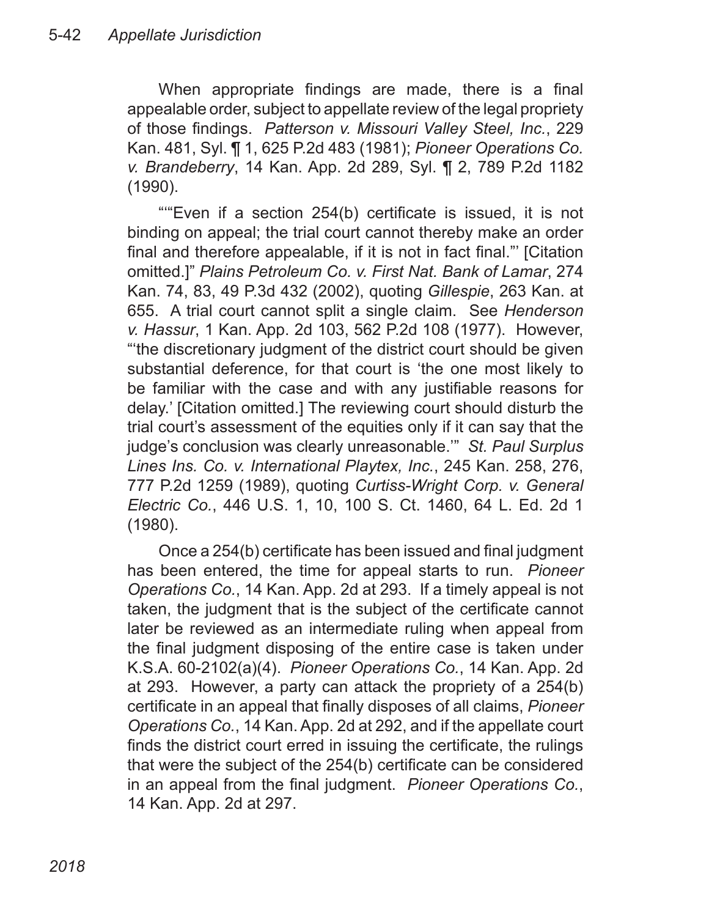When appropriate findings are made, there is a final appealable order, subject to appellate review of the legal propriety of those findings. *Patterson v. Missouri Valley Steel, Inc.*, 229 Kan. 481, Syl. ¶ 1, 625 P.2d 483 (1981); *Pioneer Operations Co. v. Brandeberry*, 14 Kan. App. 2d 289, Syl. ¶ 2, 789 P.2d 1182 (1990).

"'"Even if a section 254(b) certificate is issued, it is not binding on appeal; the trial court cannot thereby make an order final and therefore appealable, if it is not in fact final."' [Citation omitted.]" *Plains Petroleum Co. v. First Nat. Bank of Lamar*, 274 Kan. 74, 83, 49 P.3d 432 (2002), quoting *Gillespie*, 263 Kan. at 655. A trial court cannot split a single claim. See *Henderson v. Hassur*, 1 Kan. App. 2d 103, 562 P.2d 108 (1977). However, "'the discretionary judgment of the district court should be given substantial deference, for that court is 'the one most likely to be familiar with the case and with any justifiable reasons for delay.' [Citation omitted.] The reviewing court should disturb the trial court's assessment of the equities only if it can say that the judge's conclusion was clearly unreasonable.'" *St. Paul Surplus Lines Ins. Co. v. International Playtex, Inc.*, 245 Kan. 258, 276, 777 P.2d 1259 (1989), quoting *Curtiss-Wright Corp. v. General Electric Co.*, 446 U.S. 1, 10, 100 S. Ct. 1460, 64 L. Ed. 2d 1 (1980).

Once a 254(b) certificate has been issued and final judgment has been entered, the time for appeal starts to run. *Pioneer Operations Co.*, 14 Kan. App. 2d at 293. If a timely appeal is not taken, the judgment that is the subject of the certificate cannot later be reviewed as an intermediate ruling when appeal from the final judgment disposing of the entire case is taken under K.S.A. 60-2102(a)(4). *Pioneer Operations Co.*, 14 Kan. App. 2d at 293. However, a party can attack the propriety of a 254(b) certificate in an appeal that finally disposes of all claims, *Pioneer Operations Co.*, 14 Kan. App. 2d at 292, and if the appellate court finds the district court erred in issuing the certificate, the rulings that were the subject of the 254(b) certificate can be considered in an appeal from the final judgment. *Pioneer Operations Co.*, 14 Kan. App. 2d at 297.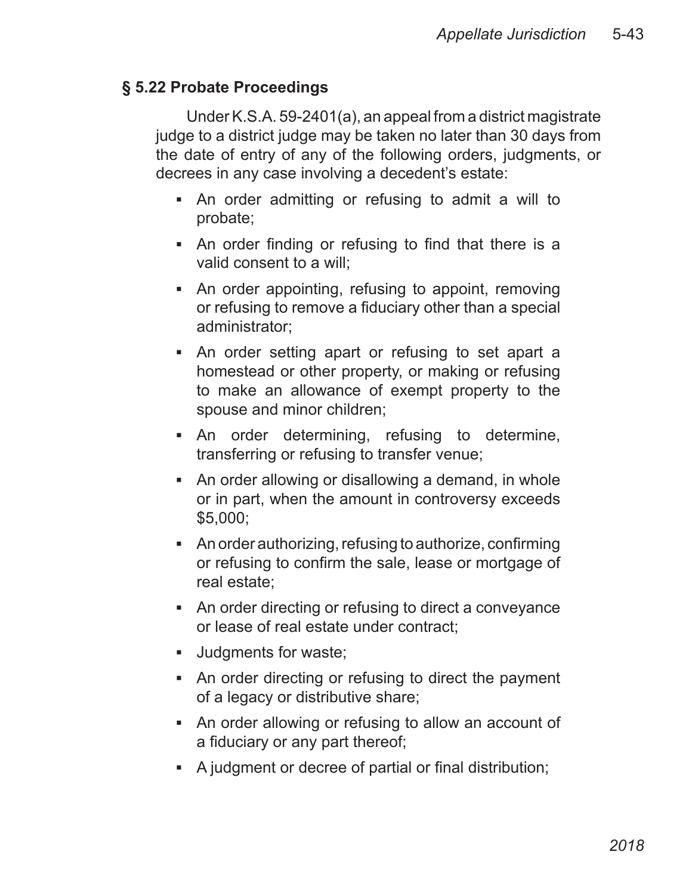## § 5.22 Probate Proceedings

Under K.S.A. 59-2401(a), an appeal from a district magistrate judge to a district judge may be taken no later than 30 days from the date of entry of any of the following orders, judgments, or decrees in any case involving a decedent's estate:

- An order admitting or refusing to admit a will to probate;
- An order finding or refusing to find that there is a valid consent to a will;
- An order appointing, refusing to appoint, removing or refusing to remove a fiduciary other than a special administrator;
- An order setting apart or refusing to set apart a homestead or other property, or making or refusing to make an allowance of exempt property to the spouse and minor children;
- An order determining, refusing to determine, transferring or refusing to transfer venue;
- An order allowing or disallowing a demand, in whole or in part, when the amount in controversy exceeds $5,000;
- An order authorizing, refusing to authorize, confirming or refusing to confirm the sale, lease or mortgage of real estate;
- An order directing or refusing to direct a conveyance or lease of real estate under contract;
- Judgments for waste;
- An order directing or refusing to direct the payment of a legacy or distributive share;
- An order allowing or refusing to allow an account of a fiduciary or any part thereof;
- A judgment or decree of partial or final distribution;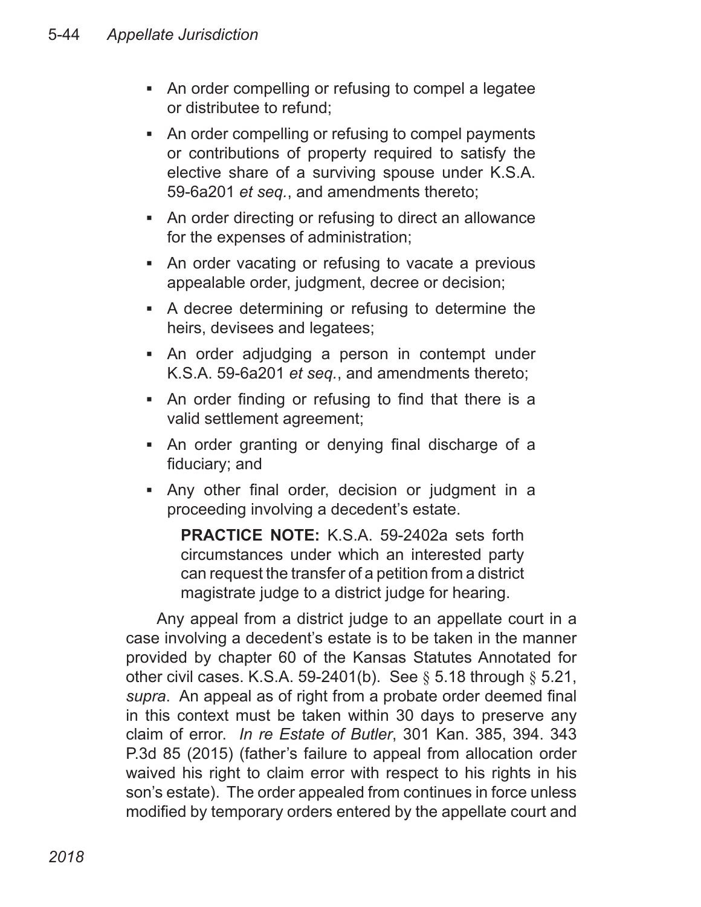- An order compelling or refusing to compel a legatee or distributee to refund;
- An order compelling or refusing to compel payments or contributions of property required to satisfy the elective share of a surviving spouse under K.S.A. 59-6a201 *et seq.*, and amendments thereto;
- An order directing or refusing to direct an allowance for the expenses of administration;
- An order vacating or refusing to vacate a previous appealable order, judgment, decree or decision;
- A decree determining or refusing to determine the heirs, devisees and legatees;
- An order adjudging a person in contempt under K.S.A. 59-6a201 *et seq.*, and amendments thereto;
- An order finding or refusing to find that there is a valid settlement agreement;
- An order granting or denying final discharge of a fiduciary; and
- Any other final order, decision or judgment in a proceeding involving a decedent's estate.

> **PRACTICE NOTE:** K.S.A. 59-2402a sets forth circumstances under which an interested party can request the transfer of a petition from a district magistrate judge to a district judge for hearing.

Any appeal from a district judge to an appellate court in a case involving a decedent's estate is to be taken in the manner provided by chapter 60 of the Kansas Statutes Annotated for other civil cases. K.S.A. 59-2401(b). See § 5.18 through § 5.21, *supra*. An appeal as of right from a probate order deemed final in this context must be taken within 30 days to preserve any claim of error. *In re Estate of Butler*, 301 Kan. 385, 394. 343 P.3d 85 (2015) (father's failure to appeal from allocation order waived his right to claim error with respect to his rights in his son's estate). The order appealed from continues in force unless modified by temporary orders entered by the appellate court and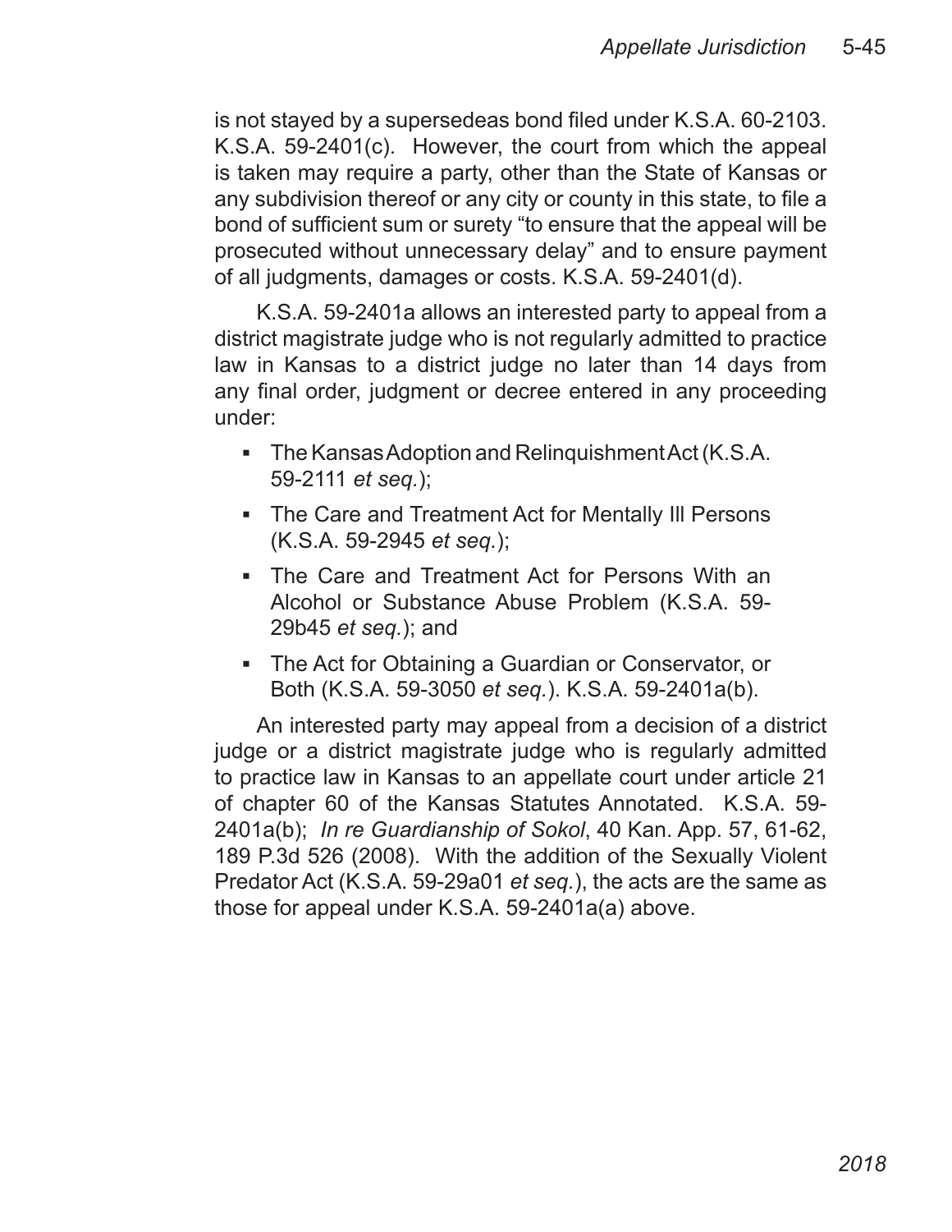is not stayed by a supersedeas bond filed under K.S.A. 60-2103. K.S.A. 59-2401(c). However, the court from which the appeal is taken may require a party, other than the State of Kansas or any subdivision thereof or any city or county in this state, to file a bond of sufficient sum or surety "to ensure that the appeal will be prosecuted without unnecessary delay" and to ensure payment of all judgments, damages or costs. K.S.A. 59-2401(d).

K.S.A. 59-2401a allows an interested party to appeal from a district magistrate judge who is not regularly admitted to practice law in Kansas to a district judge no later than 14 days from any final order, judgment or decree entered in any proceeding under:

- The Kansas Adoption and Relinquishment Act (K.S.A. 59-2111 *et seq.*);
- The Care and Treatment Act for Mentally Ill Persons (K.S.A. 59-2945 *et seq.*);
- The Care and Treatment Act for Persons With an Alcohol or Substance Abuse Problem (K.S.A. 59-29b45 *et seq.*); and
- The Act for Obtaining a Guardian or Conservator, or Both (K.S.A. 59-3050 *et seq.*). K.S.A. 59-2401a(b).

An interested party may appeal from a decision of a district judge or a district magistrate judge who is regularly admitted to practice law in Kansas to an appellate court under article 21 of chapter 60 of the Kansas Statutes Annotated. K.S.A. 59-2401a(b); *In re Guardianship of Sokol*, 40 Kan. App. 57, 61-62, 189 P.3d 526 (2008). With the addition of the Sexually Violent Predator Act (K.S.A. 59-29a01 *et seq.*), the acts are the same as those for appeal under K.S.A. 59-2401a(a) above.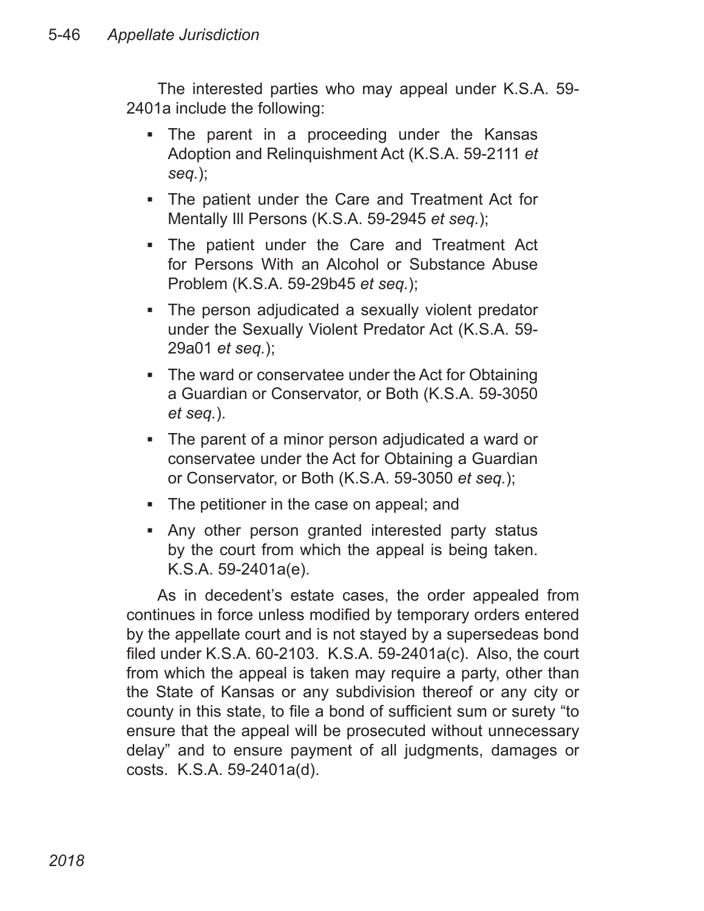The interested parties who may appeal under K.S.A. 59-2401a include the following:

- The parent in a proceeding under the Kansas Adoption and Relinquishment Act (K.S.A. 59-2111 *et seq.*);
- The patient under the Care and Treatment Act for Mentally Ill Persons (K.S.A. 59-2945 *et seq.*);
- The patient under the Care and Treatment Act for Persons With an Alcohol or Substance Abuse Problem (K.S.A. 59-29b45 *et seq.*);
- The person adjudicated a sexually violent predator under the Sexually Violent Predator Act (K.S.A. 59-29a01 *et seq.*);
- The ward or conservatee under the Act for Obtaining a Guardian or Conservator, or Both (K.S.A. 59-3050 *et seq.*).
- The parent of a minor person adjudicated a ward or conservatee under the Act for Obtaining a Guardian or Conservator, or Both (K.S.A. 59-3050 *et seq.*);
- The petitioner in the case on appeal; and
- Any other person granted interested party status by the court from which the appeal is being taken. K.S.A. 59-2401a(e).

As in decedent's estate cases, the order appealed from continues in force unless modified by temporary orders entered by the appellate court and is not stayed by a supersedeas bond filed under K.S.A. 60-2103. K.S.A. 59-2401a(c). Also, the court from which the appeal is taken may require a party, other than the State of Kansas or any subdivision thereof or any city or county in this state, to file a bond of sufficient sum or surety "to ensure that the appeal will be prosecuted without unnecessary delay" and to ensure payment of all judgments, damages or costs. K.S.A. 59-2401a(d).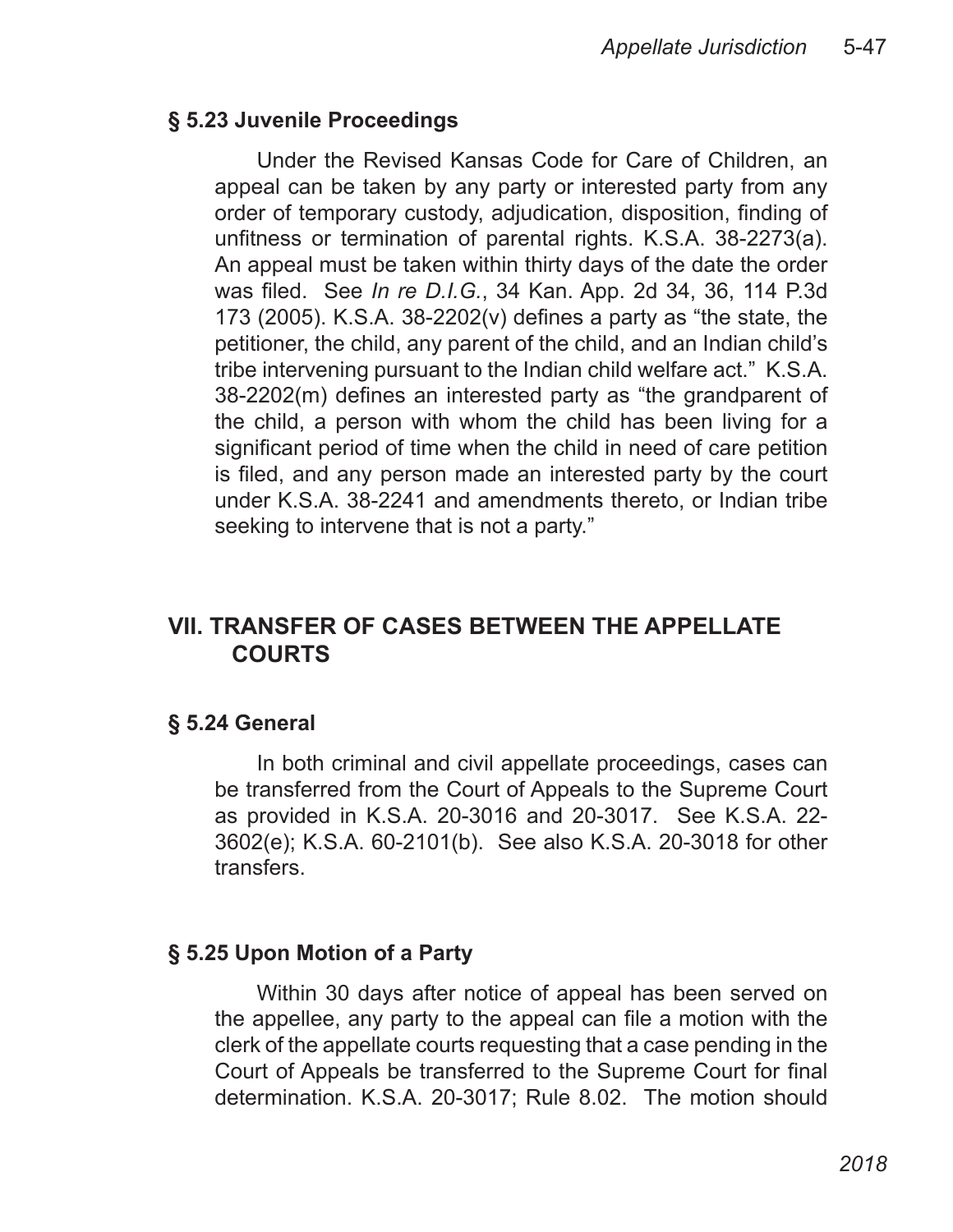### § 5.23 Juvenile Proceedings

Under the Revised Kansas Code for Care of Children, an appeal can be taken by any party or interested party from any order of temporary custody, adjudication, disposition, finding of unfitness or termination of parental rights. K.S.A. 38-2273(a). An appeal must be taken within thirty days of the date the order was filed. See *In re D.I.G.*, 34 Kan. App. 2d 34, 36, 114 P.3d 173 (2005). K.S.A. 38-2202(v) defines a party as "the state, the petitioner, the child, any parent of the child, and an Indian child's tribe intervening pursuant to the Indian child welfare act." K.S.A. 38-2202(m) defines an interested party as "the grandparent of the child, a person with whom the child has been living for a significant period of time when the child in need of care petition is filed, and any person made an interested party by the court under K.S.A. 38-2241 and amendments thereto, or Indian tribe seeking to intervene that is not a party."

## VII. TRANSFER OF CASES BETWEEN THE APPELLATE COURTS

### § 5.24 General

In both criminal and civil appellate proceedings, cases can be transferred from the Court of Appeals to the Supreme Court as provided in K.S.A. 20-3016 and 20-3017. See K.S.A. 22-3602(e); K.S.A. 60-2101(b). See also K.S.A. 20-3018 for other transfers.

### § 5.25 Upon Motion of a Party

Within 30 days after notice of appeal has been served on the appellee, any party to the appeal can file a motion with the clerk of the appellate courts requesting that a case pending in the Court of Appeals be transferred to the Supreme Court for final determination. K.S.A. 20-3017; Rule 8.02. The motion should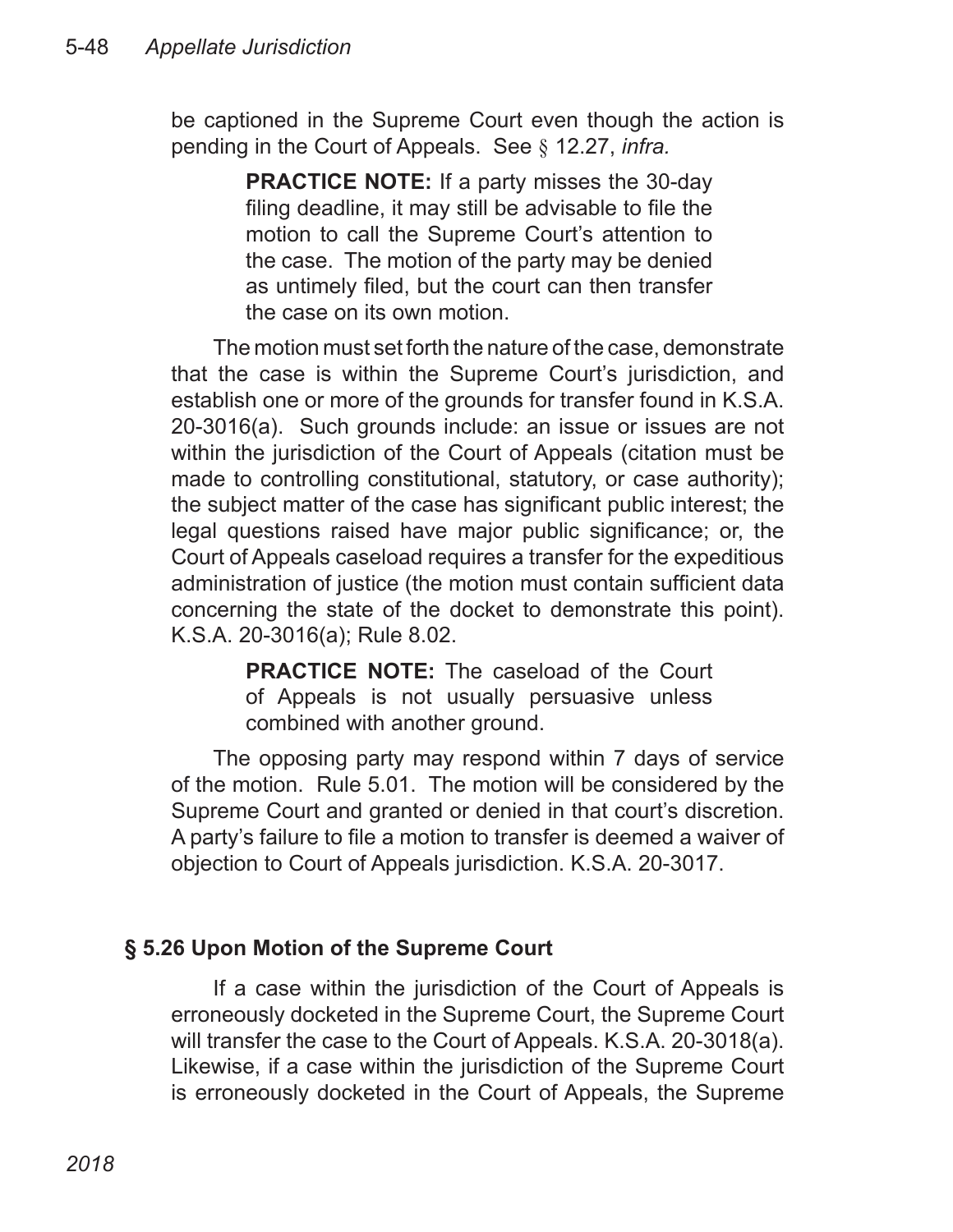be captioned in the Supreme Court even though the action is pending in the Court of Appeals. See § 12.27, *infra.*

> **PRACTICE NOTE:** If a party misses the 30-day filing deadline, it may still be advisable to file the motion to call the Supreme Court's attention to the case. The motion of the party may be denied as untimely filed, but the court can then transfer the case on its own motion.

The motion must set forth the nature of the case, demonstrate that the case is within the Supreme Court's jurisdiction, and establish one or more of the grounds for transfer found in K.S.A. 20-3016(a). Such grounds include: an issue or issues are not within the jurisdiction of the Court of Appeals (citation must be made to controlling constitutional, statutory, or case authority); the subject matter of the case has significant public interest; the legal questions raised have major public significance; or, the Court of Appeals caseload requires a transfer for the expeditious administration of justice (the motion must contain sufficient data concerning the state of the docket to demonstrate this point). K.S.A. 20-3016(a); Rule 8.02.

> **PRACTICE NOTE:** The caseload of the Court of Appeals is not usually persuasive unless combined with another ground.

The opposing party may respond within 7 days of service of the motion. Rule 5.01. The motion will be considered by the Supreme Court and granted or denied in that court's discretion. A party's failure to file a motion to transfer is deemed a waiver of objection to Court of Appeals jurisdiction. K.S.A. 20-3017.

### § 5.26 Upon Motion of the Supreme Court

If a case within the jurisdiction of the Court of Appeals is erroneously docketed in the Supreme Court, the Supreme Court will transfer the case to the Court of Appeals. K.S.A. 20-3018(a). Likewise, if a case within the jurisdiction of the Supreme Court is erroneously docketed in the Court of Appeals, the Supreme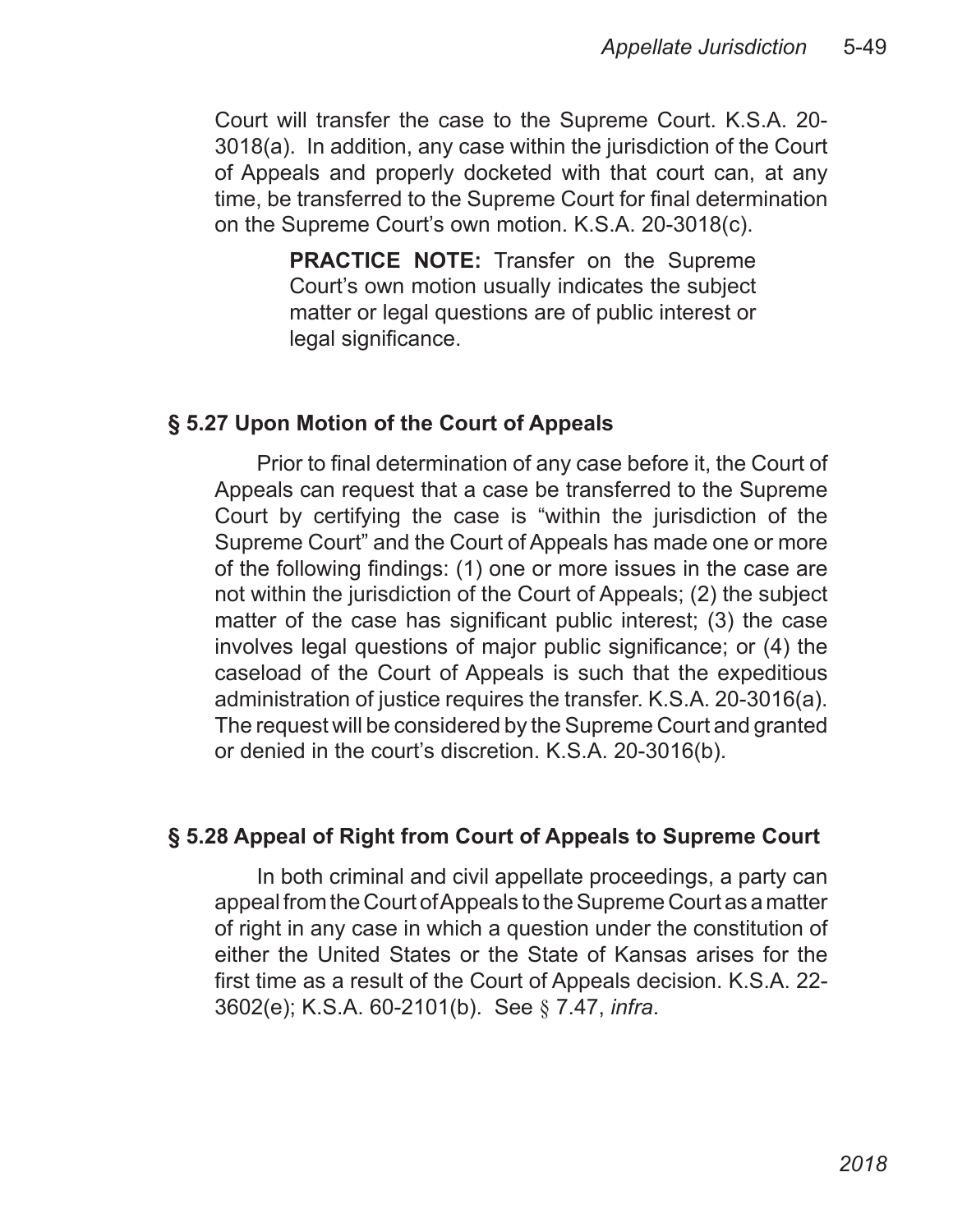Court will transfer the case to the Supreme Court. K.S.A. 20-3018(a). In addition, any case within the jurisdiction of the Court of Appeals and properly docketed with that court can, at any time, be transferred to the Supreme Court for final determination on the Supreme Court's own motion. K.S.A. 20-3018(c).

> **PRACTICE NOTE:** Transfer on the Supreme Court's own motion usually indicates the subject matter or legal questions are of public interest or legal significance.

## § 5.27 Upon Motion of the Court of Appeals

Prior to final determination of any case before it, the Court of Appeals can request that a case be transferred to the Supreme Court by certifying the case is "within the jurisdiction of the Supreme Court" and the Court of Appeals has made one or more of the following findings: (1) one or more issues in the case are not within the jurisdiction of the Court of Appeals; (2) the subject matter of the case has significant public interest; (3) the case involves legal questions of major public significance; or (4) the caseload of the Court of Appeals is such that the expeditious administration of justice requires the transfer. K.S.A. 20-3016(a). The request will be considered by the Supreme Court and granted or denied in the court's discretion. K.S.A. 20-3016(b).

## § 5.28 Appeal of Right from Court of Appeals to Supreme Court

In both criminal and civil appellate proceedings, a party can appeal from the Court of Appeals to the Supreme Court as a matter of right in any case in which a question under the constitution of either the United States or the State of Kansas arises for the first time as a result of the Court of Appeals decision. K.S.A. 22-3602(e); K.S.A. 60-2101(b). See § 7.47, *infra*.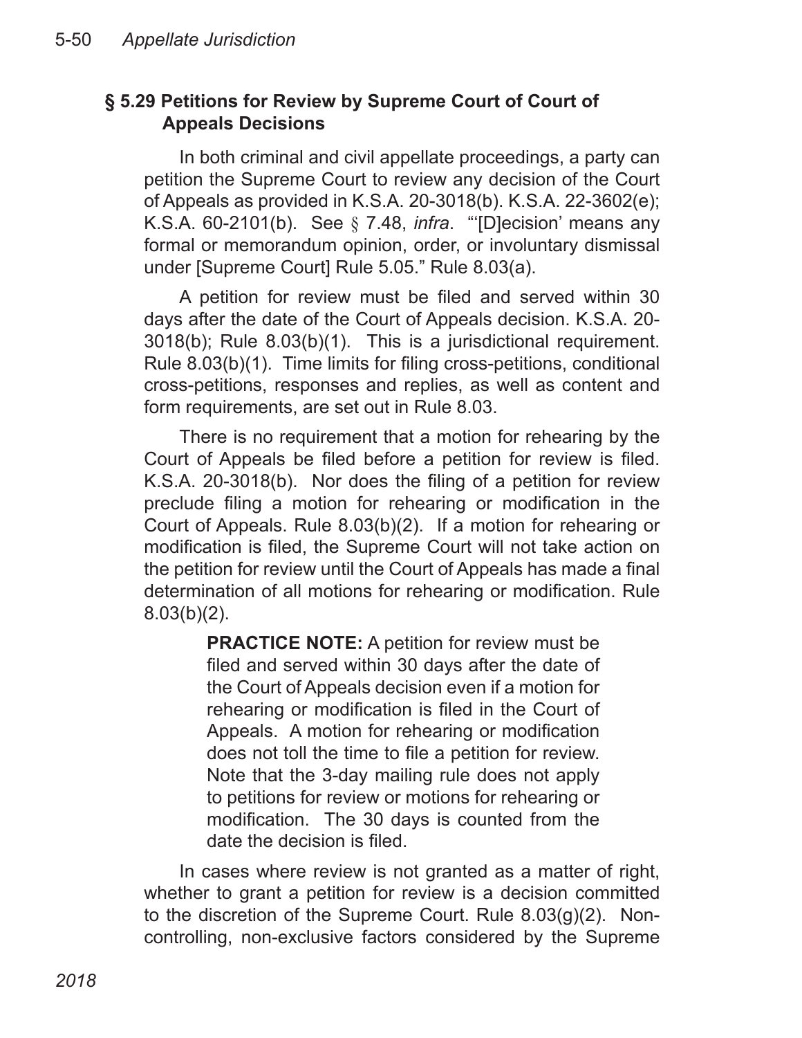## § 5.29 Petitions for Review by Supreme Court of Court of Appeals Decisions

In both criminal and civil appellate proceedings, a party can petition the Supreme Court to review any decision of the Court of Appeals as provided in K.S.A. 20-3018(b). K.S.A. 22-3602(e); K.S.A. 60-2101(b). See § 7.48, *infra*. "'[D]ecision' means any formal or memorandum opinion, order, or involuntary dismissal under [Supreme Court] Rule 5.05." Rule 8.03(a).

A petition for review must be filed and served within 30 days after the date of the Court of Appeals decision. K.S.A. 20-3018(b); Rule 8.03(b)(1). This is a jurisdictional requirement. Rule 8.03(b)(1). Time limits for filing cross-petitions, conditional cross-petitions, responses and replies, as well as content and form requirements, are set out in Rule 8.03.

There is no requirement that a motion for rehearing by the Court of Appeals be filed before a petition for review is filed. K.S.A. 20-3018(b). Nor does the filing of a petition for review preclude filing a motion for rehearing or modification in the Court of Appeals. Rule 8.03(b)(2). If a motion for rehearing or modification is filed, the Supreme Court will not take action on the petition for review until the Court of Appeals has made a final determination of all motions for rehearing or modification. Rule 8.03(b)(2).

> **PRACTICE NOTE:** A petition for review must be filed and served within 30 days after the date of the Court of Appeals decision even if a motion for rehearing or modification is filed in the Court of Appeals. A motion for rehearing or modification does not toll the time to file a petition for review. Note that the 3-day mailing rule does not apply to petitions for review or motions for rehearing or modification. The 30 days is counted from the date the decision is filed.

In cases where review is not granted as a matter of right, whether to grant a petition for review is a decision committed to the discretion of the Supreme Court. Rule 8.03(g)(2). Non-controlling, non-exclusive factors considered by the Supreme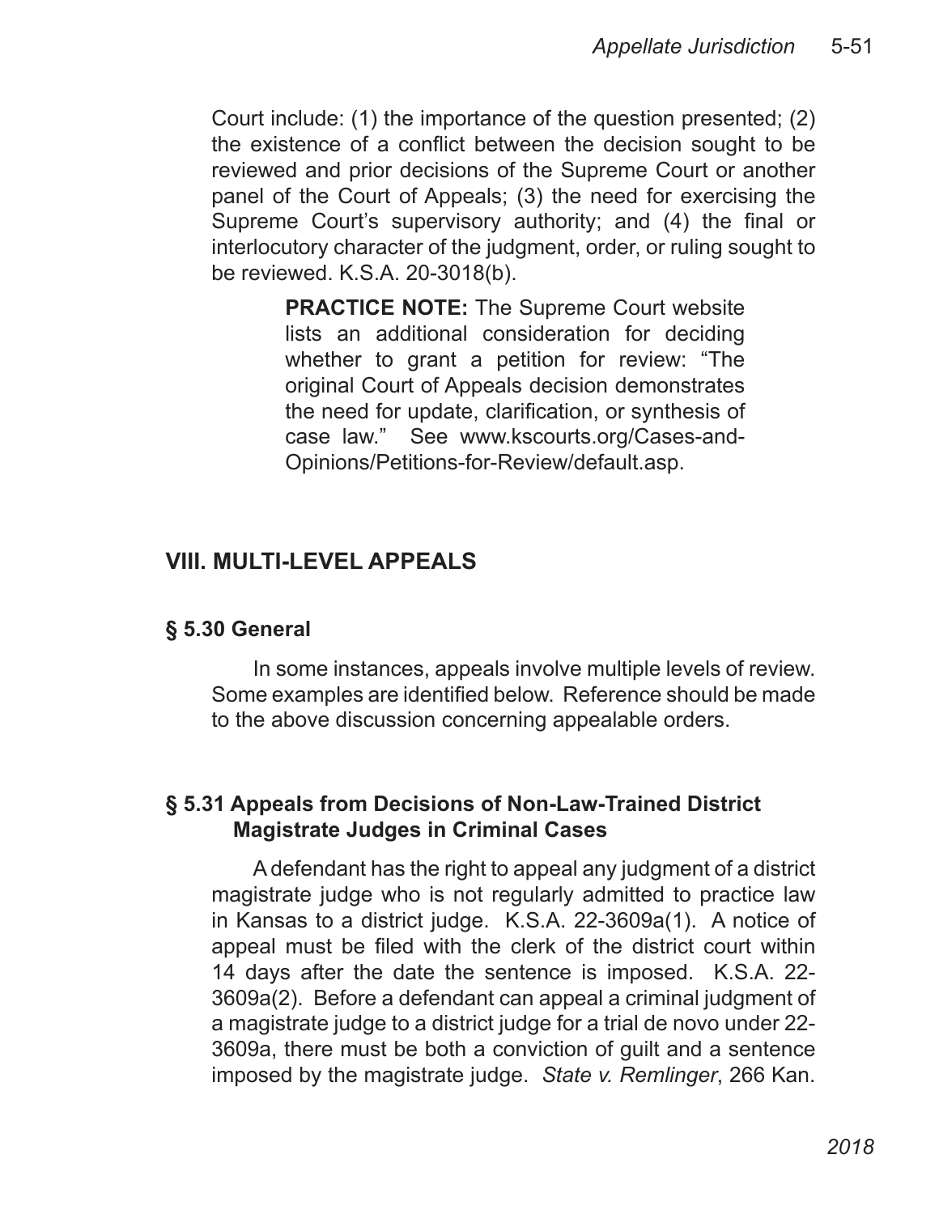Court include: (1) the importance of the question presented; (2) the existence of a conflict between the decision sought to be reviewed and prior decisions of the Supreme Court or another panel of the Court of Appeals; (3) the need for exercising the Supreme Court's supervisory authority; and (4) the final or interlocutory character of the judgment, order, or ruling sought to be reviewed. K.S.A. 20-3018(b).

> **PRACTICE NOTE:** The Supreme Court website lists an additional consideration for deciding whether to grant a petition for review: "The original Court of Appeals decision demonstrates the need for update, clarification, or synthesis of case law." See www.kscourts.org/Cases-and-Opinions/Petitions-for-Review/default.asp.

## VIII. MULTI-LEVEL APPEALS

### § 5.30 General

In some instances, appeals involve multiple levels of review. Some examples are identified below. Reference should be made to the above discussion concerning appealable orders.

### § 5.31 Appeals from Decisions of Non-Law-Trained District Magistrate Judges in Criminal Cases

A defendant has the right to appeal any judgment of a district magistrate judge who is not regularly admitted to practice law in Kansas to a district judge. K.S.A. 22-3609a(1). A notice of appeal must be filed with the clerk of the district court within 14 days after the date the sentence is imposed. K.S.A. 22-3609a(2). Before a defendant can appeal a criminal judgment of a magistrate judge to a district judge for a trial de novo under 22-3609a, there must be both a conviction of guilt and a sentence imposed by the magistrate judge. *State v. Remlinger*, 266 Kan.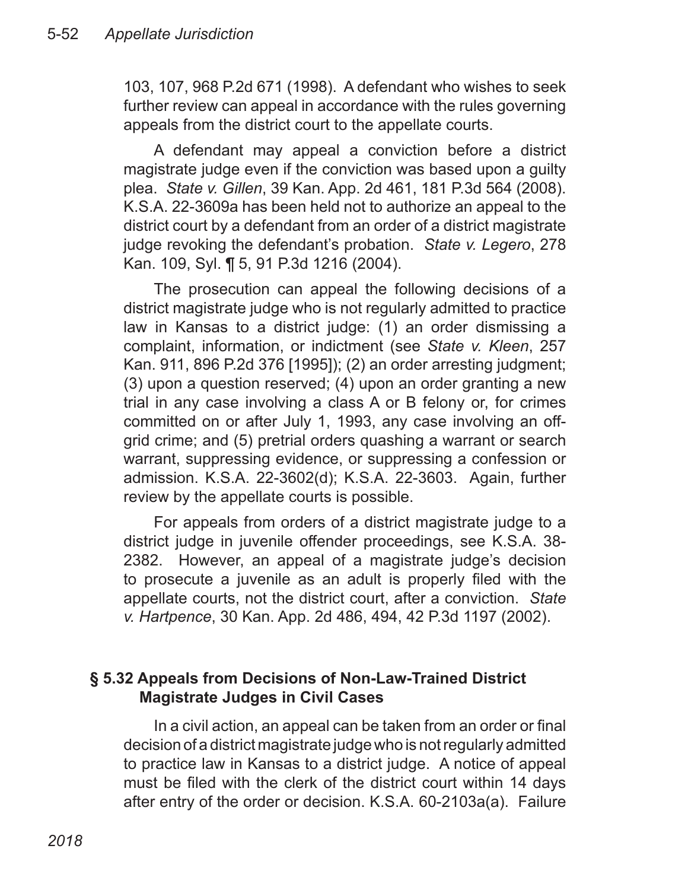103, 107, 968 P.2d 671 (1998). A defendant who wishes to seek further review can appeal in accordance with the rules governing appeals from the district court to the appellate courts.

A defendant may appeal a conviction before a district magistrate judge even if the conviction was based upon a guilty plea. *State v. Gillen*, 39 Kan. App. 2d 461, 181 P.3d 564 (2008). K.S.A. 22-3609a has been held not to authorize an appeal to the district court by a defendant from an order of a district magistrate judge revoking the defendant's probation. *State v. Legero*, 278 Kan. 109, Syl. ¶ 5, 91 P.3d 1216 (2004).

The prosecution can appeal the following decisions of a district magistrate judge who is not regularly admitted to practice law in Kansas to a district judge: (1) an order dismissing a complaint, information, or indictment (see *State v. Kleen*, 257 Kan. 911, 896 P.2d 376 [1995]); (2) an order arresting judgment; (3) upon a question reserved; (4) upon an order granting a new trial in any case involving a class A or B felony or, for crimes committed on or after July 1, 1993, any case involving an off-grid crime; and (5) pretrial orders quashing a warrant or search warrant, suppressing evidence, or suppressing a confession or admission. K.S.A. 22-3602(d); K.S.A. 22-3603. Again, further review by the appellate courts is possible.

For appeals from orders of a district magistrate judge to a district judge in juvenile offender proceedings, see K.S.A. 38-2382. However, an appeal of a magistrate judge's decision to prosecute a juvenile as an adult is properly filed with the appellate courts, not the district court, after a conviction. *State v. Hartpence*, 30 Kan. App. 2d 486, 494, 42 P.3d 1197 (2002).

### § 5.32 Appeals from Decisions of Non-Law-Trained District Magistrate Judges in Civil Cases

In a civil action, an appeal can be taken from an order or final decision of a district magistrate judge who is not regularly admitted to practice law in Kansas to a district judge. A notice of appeal must be filed with the clerk of the district court within 14 days after entry of the order or decision. K.S.A. 60-2103a(a). Failure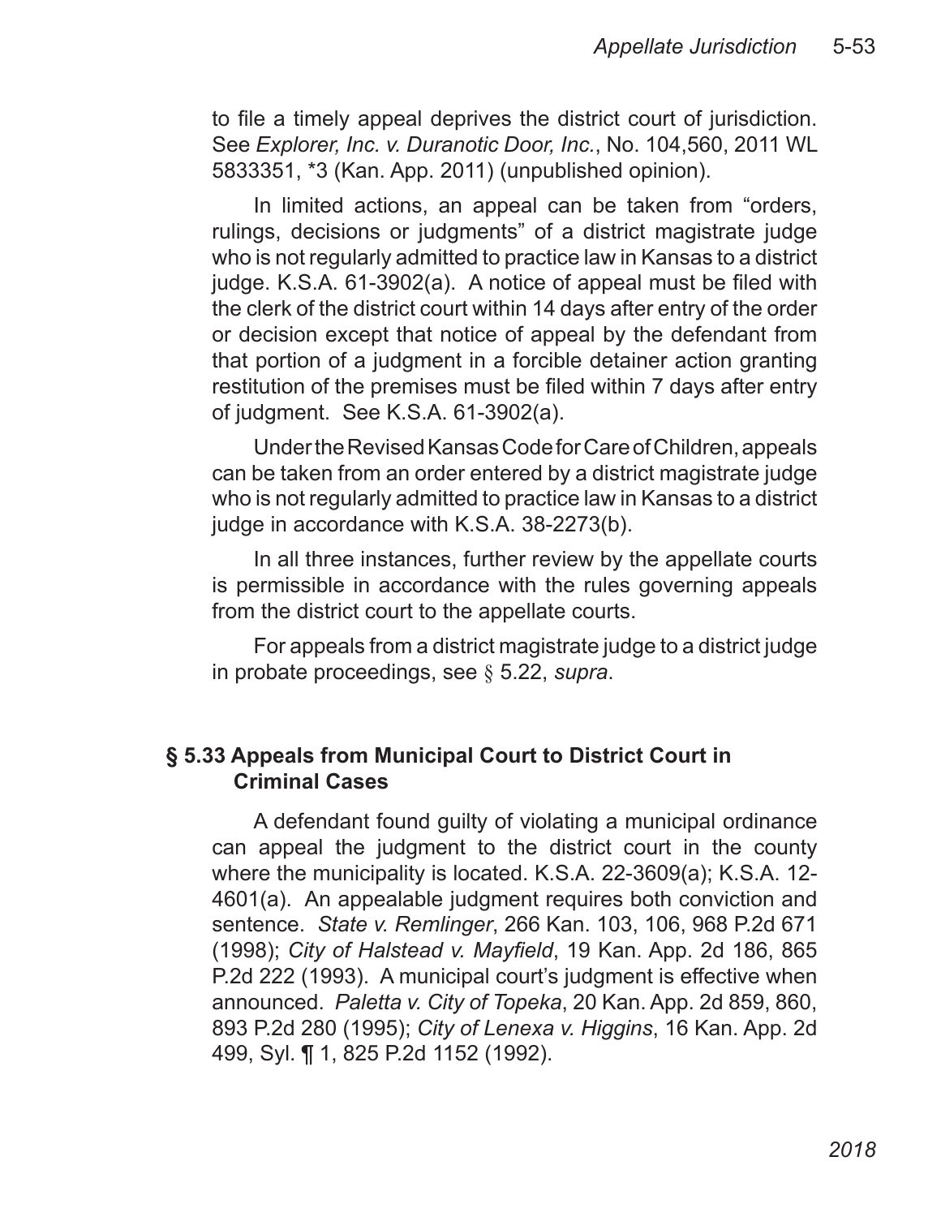to file a timely appeal deprives the district court of jurisdiction. See *Explorer, Inc. v. Duranotic Door, Inc.*, No. 104,560, 2011 WL 5833351, *3 (Kan. App. 2011) (unpublished opinion).

In limited actions, an appeal can be taken from "orders, rulings, decisions or judgments" of a district magistrate judge who is not regularly admitted to practice law in Kansas to a district judge. K.S.A. 61-3902(a). A notice of appeal must be filed with the clerk of the district court within 14 days after entry of the order or decision except that notice of appeal by the defendant from that portion of a judgment in a forcible detainer action granting restitution of the premises must be filed within 7 days after entry of judgment. See K.S.A. 61-3902(a).

Under the Revised Kansas Code for Care of Children, appeals can be taken from an order entered by a district magistrate judge who is not regularly admitted to practice law in Kansas to a district judge in accordance with K.S.A. 38-2273(b).

In all three instances, further review by the appellate courts is permissible in accordance with the rules governing appeals from the district court to the appellate courts.

For appeals from a district magistrate judge to a district judge in probate proceedings, see § 5.22, *supra*.

## § 5.33 Appeals from Municipal Court to District Court in Criminal Cases

A defendant found guilty of violating a municipal ordinance can appeal the judgment to the district court in the county where the municipality is located. K.S.A. 22-3609(a); K.S.A. 12-4601(a). An appealable judgment requires both conviction and sentence. *State v. Remlinger*, 266 Kan. 103, 106, 968 P.2d 671 (1998); *City of Halstead v. Mayfield*, 19 Kan. App. 2d 186, 865 P.2d 222 (1993). A municipal court's judgment is effective when announced. *Paletta v. City of Topeka*, 20 Kan. App. 2d 859, 860, 893 P.2d 280 (1995); *City of Lenexa v. Higgins*, 16 Kan. App. 2d 499, Syl. ¶ 1, 825 P.2d 1152 (1992).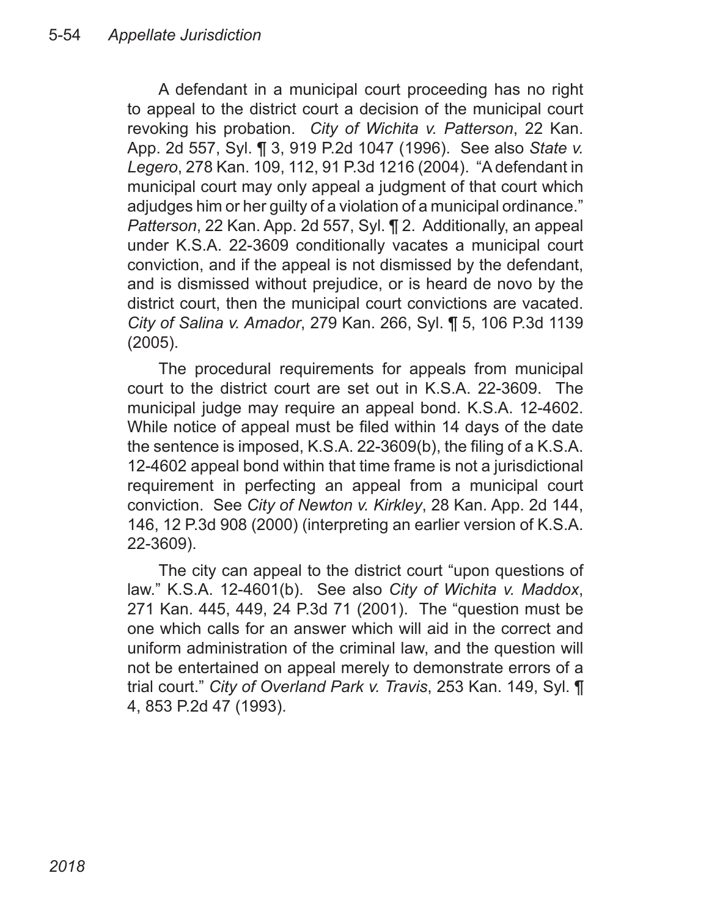A defendant in a municipal court proceeding has no right to appeal to the district court a decision of the municipal court revoking his probation. *City of Wichita v. Patterson*, 22 Kan. App. 2d 557, Syl. ¶ 3, 919 P.2d 1047 (1996). See also *State v. Legero*, 278 Kan. 109, 112, 91 P.3d 1216 (2004). "A defendant in municipal court may only appeal a judgment of that court which adjudges him or her guilty of a violation of a municipal ordinance." *Patterson*, 22 Kan. App. 2d 557, Syl. ¶ 2. Additionally, an appeal under K.S.A. 22-3609 conditionally vacates a municipal court conviction, and if the appeal is not dismissed by the defendant, and is dismissed without prejudice, or is heard de novo by the district court, then the municipal court convictions are vacated. *City of Salina v. Amador*, 279 Kan. 266, Syl. ¶ 5, 106 P.3d 1139 (2005).

The procedural requirements for appeals from municipal court to the district court are set out in K.S.A. 22-3609. The municipal judge may require an appeal bond. K.S.A. 12-4602. While notice of appeal must be filed within 14 days of the date the sentence is imposed, K.S.A. 22-3609(b), the filing of a K.S.A. 12-4602 appeal bond within that time frame is not a jurisdictional requirement in perfecting an appeal from a municipal court conviction. See *City of Newton v. Kirkley*, 28 Kan. App. 2d 144, 146, 12 P.3d 908 (2000) (interpreting an earlier version of K.S.A. 22-3609).

The city can appeal to the district court "upon questions of law." K.S.A. 12-4601(b). See also *City of Wichita v. Maddox*, 271 Kan. 445, 449, 24 P.3d 71 (2001). The "question must be one which calls for an answer which will aid in the correct and uniform administration of the criminal law, and the question will not be entertained on appeal merely to demonstrate errors of a trial court." *City of Overland Park v. Travis*, 253 Kan. 149, Syl. ¶ 4, 853 P.2d 47 (1993).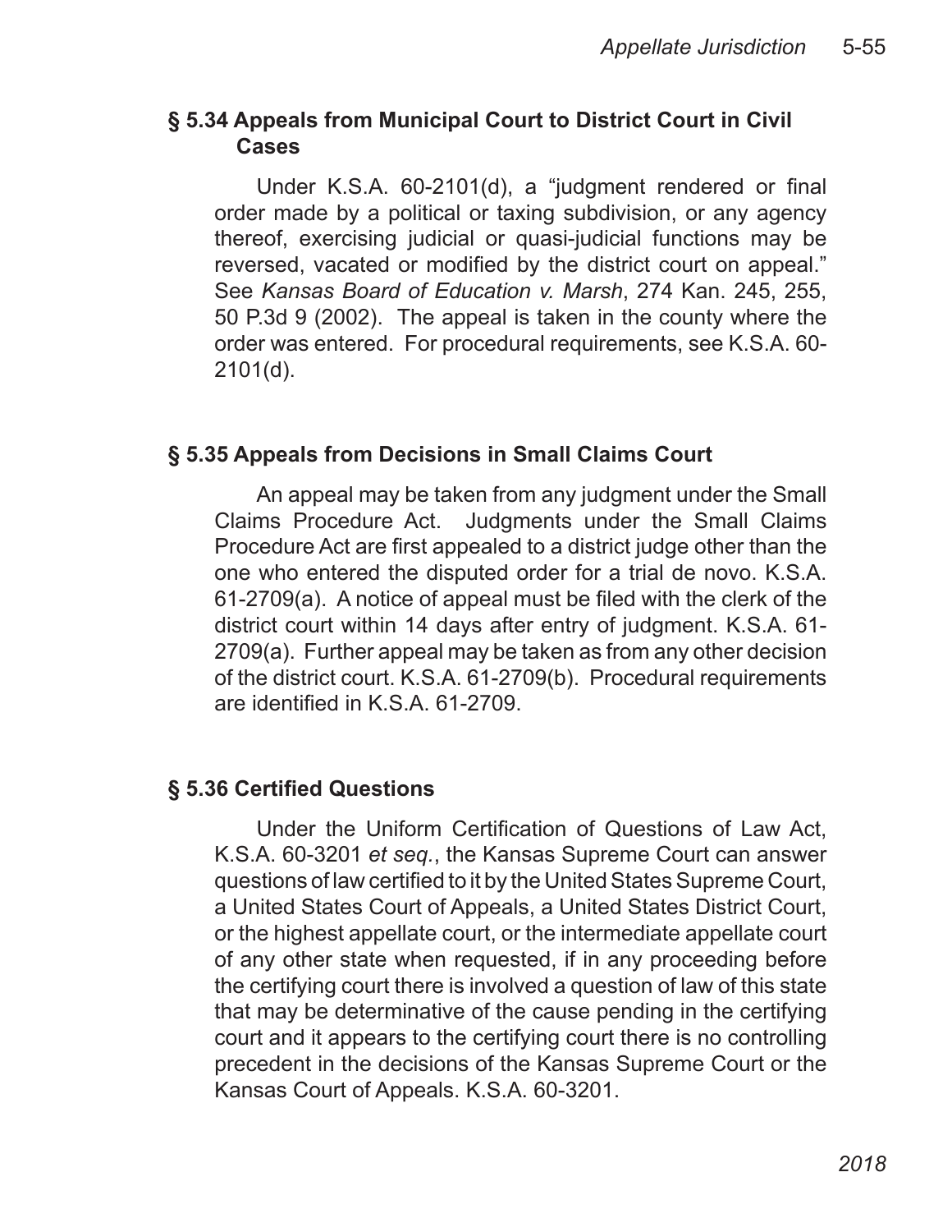## § 5.34 Appeals from Municipal Court to District Court in Civil Cases

Under K.S.A. 60-2101(d), a "judgment rendered or final order made by a political or taxing subdivision, or any agency thereof, exercising judicial or quasi-judicial functions may be reversed, vacated or modified by the district court on appeal." See *Kansas Board of Education v. Marsh*, 274 Kan. 245, 255, 50 P.3d 9 (2002). The appeal is taken in the county where the order was entered. For procedural requirements, see K.S.A. 60-2101(d).

## § 5.35 Appeals from Decisions in Small Claims Court

An appeal may be taken from any judgment under the Small Claims Procedure Act. Judgments under the Small Claims Procedure Act are first appealed to a district judge other than the one who entered the disputed order for a trial de novo. K.S.A. 61-2709(a). A notice of appeal must be filed with the clerk of the district court within 14 days after entry of judgment. K.S.A. 61-2709(a). Further appeal may be taken as from any other decision of the district court. K.S.A. 61-2709(b). Procedural requirements are identified in K.S.A. 61-2709.

## § 5.36 Certified Questions

Under the Uniform Certification of Questions of Law Act, K.S.A. 60-3201 *et seq.*, the Kansas Supreme Court can answer questions of law certified to it by the United States Supreme Court, a United States Court of Appeals, a United States District Court, or the highest appellate court, or the intermediate appellate court of any other state when requested, if in any proceeding before the certifying court there is involved a question of law of this state that may be determinative of the cause pending in the certifying court and it appears to the certifying court there is no controlling precedent in the decisions of the Kansas Supreme Court or the Kansas Court of Appeals. K.S.A. 60-3201.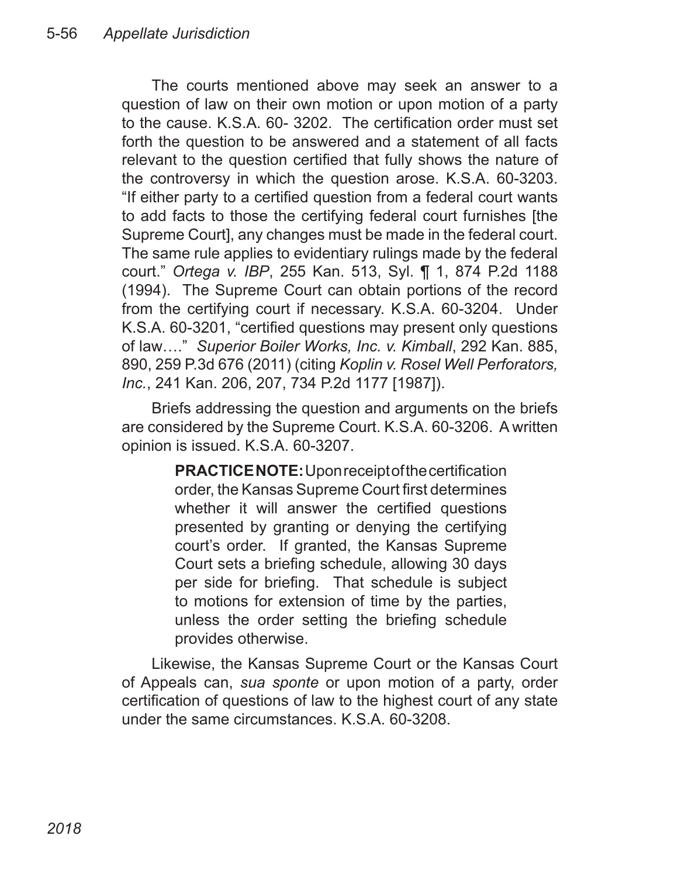The courts mentioned above may seek an answer to a question of law on their own motion or upon motion of a party to the cause. K.S.A. 60- 3202. The certification order must set forth the question to be answered and a statement of all facts relevant to the question certified that fully shows the nature of the controversy in which the question arose. K.S.A. 60-3203. "If either party to a certified question from a federal court wants to add facts to those the certifying federal court furnishes [the Supreme Court], any changes must be made in the federal court. The same rule applies to evidentiary rulings made by the federal court." *Ortega v. IBP*, 255 Kan. 513, Syl. ¶ 1, 874 P.2d 1188 (1994). The Supreme Court can obtain portions of the record from the certifying court if necessary. K.S.A. 60-3204. Under K.S.A. 60-3201, "certified questions may present only questions of law…." *Superior Boiler Works, Inc. v. Kimball*, 292 Kan. 885, 890, 259 P.3d 676 (2011) (citing *Koplin v. Rosel Well Perforators, Inc.*, 241 Kan. 206, 207, 734 P.2d 1177 [1987]).

Briefs addressing the question and arguments on the briefs are considered by the Supreme Court. K.S.A. 60-3206. A written opinion is issued. K.S.A. 60-3207.

> **PRACTICE NOTE:** Upon receipt of the certification order, the Kansas Supreme Court first determines whether it will answer the certified questions presented by granting or denying the certifying court's order. If granted, the Kansas Supreme Court sets a briefing schedule, allowing 30 days per side for briefing. That schedule is subject to motions for extension of time by the parties, unless the order setting the briefing schedule provides otherwise.

Likewise, the Kansas Supreme Court or the Kansas Court of Appeals can, *sua sponte* or upon motion of a party, order certification of questions of law to the highest court of any state under the same circumstances. K.S.A. 60-3208.